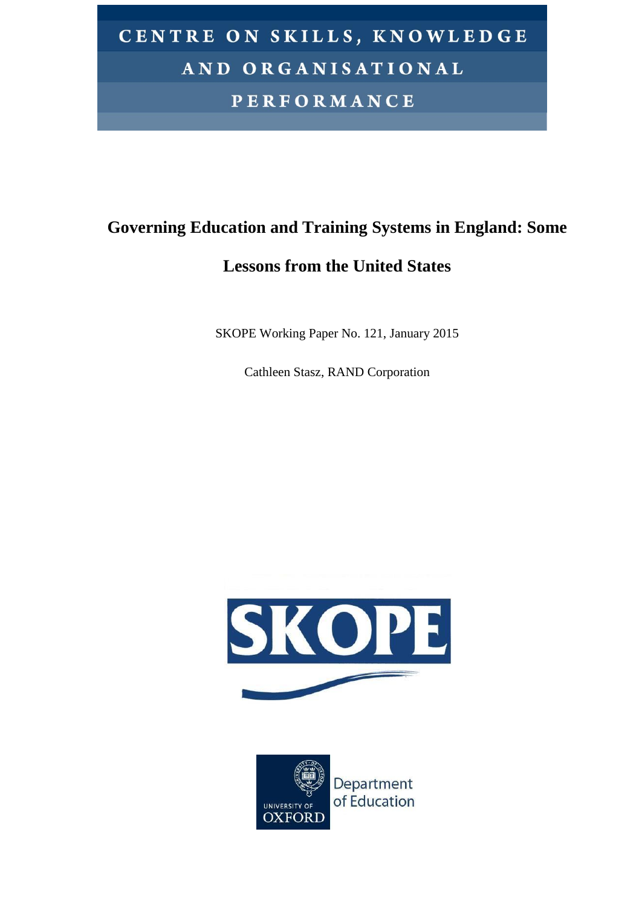CENTRE ON SKILLS, KNOWLEDGE AND ORGANISATIONAL PERFORMANCE

# Governing Education and Training Systems in England: Some Lessons from the United States

SKOPE Working Paper No. 121, January 2015

Cathleen Stasz, RAND Corporation

SKOPE

University of Oxford

Department of Education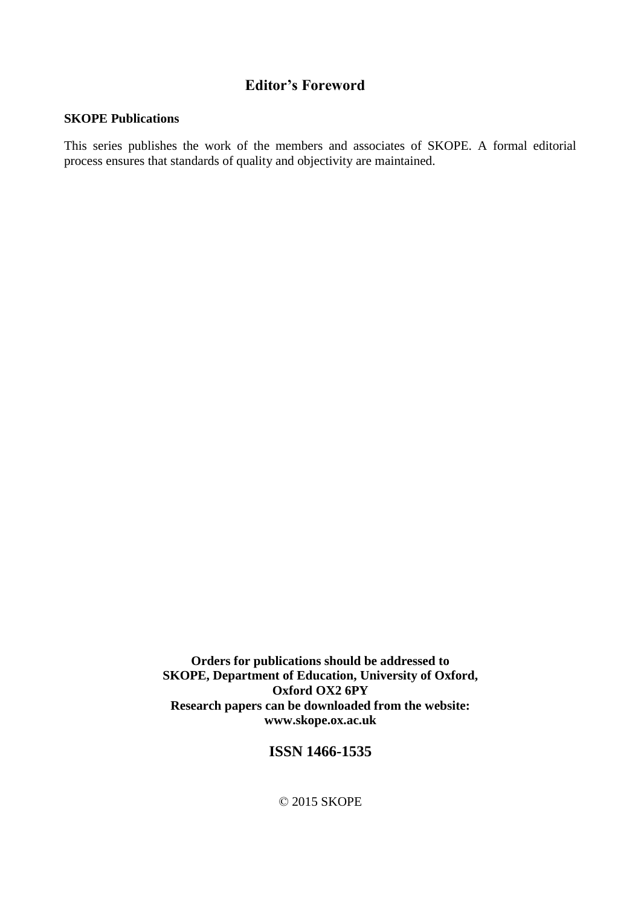## Editor's Foreword

**SKOPE Publications**

This series publishes the work of the members and associates of SKOPE. A formal editorial process ensures that standards of quality and objectivity are maintained.

**Orders for publications should be addressed to**
**SKOPE, Department of Education, University of Oxford,**
**Oxford OX2 6PY**
**Research papers can be downloaded from the website:**
**www.skope.ox.ac.uk**

**ISSN 1466-1535**

© 2015 SKOPE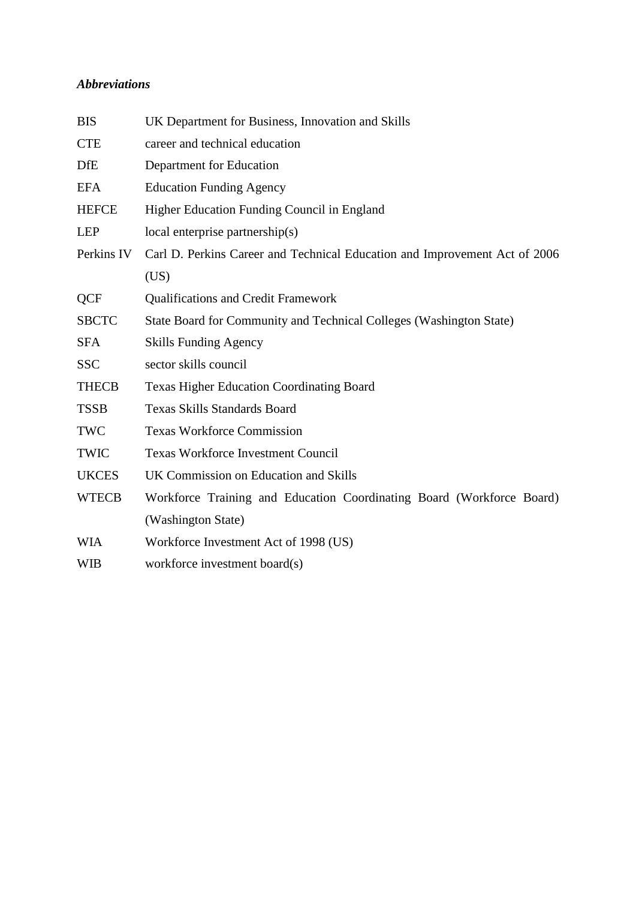***Abbreviations***

| | |
|---|---|
| BIS | UK Department for Business, Innovation and Skills |
| CTE | career and technical education |
| DfE | Department for Education |
| EFA | Education Funding Agency |
| HEFCE | Higher Education Funding Council in England |
| LEP | local enterprise partnership(s) |
| Perkins IV | Carl D. Perkins Career and Technical Education and Improvement Act of 2006 (US) |
| QCF | Qualifications and Credit Framework |
| SBCTC | State Board for Community and Technical Colleges (Washington State) |
| SFA | Skills Funding Agency |
| SSC | sector skills council |
| THECB | Texas Higher Education Coordinating Board |
| TSSB | Texas Skills Standards Board |
| TWC | Texas Workforce Commission |
| TWIC | Texas Workforce Investment Council |
| UKCES | UK Commission on Education and Skills |
| WTECB | Workforce Training and Education Coordinating Board (Workforce Board) (Washington State) |
| WIA | Workforce Investment Act of 1998 (US) |
| WIB | workforce investment board(s) |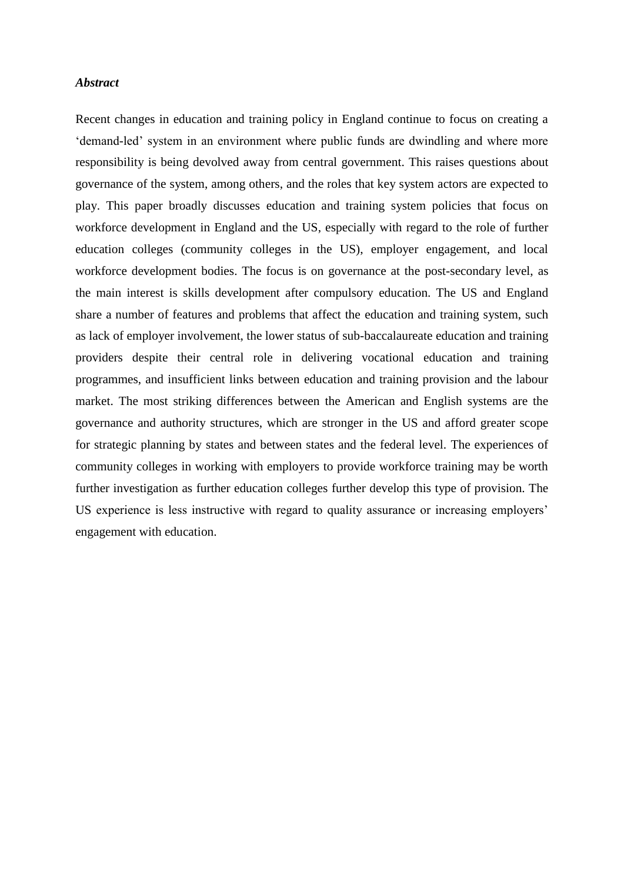***Abstract***

Recent changes in education and training policy in England continue to focus on creating a ‘demand-led’ system in an environment where public funds are dwindling and where more responsibility is being devolved away from central government. This raises questions about governance of the system, among others, and the roles that key system actors are expected to play. This paper broadly discusses education and training system policies that focus on workforce development in England and the US, especially with regard to the role of further education colleges (community colleges in the US), employer engagement, and local workforce development bodies. The focus is on governance at the post-secondary level, as the main interest is skills development after compulsory education. The US and England share a number of features and problems that affect the education and training system, such as lack of employer involvement, the lower status of sub-baccalaureate education and training providers despite their central role in delivering vocational education and training programmes, and insufficient links between education and training provision and the labour market. The most striking differences between the American and English systems are the governance and authority structures, which are stronger in the US and afford greater scope for strategic planning by states and between states and the federal level. The experiences of community colleges in working with employers to provide workforce training may be worth further investigation as further education colleges further develop this type of provision. The US experience is less instructive with regard to quality assurance or increasing employers’ engagement with education.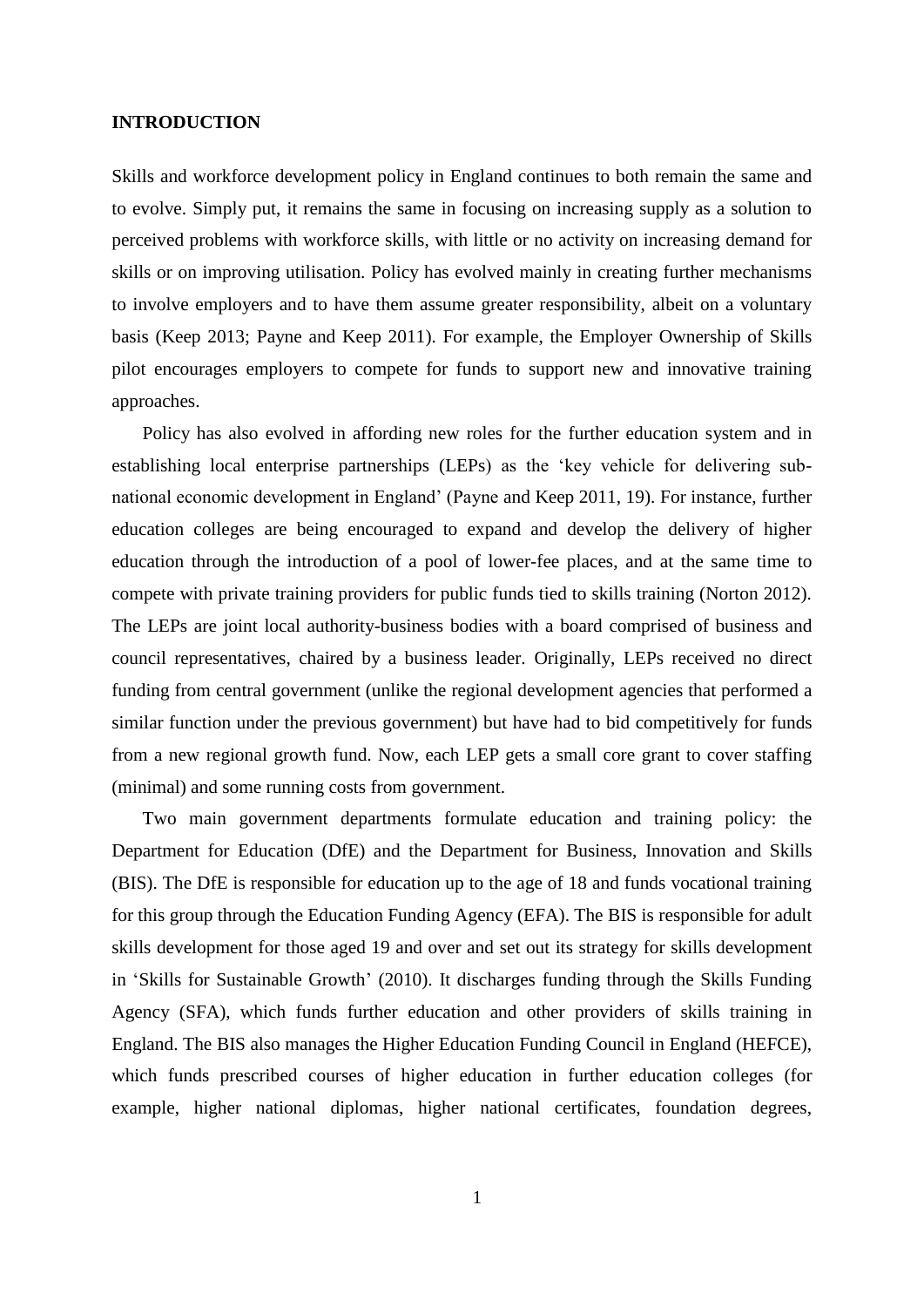## INTRODUCTION

Skills and workforce development policy in England continues to both remain the same and to evolve. Simply put, it remains the same in focusing on increasing supply as a solution to perceived problems with workforce skills, with little or no activity on increasing demand for skills or on improving utilisation. Policy has evolved mainly in creating further mechanisms to involve employers and to have them assume greater responsibility, albeit on a voluntary basis (Keep 2013; Payne and Keep 2011). For example, the Employer Ownership of Skills pilot encourages employers to compete for funds to support new and innovative training approaches.

Policy has also evolved in affording new roles for the further education system and in establishing local enterprise partnerships (LEPs) as the 'key vehicle for delivering sub-national economic development in England' (Payne and Keep 2011, 19). For instance, further education colleges are being encouraged to expand and develop the delivery of higher education through the introduction of a pool of lower-fee places, and at the same time to compete with private training providers for public funds tied to skills training (Norton 2012). The LEPs are joint local authority-business bodies with a board comprised of business and council representatives, chaired by a business leader. Originally, LEPs received no direct funding from central government (unlike the regional development agencies that performed a similar function under the previous government) but have had to bid competitively for funds from a new regional growth fund. Now, each LEP gets a small core grant to cover staffing (minimal) and some running costs from government.

Two main government departments formulate education and training policy: the Department for Education (DfE) and the Department for Business, Innovation and Skills (BIS). The DfE is responsible for education up to the age of 18 and funds vocational training for this group through the Education Funding Agency (EFA). The BIS is responsible for adult skills development for those aged 19 and over and set out its strategy for skills development in 'Skills for Sustainable Growth' (2010). It discharges funding through the Skills Funding Agency (SFA), which funds further education and other providers of skills training in England. The BIS also manages the Higher Education Funding Council in England (HEFCE), which funds prescribed courses of higher education in further education colleges (for example, higher national diplomas, higher national certificates, foundation degrees,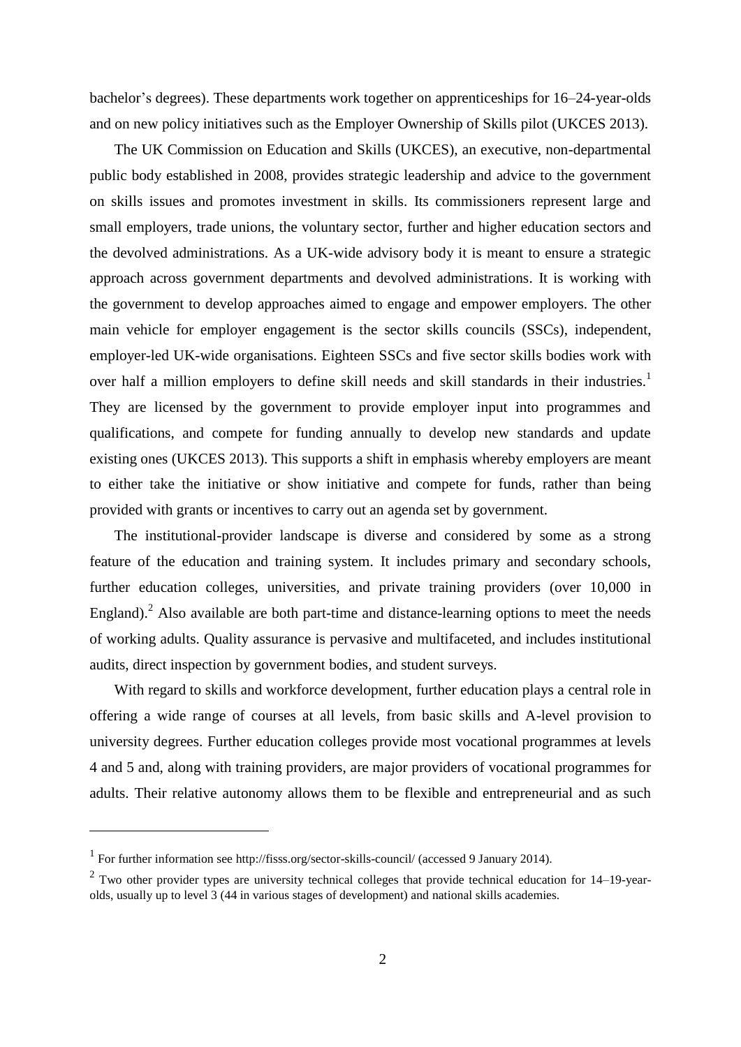bachelor's degrees). These departments work together on apprenticeships for 16–24-year-olds and on new policy initiatives such as the Employer Ownership of Skills pilot (UKCES 2013).

The UK Commission on Education and Skills (UKCES), an executive, non-departmental public body established in 2008, provides strategic leadership and advice to the government on skills issues and promotes investment in skills. Its commissioners represent large and small employers, trade unions, the voluntary sector, further and higher education sectors and the devolved administrations. As a UK-wide advisory body it is meant to ensure a strategic approach across government departments and devolved administrations. It is working with the government to develop approaches aimed to engage and empower employers. The other main vehicle for employer engagement is the sector skills councils (SSCs), independent, employer-led UK-wide organisations. Eighteen SSCs and five sector skills bodies work with over half a million employers to define skill needs and skill standards in their industries.[1] They are licensed by the government to provide employer input into programmes and qualifications, and compete for funding annually to develop new standards and update existing ones (UKCES 2013). This supports a shift in emphasis whereby employers are meant to either take the initiative or show initiative and compete for funds, rather than being provided with grants or incentives to carry out an agenda set by government.

The institutional-provider landscape is diverse and considered by some as a strong feature of the education and training system. It includes primary and secondary schools, further education colleges, universities, and private training providers (over 10,000 in England).[2] Also available are both part-time and distance-learning options to meet the needs of working adults. Quality assurance is pervasive and multifaceted, and includes institutional audits, direct inspection by government bodies, and student surveys.

With regard to skills and workforce development, further education plays a central role in offering a wide range of courses at all levels, from basic skills and A-level provision to university degrees. Further education colleges provide most vocational programmes at levels 4 and 5 and, along with training providers, are major providers of vocational programmes for adults. Their relative autonomy allows them to be flexible and entrepreneurial and as such

---

[1] For further information see http://fisss.org/sector-skills-council/ (accessed 9 January 2014).

[2] Two other provider types are university technical colleges that provide technical education for 14–19-year-olds, usually up to level 3 (44 in various stages of development) and national skills academies.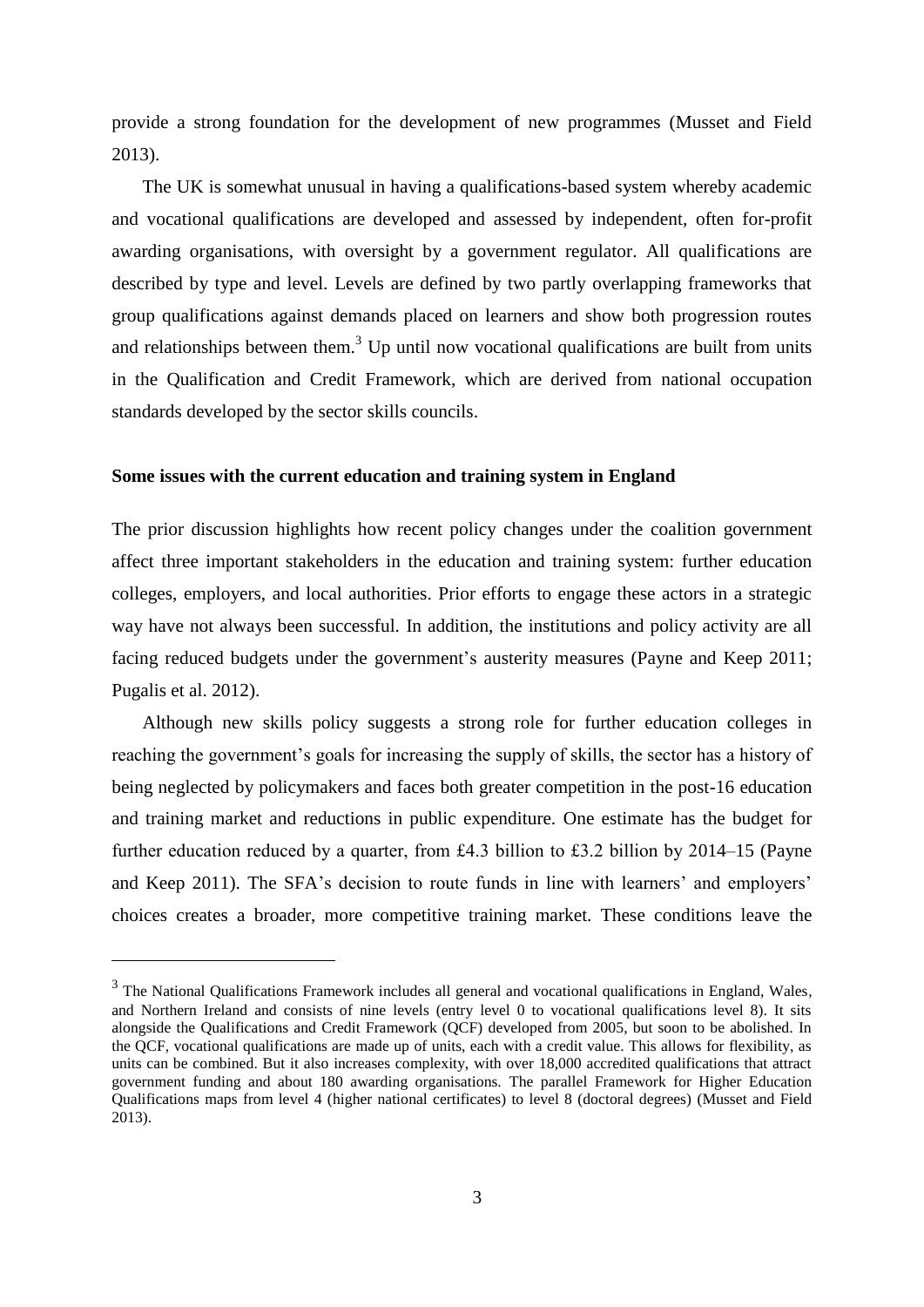provide a strong foundation for the development of new programmes (Musset and Field 2013).

The UK is somewhat unusual in having a qualifications-based system whereby academic and vocational qualifications are developed and assessed by independent, often for-profit awarding organisations, with oversight by a government regulator. All qualifications are described by type and level. Levels are defined by two partly overlapping frameworks that group qualifications against demands placed on learners and show both progression routes and relationships between them.[3] Up until now vocational qualifications are built from units in the Qualification and Credit Framework, which are derived from national occupation standards developed by the sector skills councils.

### Some issues with the current education and training system in England

The prior discussion highlights how recent policy changes under the coalition government affect three important stakeholders in the education and training system: further education colleges, employers, and local authorities. Prior efforts to engage these actors in a strategic way have not always been successful. In addition, the institutions and policy activity are all facing reduced budgets under the government's austerity measures (Payne and Keep 2011; Pugalis et al. 2012).

Although new skills policy suggests a strong role for further education colleges in reaching the government's goals for increasing the supply of skills, the sector has a history of being neglected by policymakers and faces both greater competition in the post-16 education and training market and reductions in public expenditure. One estimate has the budget for further education reduced by a quarter, from £4.3 billion to £3.2 billion by 2014–15 (Payne and Keep 2011). The SFA's decision to route funds in line with learners' and employers' choices creates a broader, more competitive training market. These conditions leave the

[3] The National Qualifications Framework includes all general and vocational qualifications in England, Wales, and Northern Ireland and consists of nine levels (entry level 0 to vocational qualifications level 8). It sits alongside the Qualifications and Credit Framework (QCF) developed from 2005, but soon to be abolished. In the QCF, vocational qualifications are made up of units, each with a credit value. This allows for flexibility, as units can be combined. But it also increases complexity, with over 18,000 accredited qualifications that attract government funding and about 180 awarding organisations. The parallel Framework for Higher Education Qualifications maps from level 4 (higher national certificates) to level 8 (doctoral degrees) (Musset and Field 2013).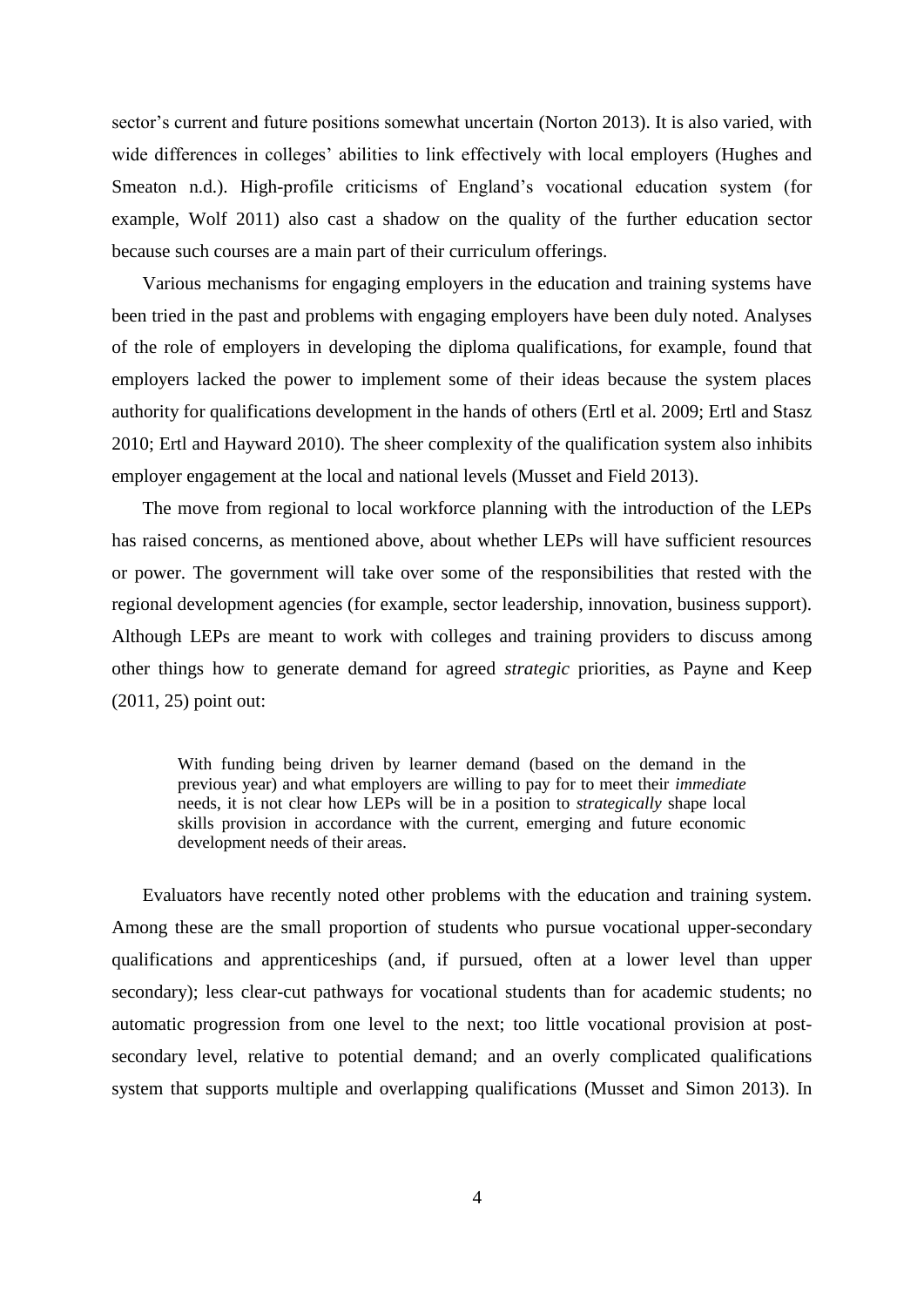sector's current and future positions somewhat uncertain (Norton 2013). It is also varied, with wide differences in colleges' abilities to link effectively with local employers (Hughes and Smeaton n.d.). High-profile criticisms of England's vocational education system (for example, Wolf 2011) also cast a shadow on the quality of the further education sector because such courses are a main part of their curriculum offerings.

Various mechanisms for engaging employers in the education and training systems have been tried in the past and problems with engaging employers have been duly noted. Analyses of the role of employers in developing the diploma qualifications, for example, found that employers lacked the power to implement some of their ideas because the system places authority for qualifications development in the hands of others (Ertl et al. 2009; Ertl and Stasz 2010; Ertl and Hayward 2010). The sheer complexity of the qualification system also inhibits employer engagement at the local and national levels (Musset and Field 2013).

The move from regional to local workforce planning with the introduction of the LEPs has raised concerns, as mentioned above, about whether LEPs will have sufficient resources or power. The government will take over some of the responsibilities that rested with the regional development agencies (for example, sector leadership, innovation, business support). Although LEPs are meant to work with colleges and training providers to discuss among other things how to generate demand for agreed *strategic* priorities, as Payne and Keep (2011, 25) point out:

> With funding being driven by learner demand (based on the demand in the previous year) and what employers are willing to pay for to meet their *immediate* needs, it is not clear how LEPs will be in a position to *strategically* shape local skills provision in accordance with the current, emerging and future economic development needs of their areas.

Evaluators have recently noted other problems with the education and training system. Among these are the small proportion of students who pursue vocational upper-secondary qualifications and apprenticeships (and, if pursued, often at a lower level than upper secondary); less clear-cut pathways for vocational students than for academic students; no automatic progression from one level to the next; too little vocational provision at post-secondary level, relative to potential demand; and an overly complicated qualifications system that supports multiple and overlapping qualifications (Musset and Simon 2013). In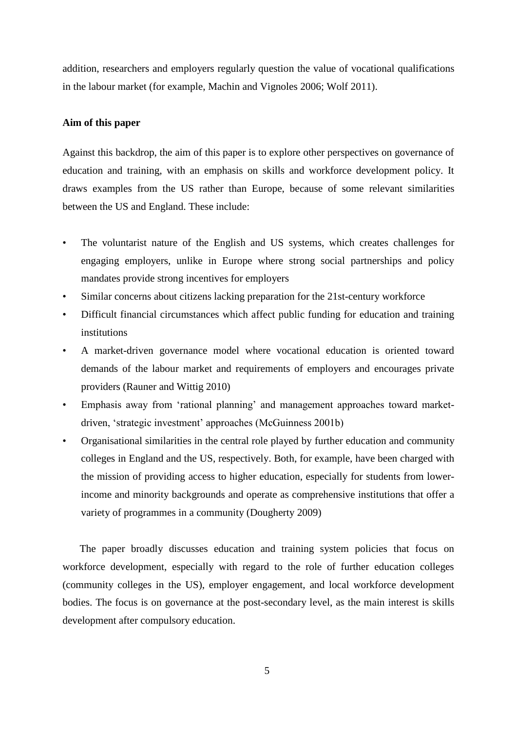addition, researchers and employers regularly question the value of vocational qualifications in the labour market (for example, Machin and Vignoles 2006; Wolf 2011).

**Aim of this paper**

Against this backdrop, the aim of this paper is to explore other perspectives on governance of education and training, with an emphasis on skills and workforce development policy. It draws examples from the US rather than Europe, because of some relevant similarities between the US and England. These include:

- The voluntarist nature of the English and US systems, which creates challenges for engaging employers, unlike in Europe where strong social partnerships and policy mandates provide strong incentives for employers
- Similar concerns about citizens lacking preparation for the 21st-century workforce
- Difficult financial circumstances which affect public funding for education and training institutions
- A market-driven governance model where vocational education is oriented toward demands of the labour market and requirements of employers and encourages private providers (Rauner and Wittig 2010)
- Emphasis away from 'rational planning' and management approaches toward market-driven, 'strategic investment' approaches (McGuinness 2001b)
- Organisational similarities in the central role played by further education and community colleges in England and the US, respectively. Both, for example, have been charged with the mission of providing access to higher education, especially for students from lower-income and minority backgrounds and operate as comprehensive institutions that offer a variety of programmes in a community (Dougherty 2009)

The paper broadly discusses education and training system policies that focus on workforce development, especially with regard to the role of further education colleges (community colleges in the US), employer engagement, and local workforce development bodies. The focus is on governance at the post-secondary level, as the main interest is skills development after compulsory education.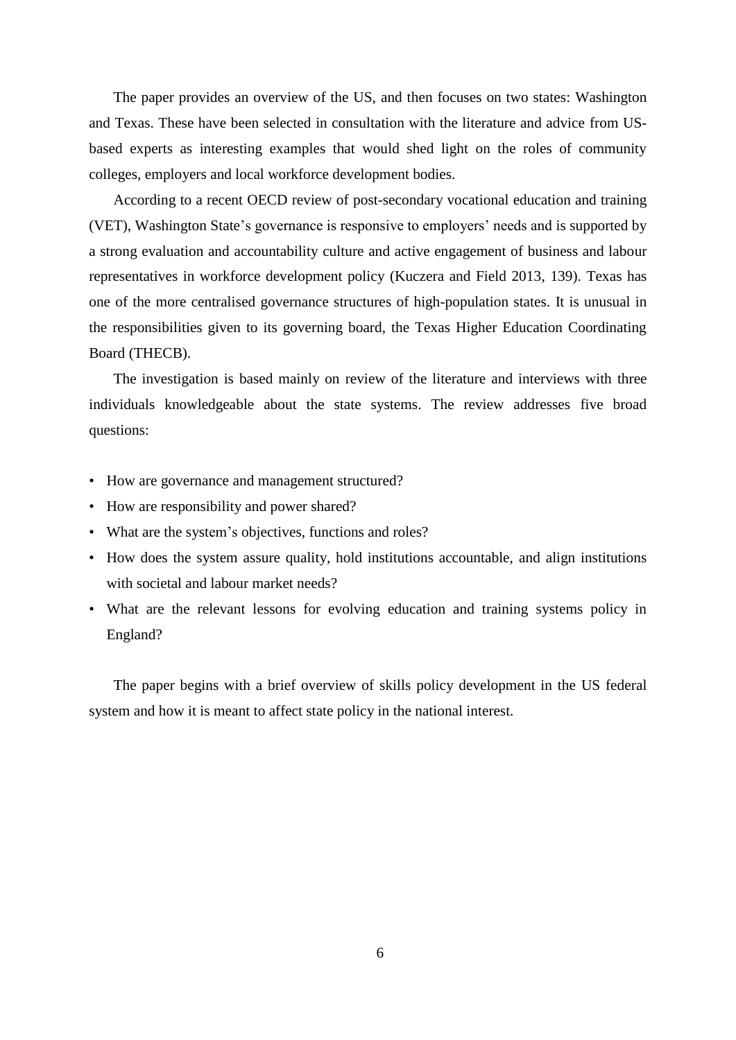The paper provides an overview of the US, and then focuses on two states: Washington and Texas. These have been selected in consultation with the literature and advice from US-based experts as interesting examples that would shed light on the roles of community colleges, employers and local workforce development bodies.

According to a recent OECD review of post-secondary vocational education and training (VET), Washington State's governance is responsive to employers' needs and is supported by a strong evaluation and accountability culture and active engagement of business and labour representatives in workforce development policy (Kuczera and Field 2013, 139). Texas has one of the more centralised governance structures of high-population states. It is unusual in the responsibilities given to its governing board, the Texas Higher Education Coordinating Board (THECB).

The investigation is based mainly on review of the literature and interviews with three individuals knowledgeable about the state systems. The review addresses five broad questions:

- How are governance and management structured?
- How are responsibility and power shared?
- What are the system's objectives, functions and roles?
- How does the system assure quality, hold institutions accountable, and align institutions with societal and labour market needs?
- What are the relevant lessons for evolving education and training systems policy in England?

The paper begins with a brief overview of skills policy development in the US federal system and how it is meant to affect state policy in the national interest.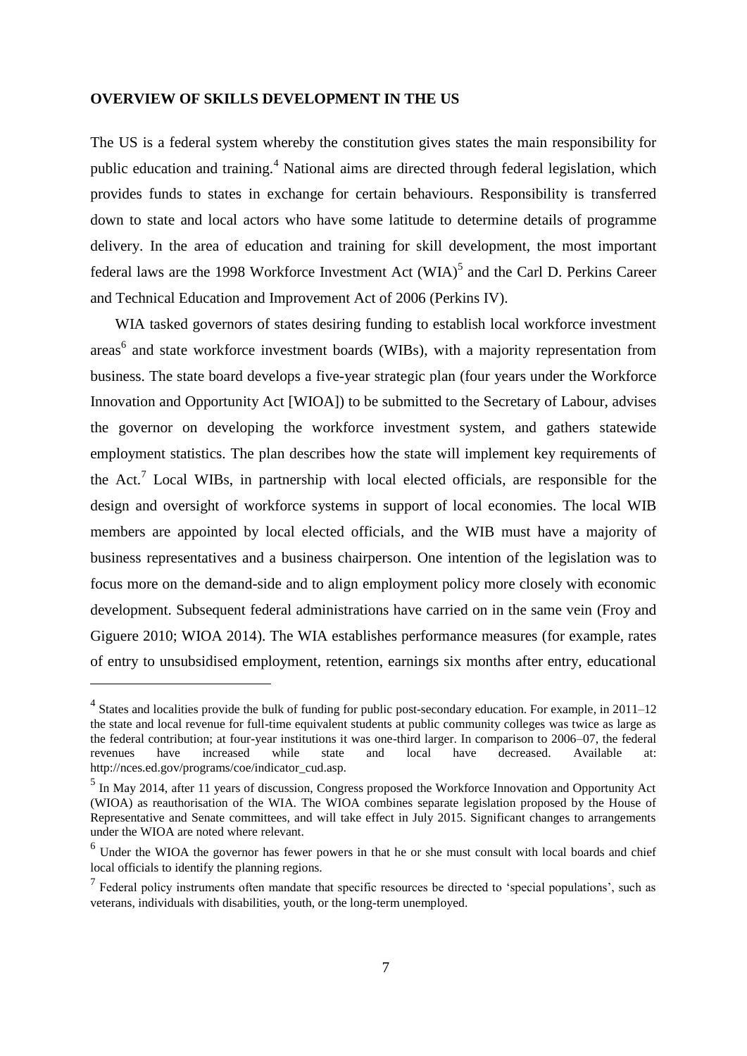## OVERVIEW OF SKILLS DEVELOPMENT IN THE US

The US is a federal system whereby the constitution gives states the main responsibility for public education and training.[4] National aims are directed through federal legislation, which provides funds to states in exchange for certain behaviours. Responsibility is transferred down to state and local actors who have some latitude to determine details of programme delivery. In the area of education and training for skill development, the most important federal laws are the 1998 Workforce Investment Act (WIA)[5] and the Carl D. Perkins Career and Technical Education and Improvement Act of 2006 (Perkins IV).

WIA tasked governors of states desiring funding to establish local workforce investment areas[6] and state workforce investment boards (WIBs), with a majority representation from business. The state board develops a five-year strategic plan (four years under the Workforce Innovation and Opportunity Act [WIOA]) to be submitted to the Secretary of Labour, advises the governor on developing the workforce investment system, and gathers statewide employment statistics. The plan describes how the state will implement key requirements of the Act.[7] Local WIBs, in partnership with local elected officials, are responsible for the design and oversight of workforce systems in support of local economies. The local WIB members are appointed by local elected officials, and the WIB must have a majority of business representatives and a business chairperson. One intention of the legislation was to focus more on the demand-side and to align employment policy more closely with economic development. Subsequent federal administrations have carried on in the same vein (Froy and Giguere 2010; WIOA 2014). The WIA establishes performance measures (for example, rates of entry to unsubsidised employment, retention, earnings six months after entry, educational

[4] States and localities provide the bulk of funding for public post-secondary education. For example, in 2011–12 the state and local revenue for full-time equivalent students at public community colleges was twice as large as the federal contribution; at four-year institutions it was one-third larger. In comparison to 2006–07, the federal revenues have increased while state and local have decreased. Available at: http://nces.ed.gov/programs/coe/indicator_cud.asp.

[5] In May 2014, after 11 years of discussion, Congress proposed the Workforce Innovation and Opportunity Act (WIOA) as reauthorisation of the WIA. The WIOA combines separate legislation proposed by the House of Representative and Senate committees, and will take effect in July 2015. Significant changes to arrangements under the WIOA are noted where relevant.

[6] Under the WIOA the governor has fewer powers in that he or she must consult with local boards and chief local officials to identify the planning regions.

[7] Federal policy instruments often mandate that specific resources be directed to 'special populations', such as veterans, individuals with disabilities, youth, or the long-term unemployed.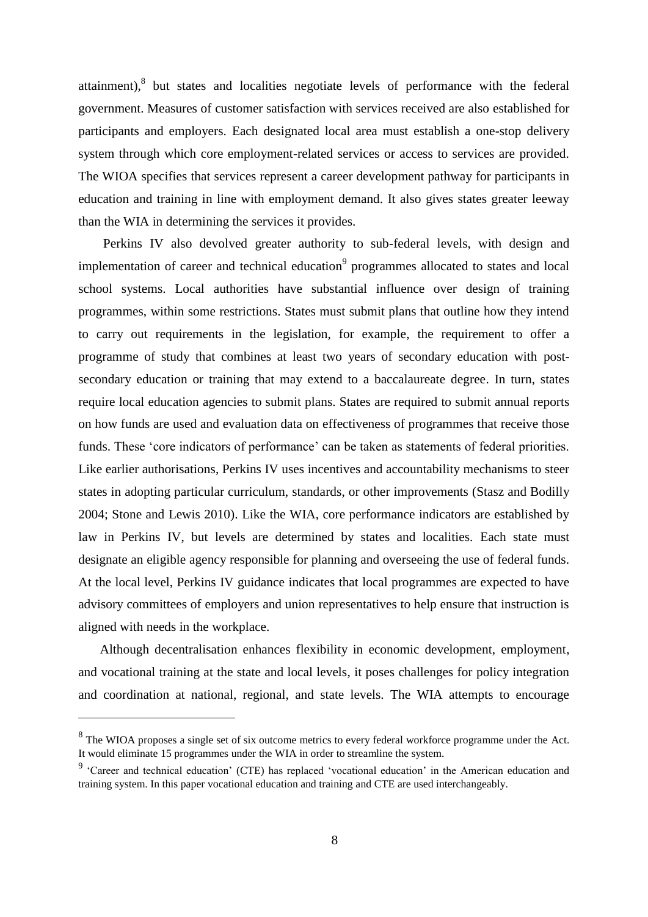attainment),[8] but states and localities negotiate levels of performance with the federal government. Measures of customer satisfaction with services received are also established for participants and employers. Each designated local area must establish a one-stop delivery system through which core employment-related services or access to services are provided. The WIOA specifies that services represent a career development pathway for participants in education and training in line with employment demand. It also gives states greater leeway than the WIA in determining the services it provides.

Perkins IV also devolved greater authority to sub-federal levels, with design and implementation of career and technical education[9] programmes allocated to states and local school systems. Local authorities have substantial influence over design of training programmes, within some restrictions. States must submit plans that outline how they intend to carry out requirements in the legislation, for example, the requirement to offer a programme of study that combines at least two years of secondary education with post-secondary education or training that may extend to a baccalaureate degree. In turn, states require local education agencies to submit plans. States are required to submit annual reports on how funds are used and evaluation data on effectiveness of programmes that receive those funds. These 'core indicators of performance' can be taken as statements of federal priorities. Like earlier authorisations, Perkins IV uses incentives and accountability mechanisms to steer states in adopting particular curriculum, standards, or other improvements (Stasz and Bodilly 2004; Stone and Lewis 2010). Like the WIA, core performance indicators are established by law in Perkins IV, but levels are determined by states and localities. Each state must designate an eligible agency responsible for planning and overseeing the use of federal funds. At the local level, Perkins IV guidance indicates that local programmes are expected to have advisory committees of employers and union representatives to help ensure that instruction is aligned with needs in the workplace.

Although decentralisation enhances flexibility in economic development, employment, and vocational training at the state and local levels, it poses challenges for policy integration and coordination at national, regional, and state levels. The WIA attempts to encourage

---

[8] The WIOA proposes a single set of six outcome metrics to every federal workforce programme under the Act. It would eliminate 15 programmes under the WIA in order to streamline the system.

[9] 'Career and technical education' (CTE) has replaced 'vocational education' in the American education and training system. In this paper vocational education and training and CTE are used interchangeably.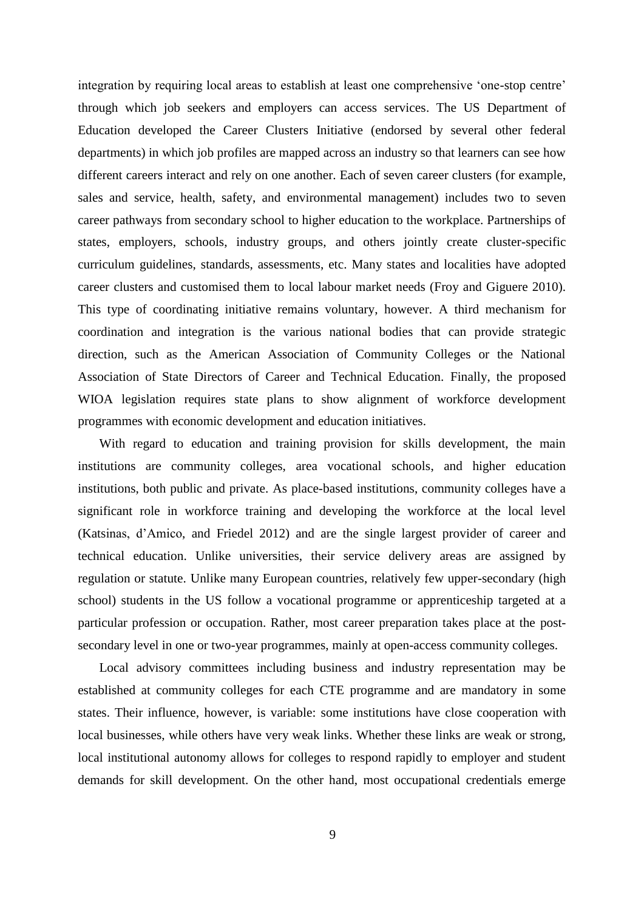integration by requiring local areas to establish at least one comprehensive 'one-stop centre' through which job seekers and employers can access services. The US Department of Education developed the Career Clusters Initiative (endorsed by several other federal departments) in which job profiles are mapped across an industry so that learners can see how different careers interact and rely on one another. Each of seven career clusters (for example, sales and service, health, safety, and environmental management) includes two to seven career pathways from secondary school to higher education to the workplace. Partnerships of states, employers, schools, industry groups, and others jointly create cluster-specific curriculum guidelines, standards, assessments, etc. Many states and localities have adopted career clusters and customised them to local labour market needs (Froy and Giguere 2010). This type of coordinating initiative remains voluntary, however. A third mechanism for coordination and integration is the various national bodies that can provide strategic direction, such as the American Association of Community Colleges or the National Association of State Directors of Career and Technical Education. Finally, the proposed WIOA legislation requires state plans to show alignment of workforce development programmes with economic development and education initiatives.

With regard to education and training provision for skills development, the main institutions are community colleges, area vocational schools, and higher education institutions, both public and private. As place-based institutions, community colleges have a significant role in workforce training and developing the workforce at the local level (Katsinas, d'Amico, and Friedel 2012) and are the single largest provider of career and technical education. Unlike universities, their service delivery areas are assigned by regulation or statute. Unlike many European countries, relatively few upper-secondary (high school) students in the US follow a vocational programme or apprenticeship targeted at a particular profession or occupation. Rather, most career preparation takes place at the post-secondary level in one or two-year programmes, mainly at open-access community colleges.

Local advisory committees including business and industry representation may be established at community colleges for each CTE programme and are mandatory in some states. Their influence, however, is variable: some institutions have close cooperation with local businesses, while others have very weak links. Whether these links are weak or strong, local institutional autonomy allows for colleges to respond rapidly to employer and student demands for skill development. On the other hand, most occupational credentials emerge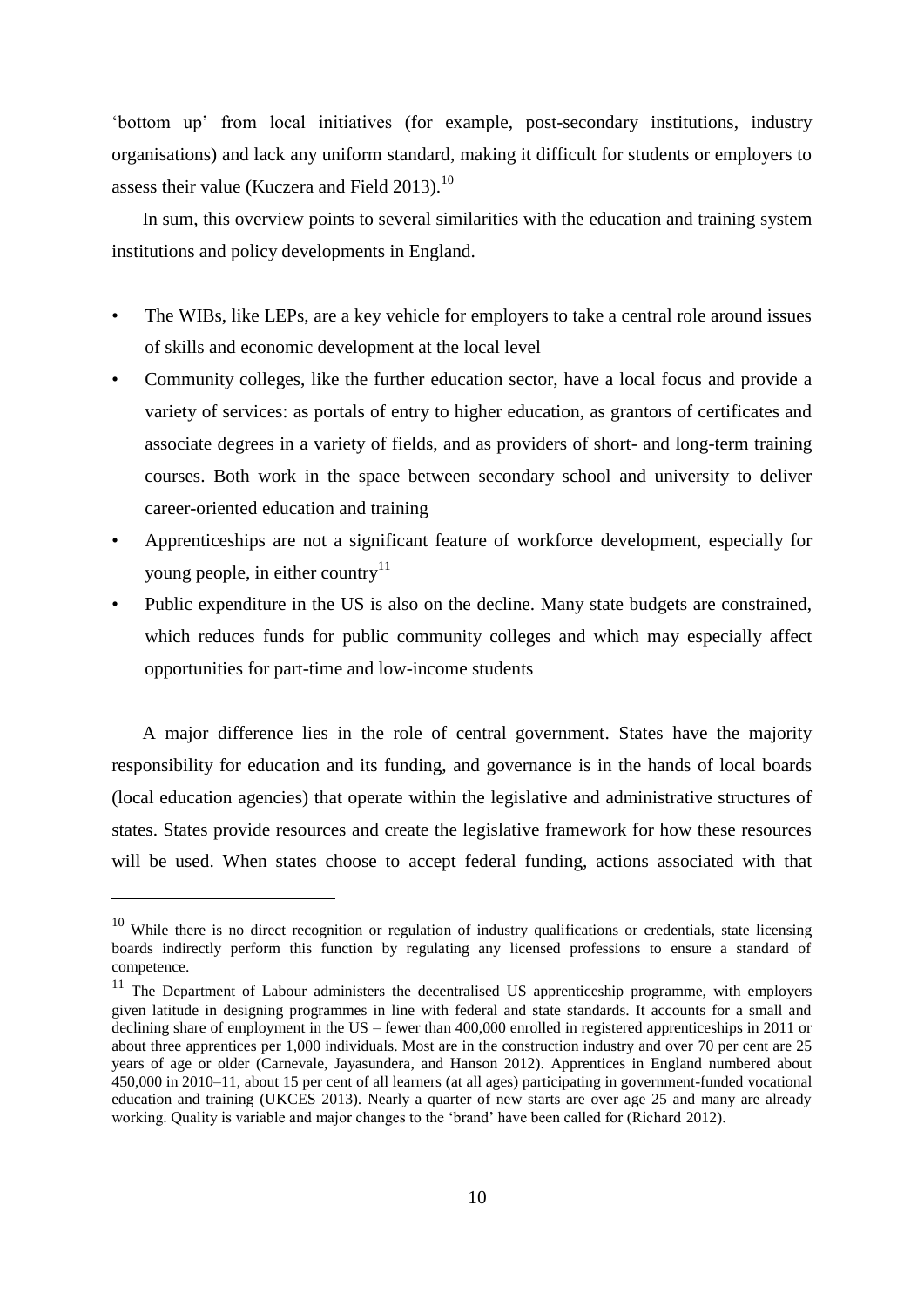'bottom up' from local initiatives (for example, post-secondary institutions, industry organisations) and lack any uniform standard, making it difficult for students or employers to assess their value (Kuczera and Field 2013).[10]

In sum, this overview points to several similarities with the education and training system institutions and policy developments in England.

- The WIBs, like LEPs, are a key vehicle for employers to take a central role around issues of skills and economic development at the local level
- Community colleges, like the further education sector, have a local focus and provide a variety of services: as portals of entry to higher education, as grantors of certificates and associate degrees in a variety of fields, and as providers of short- and long-term training courses. Both work in the space between secondary school and university to deliver career-oriented education and training
- Apprenticeships are not a significant feature of workforce development, especially for young people, in either country[11]
- Public expenditure in the US is also on the decline. Many state budgets are constrained, which reduces funds for public community colleges and which may especially affect opportunities for part-time and low-income students

A major difference lies in the role of central government. States have the majority responsibility for education and its funding, and governance is in the hands of local boards (local education agencies) that operate within the legislative and administrative structures of states. States provide resources and create the legislative framework for how these resources will be used. When states choose to accept federal funding, actions associated with that

---

[10] While there is no direct recognition or regulation of industry qualifications or credentials, state licensing boards indirectly perform this function by regulating any licensed professions to ensure a standard of competence.

[11] The Department of Labour administers the decentralised US apprenticeship programme, with employers given latitude in designing programmes in line with federal and state standards. It accounts for a small and declining share of employment in the US – fewer than 400,000 enrolled in registered apprenticeships in 2011 or about three apprentices per 1,000 individuals. Most are in the construction industry and over 70 per cent are 25 years of age or older (Carnevale, Jayasundera, and Hanson 2012). Apprentices in England numbered about 450,000 in 2010–11, about 15 per cent of all learners (at all ages) participating in government-funded vocational education and training (UKCES 2013). Nearly a quarter of new starts are over age 25 and many are already working. Quality is variable and major changes to the 'brand' have been called for (Richard 2012).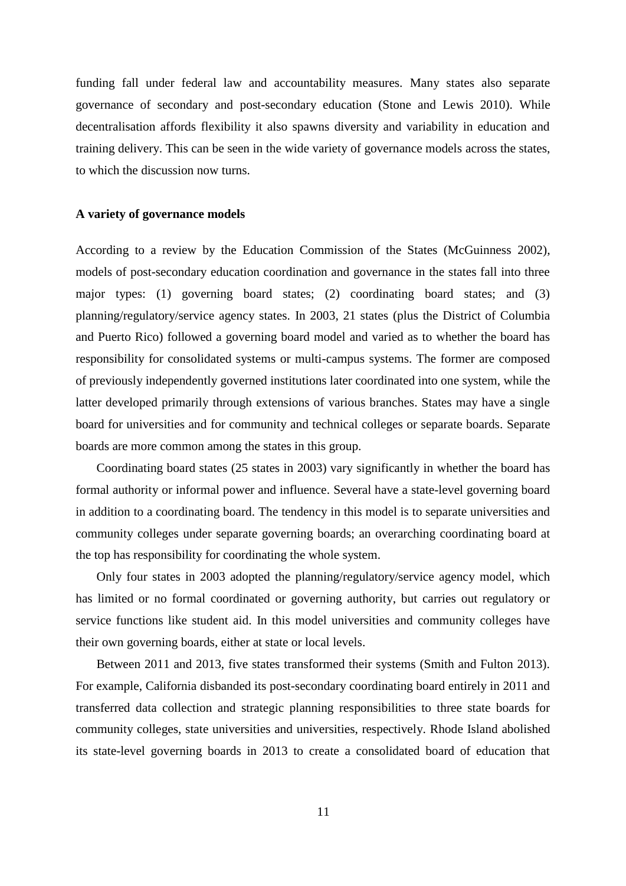funding fall under federal law and accountability measures. Many states also separate governance of secondary and post-secondary education (Stone and Lewis 2010). While decentralisation affords flexibility it also spawns diversity and variability in education and training delivery. This can be seen in the wide variety of governance models across the states, to which the discussion now turns.

**A variety of governance models**

According to a review by the Education Commission of the States (McGuinness 2002), models of post-secondary education coordination and governance in the states fall into three major types: (1) governing board states; (2) coordinating board states; and (3) planning/regulatory/service agency states. In 2003, 21 states (plus the District of Columbia and Puerto Rico) followed a governing board model and varied as to whether the board has responsibility for consolidated systems or multi-campus systems. The former are composed of previously independently governed institutions later coordinated into one system, while the latter developed primarily through extensions of various branches. States may have a single board for universities and for community and technical colleges or separate boards. Separate boards are more common among the states in this group.

Coordinating board states (25 states in 2003) vary significantly in whether the board has formal authority or informal power and influence. Several have a state-level governing board in addition to a coordinating board. The tendency in this model is to separate universities and community colleges under separate governing boards; an overarching coordinating board at the top has responsibility for coordinating the whole system.

Only four states in 2003 adopted the planning/regulatory/service agency model, which has limited or no formal coordinated or governing authority, but carries out regulatory or service functions like student aid. In this model universities and community colleges have their own governing boards, either at state or local levels.

Between 2011 and 2013, five states transformed their systems (Smith and Fulton 2013). For example, California disbanded its post-secondary coordinating board entirely in 2011 and transferred data collection and strategic planning responsibilities to three state boards for community colleges, state universities and universities, respectively. Rhode Island abolished its state-level governing boards in 2013 to create a consolidated board of education that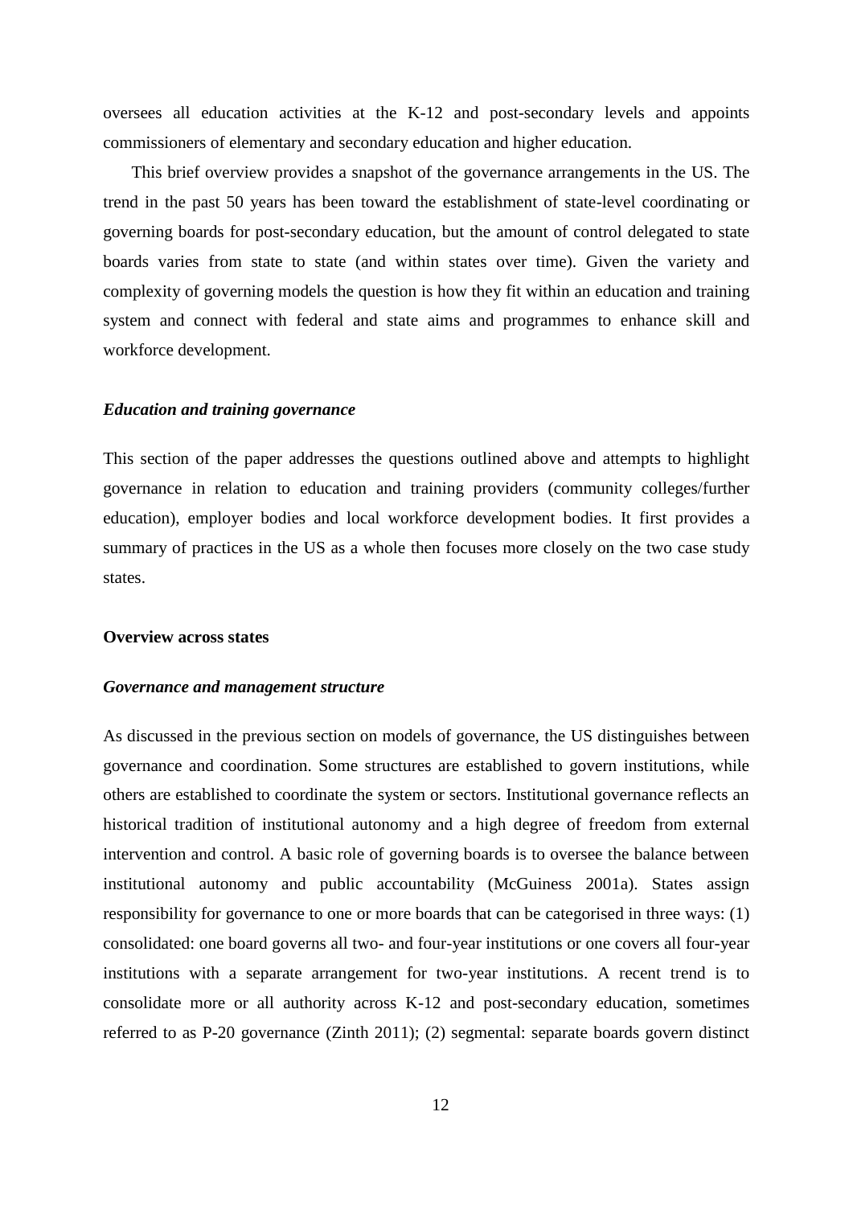oversees all education activities at the K-12 and post-secondary levels and appoints commissioners of elementary and secondary education and higher education.

This brief overview provides a snapshot of the governance arrangements in the US. The trend in the past 50 years has been toward the establishment of state-level coordinating or governing boards for post-secondary education, but the amount of control delegated to state boards varies from state to state (and within states over time). Given the variety and complexity of governing models the question is how they fit within an education and training system and connect with federal and state aims and programmes to enhance skill and workforce development.

### *Education and training governance*

This section of the paper addresses the questions outlined above and attempts to highlight governance in relation to education and training providers (community colleges/further education), employer bodies and local workforce development bodies. It first provides a summary of practices in the US as a whole then focuses more closely on the two case study states.

### **Overview across states**

#### *Governance and management structure*

As discussed in the previous section on models of governance, the US distinguishes between governance and coordination. Some structures are established to govern institutions, while others are established to coordinate the system or sectors. Institutional governance reflects an historical tradition of institutional autonomy and a high degree of freedom from external intervention and control. A basic role of governing boards is to oversee the balance between institutional autonomy and public accountability (McGuiness 2001a). States assign responsibility for governance to one or more boards that can be categorised in three ways: (1) consolidated: one board governs all two- and four-year institutions or one covers all four-year institutions with a separate arrangement for two-year institutions. A recent trend is to consolidate more or all authority across K-12 and post-secondary education, sometimes referred to as P-20 governance (Zinth 2011); (2) segmental: separate boards govern distinct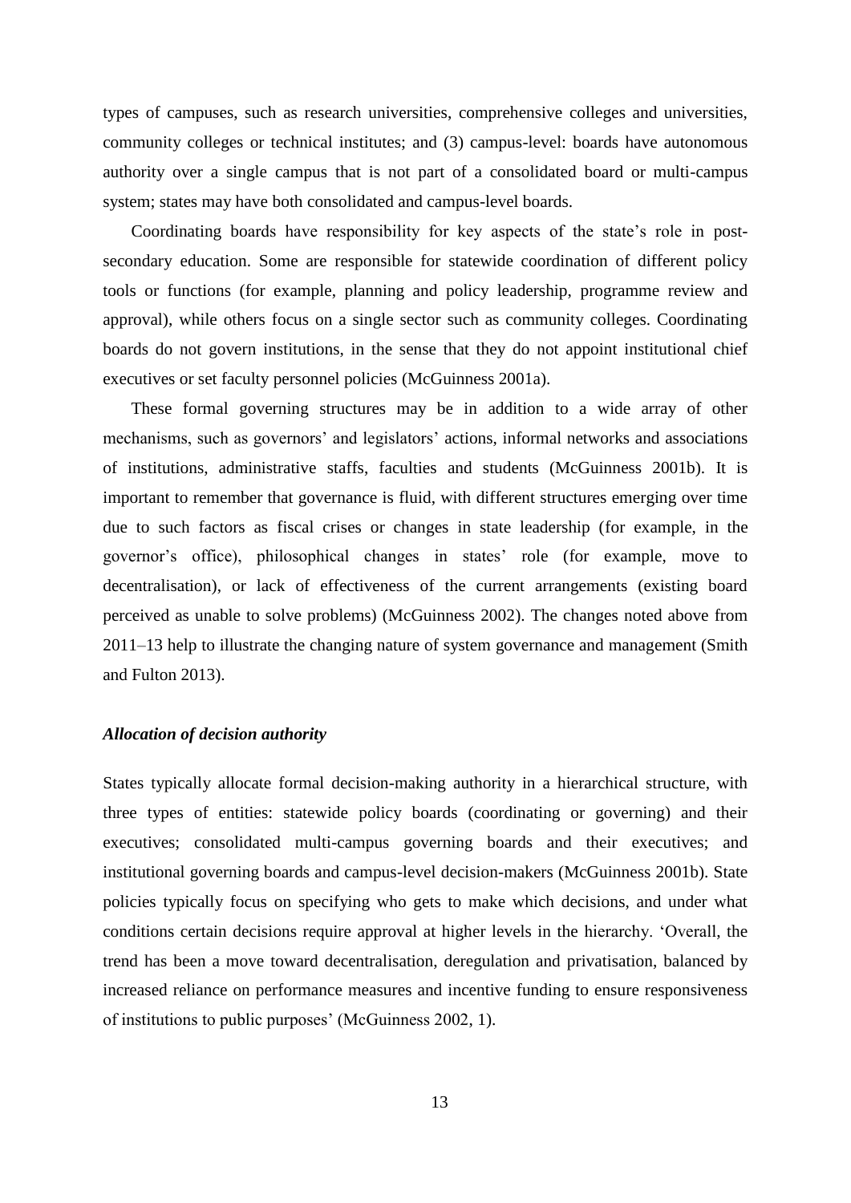types of campuses, such as research universities, comprehensive colleges and universities, community colleges or technical institutes; and (3) campus-level: boards have autonomous authority over a single campus that is not part of a consolidated board or multi-campus system; states may have both consolidated and campus-level boards.

Coordinating boards have responsibility for key aspects of the state's role in post-secondary education. Some are responsible for statewide coordination of different policy tools or functions (for example, planning and policy leadership, programme review and approval), while others focus on a single sector such as community colleges. Coordinating boards do not govern institutions, in the sense that they do not appoint institutional chief executives or set faculty personnel policies (McGuinness 2001a).

These formal governing structures may be in addition to a wide array of other mechanisms, such as governors' and legislators' actions, informal networks and associations of institutions, administrative staffs, faculties and students (McGuinness 2001b). It is important to remember that governance is fluid, with different structures emerging over time due to such factors as fiscal crises or changes in state leadership (for example, in the governor's office), philosophical changes in states' role (for example, move to decentralisation), or lack of effectiveness of the current arrangements (existing board perceived as unable to solve problems) (McGuinness 2002). The changes noted above from 2011–13 help to illustrate the changing nature of system governance and management (Smith and Fulton 2013).

### *Allocation of decision authority*

States typically allocate formal decision-making authority in a hierarchical structure, with three types of entities: statewide policy boards (coordinating or governing) and their executives; consolidated multi-campus governing boards and their executives; and institutional governing boards and campus-level decision-makers (McGuinness 2001b). State policies typically focus on specifying who gets to make which decisions, and under what conditions certain decisions require approval at higher levels in the hierarchy. 'Overall, the trend has been a move toward decentralisation, deregulation and privatisation, balanced by increased reliance on performance measures and incentive funding to ensure responsiveness of institutions to public purposes' (McGuinness 2002, 1).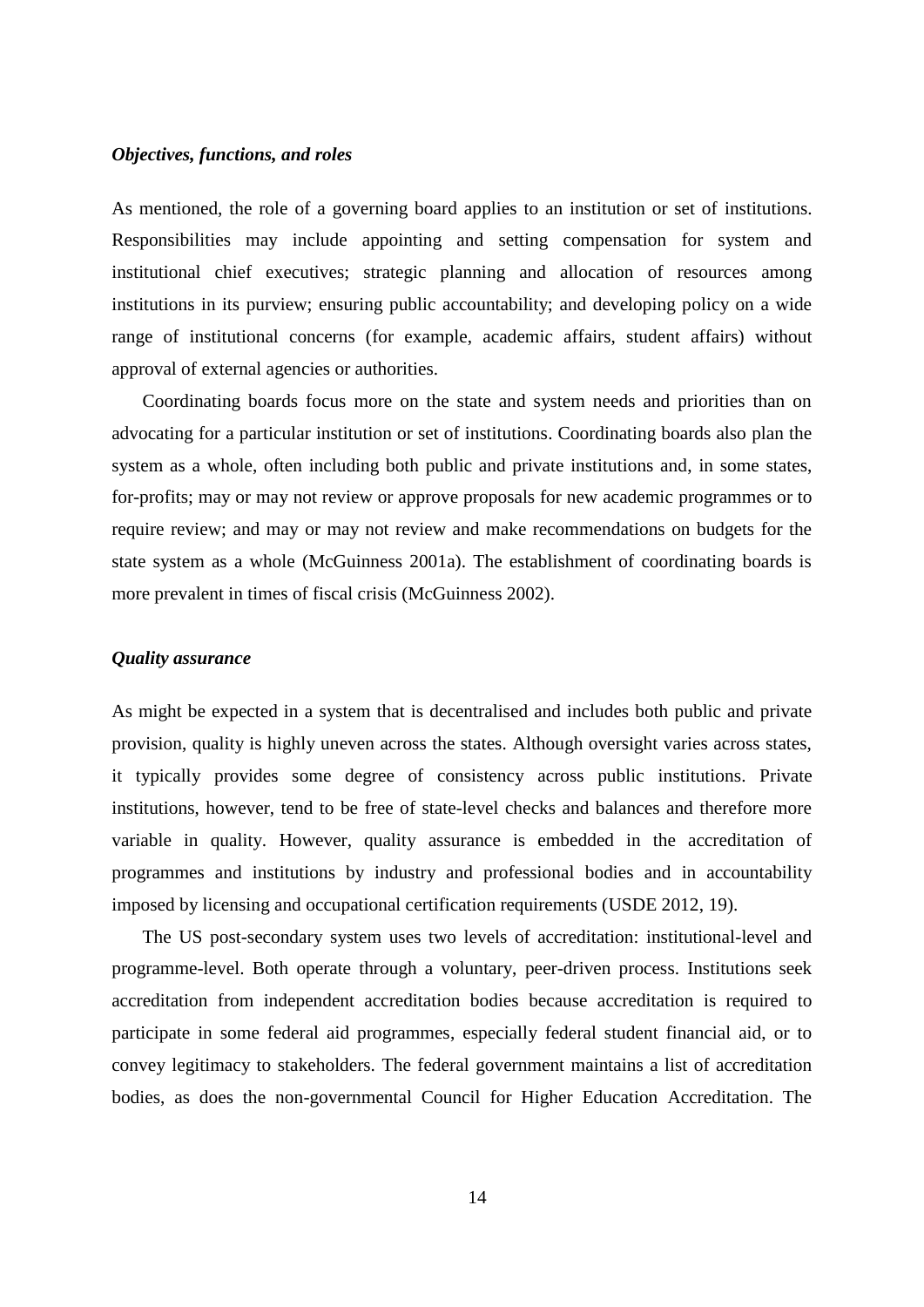### *Objectives, functions, and roles*

As mentioned, the role of a governing board applies to an institution or set of institutions. Responsibilities may include appointing and setting compensation for system and institutional chief executives; strategic planning and allocation of resources among institutions in its purview; ensuring public accountability; and developing policy on a wide range of institutional concerns (for example, academic affairs, student affairs) without approval of external agencies or authorities.

Coordinating boards focus more on the state and system needs and priorities than on advocating for a particular institution or set of institutions. Coordinating boards also plan the system as a whole, often including both public and private institutions and, in some states, for-profits; may or may not review or approve proposals for new academic programmes or to require review; and may or may not review and make recommendations on budgets for the state system as a whole (McGuinness 2001a). The establishment of coordinating boards is more prevalent in times of fiscal crisis (McGuinness 2002).

### *Quality assurance*

As might be expected in a system that is decentralised and includes both public and private provision, quality is highly uneven across the states. Although oversight varies across states, it typically provides some degree of consistency across public institutions. Private institutions, however, tend to be free of state-level checks and balances and therefore more variable in quality. However, quality assurance is embedded in the accreditation of programmes and institutions by industry and professional bodies and in accountability imposed by licensing and occupational certification requirements (USDE 2012, 19).

The US post-secondary system uses two levels of accreditation: institutional-level and programme-level. Both operate through a voluntary, peer-driven process. Institutions seek accreditation from independent accreditation bodies because accreditation is required to participate in some federal aid programmes, especially federal student financial aid, or to convey legitimacy to stakeholders. The federal government maintains a list of accreditation bodies, as does the non-governmental Council for Higher Education Accreditation. The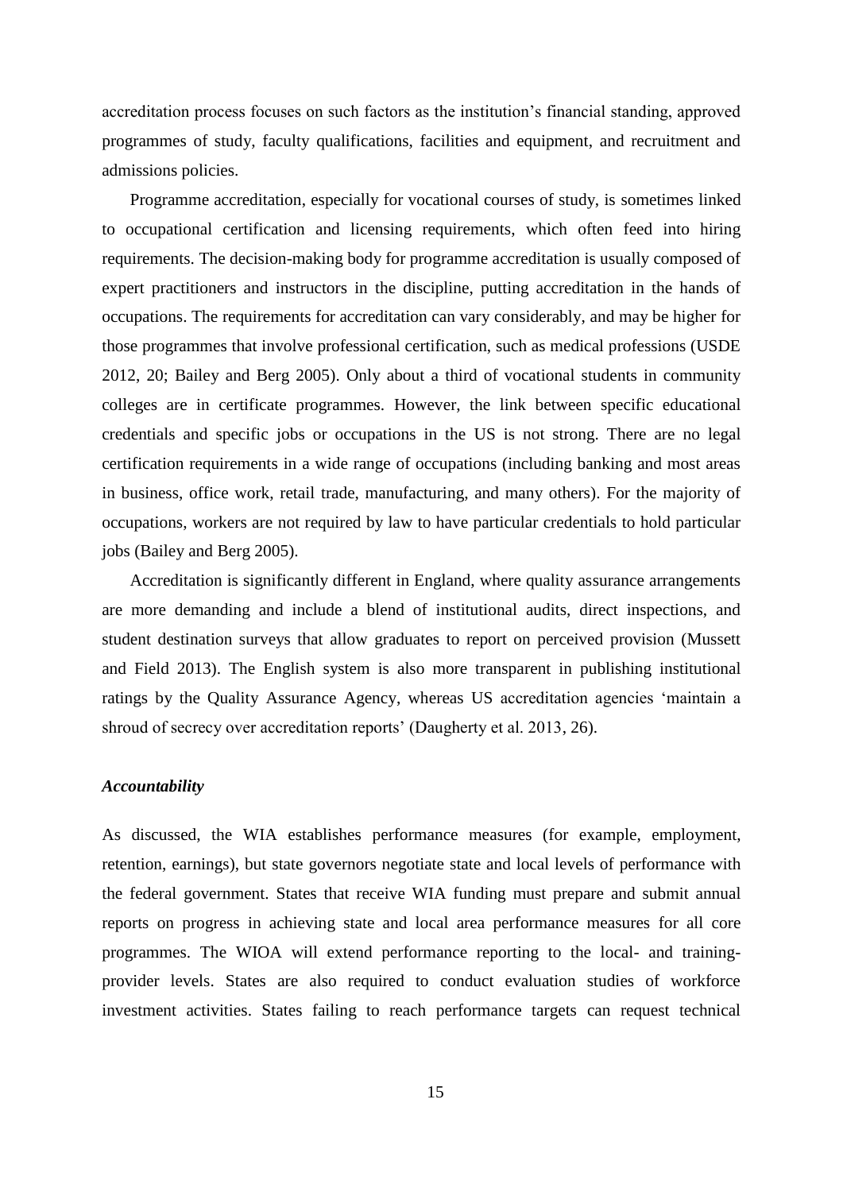accreditation process focuses on such factors as the institution's financial standing, approved programmes of study, faculty qualifications, facilities and equipment, and recruitment and admissions policies.

Programme accreditation, especially for vocational courses of study, is sometimes linked to occupational certification and licensing requirements, which often feed into hiring requirements. The decision-making body for programme accreditation is usually composed of expert practitioners and instructors in the discipline, putting accreditation in the hands of occupations. The requirements for accreditation can vary considerably, and may be higher for those programmes that involve professional certification, such as medical professions (USDE 2012, 20; Bailey and Berg 2005). Only about a third of vocational students in community colleges are in certificate programmes. However, the link between specific educational credentials and specific jobs or occupations in the US is not strong. There are no legal certification requirements in a wide range of occupations (including banking and most areas in business, office work, retail trade, manufacturing, and many others). For the majority of occupations, workers are not required by law to have particular credentials to hold particular jobs (Bailey and Berg 2005).

Accreditation is significantly different in England, where quality assurance arrangements are more demanding and include a blend of institutional audits, direct inspections, and student destination surveys that allow graduates to report on perceived provision (Mussett and Field 2013). The English system is also more transparent in publishing institutional ratings by the Quality Assurance Agency, whereas US accreditation agencies 'maintain a shroud of secrecy over accreditation reports' (Daugherty et al. 2013, 26).

### *Accountability*

As discussed, the WIA establishes performance measures (for example, employment, retention, earnings), but state governors negotiate state and local levels of performance with the federal government. States that receive WIA funding must prepare and submit annual reports on progress in achieving state and local area performance measures for all core programmes. The WIOA will extend performance reporting to the local- and training-provider levels. States are also required to conduct evaluation studies of workforce investment activities. States failing to reach performance targets can request technical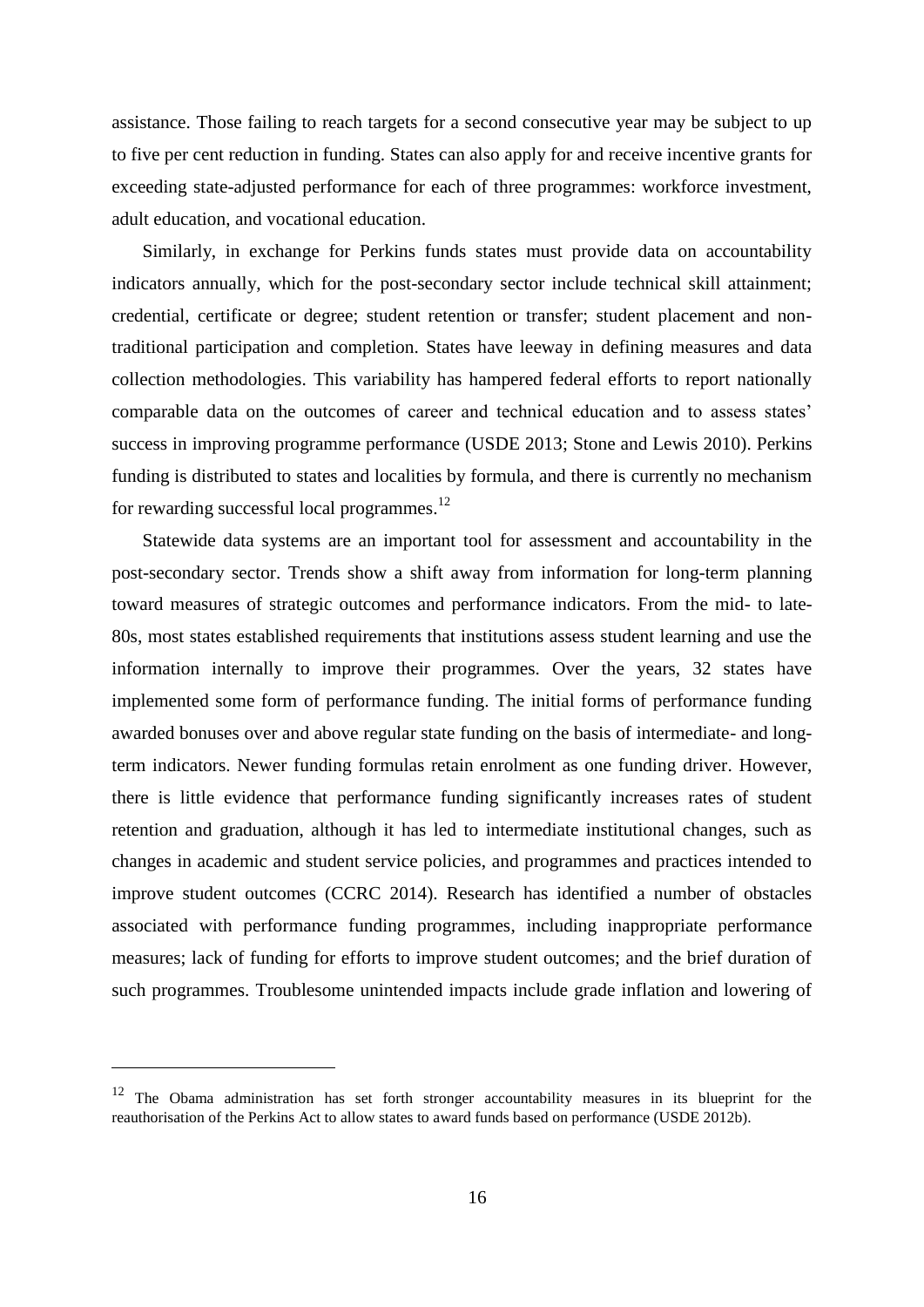assistance. Those failing to reach targets for a second consecutive year may be subject to up to five per cent reduction in funding. States can also apply for and receive incentive grants for exceeding state-adjusted performance for each of three programmes: workforce investment, adult education, and vocational education.

Similarly, in exchange for Perkins funds states must provide data on accountability indicators annually, which for the post-secondary sector include technical skill attainment; credential, certificate or degree; student retention or transfer; student placement and non-traditional participation and completion. States have leeway in defining measures and data collection methodologies. This variability has hampered federal efforts to report nationally comparable data on the outcomes of career and technical education and to assess states' success in improving programme performance (USDE 2013; Stone and Lewis 2010). Perkins funding is distributed to states and localities by formula, and there is currently no mechanism for rewarding successful local programmes.[12]

Statewide data systems are an important tool for assessment and accountability in the post-secondary sector. Trends show a shift away from information for long-term planning toward measures of strategic outcomes and performance indicators. From the mid- to late-80s, most states established requirements that institutions assess student learning and use the information internally to improve their programmes. Over the years, 32 states have implemented some form of performance funding. The initial forms of performance funding awarded bonuses over and above regular state funding on the basis of intermediate- and long-term indicators. Newer funding formulas retain enrolment as one funding driver. However, there is little evidence that performance funding significantly increases rates of student retention and graduation, although it has led to intermediate institutional changes, such as changes in academic and student service policies, and programmes and practices intended to improve student outcomes (CCRC 2014). Research has identified a number of obstacles associated with performance funding programmes, including inappropriate performance measures; lack of funding for efforts to improve student outcomes; and the brief duration of such programmes. Troublesome unintended impacts include grade inflation and lowering of

---

[12] The Obama administration has set forth stronger accountability measures in its blueprint for the reauthorisation of the Perkins Act to allow states to award funds based on performance (USDE 2012b).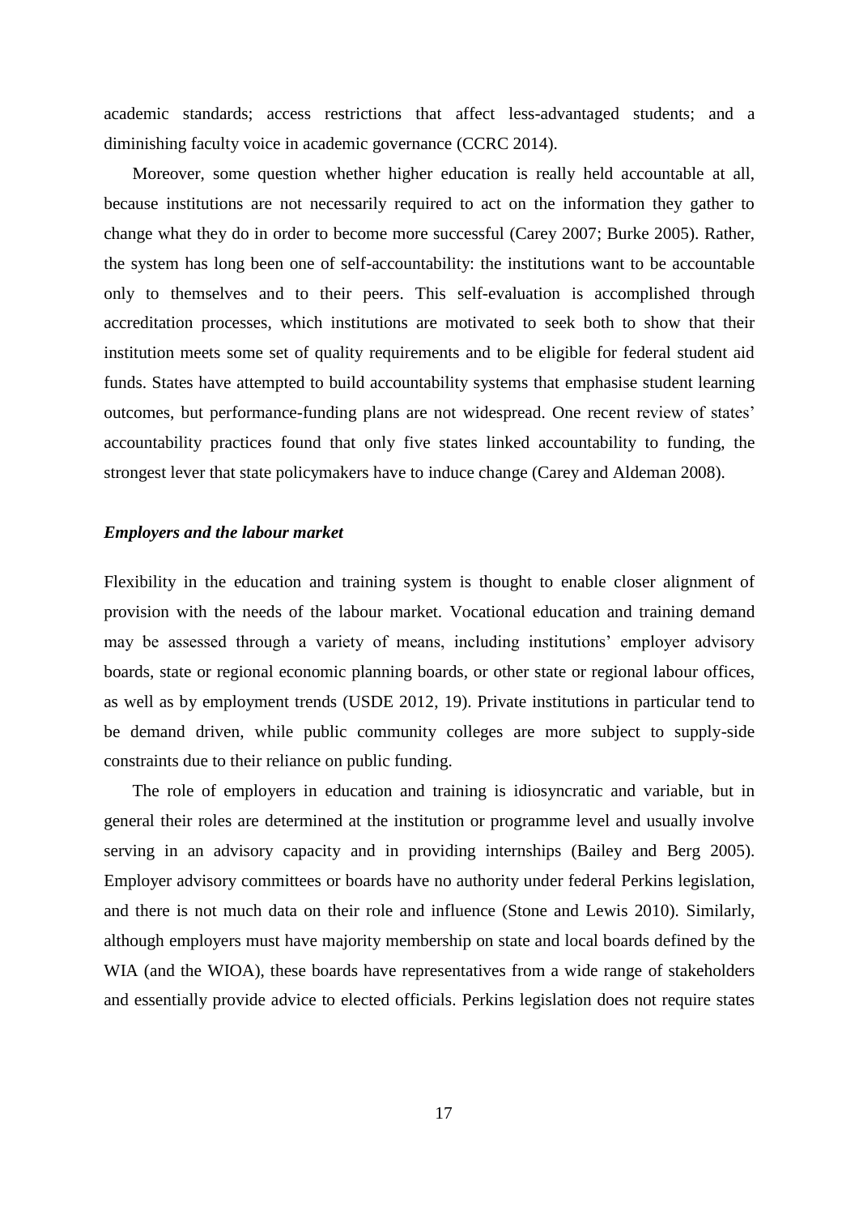academic standards; access restrictions that affect less-advantaged students; and a diminishing faculty voice in academic governance (CCRC 2014).

Moreover, some question whether higher education is really held accountable at all, because institutions are not necessarily required to act on the information they gather to change what they do in order to become more successful (Carey 2007; Burke 2005). Rather, the system has long been one of self-accountability: the institutions want to be accountable only to themselves and to their peers. This self-evaluation is accomplished through accreditation processes, which institutions are motivated to seek both to show that their institution meets some set of quality requirements and to be eligible for federal student aid funds. States have attempted to build accountability systems that emphasise student learning outcomes, but performance-funding plans are not widespread. One recent review of states' accountability practices found that only five states linked accountability to funding, the strongest lever that state policymakers have to induce change (Carey and Aldeman 2008).

### *Employers and the labour market*

Flexibility in the education and training system is thought to enable closer alignment of provision with the needs of the labour market. Vocational education and training demand may be assessed through a variety of means, including institutions' employer advisory boards, state or regional economic planning boards, or other state or regional labour offices, as well as by employment trends (USDE 2012, 19). Private institutions in particular tend to be demand driven, while public community colleges are more subject to supply-side constraints due to their reliance on public funding.

The role of employers in education and training is idiosyncratic and variable, but in general their roles are determined at the institution or programme level and usually involve serving in an advisory capacity and in providing internships (Bailey and Berg 2005). Employer advisory committees or boards have no authority under federal Perkins legislation, and there is not much data on their role and influence (Stone and Lewis 2010). Similarly, although employers must have majority membership on state and local boards defined by the WIA (and the WIOA), these boards have representatives from a wide range of stakeholders and essentially provide advice to elected officials. Perkins legislation does not require states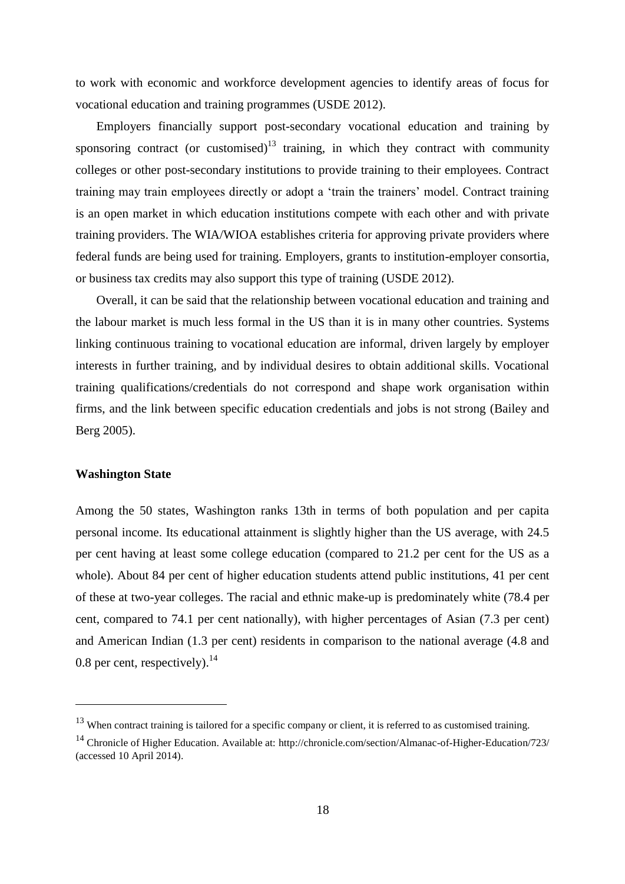to work with economic and workforce development agencies to identify areas of focus for vocational education and training programmes (USDE 2012).

Employers financially support post-secondary vocational education and training by sponsoring contract (or customised)[13] training, in which they contract with community colleges or other post-secondary institutions to provide training to their employees. Contract training may train employees directly or adopt a 'train the trainers' model. Contract training is an open market in which education institutions compete with each other and with private training providers. The WIA/WIOA establishes criteria for approving private providers where federal funds are being used for training. Employers, grants to institution-employer consortia, or business tax credits may also support this type of training (USDE 2012).

Overall, it can be said that the relationship between vocational education and training and the labour market is much less formal in the US than it is in many other countries. Systems linking continuous training to vocational education are informal, driven largely by employer interests in further training, and by individual desires to obtain additional skills. Vocational training qualifications/credentials do not correspond and shape work organisation within firms, and the link between specific education credentials and jobs is not strong (Bailey and Berg 2005).

**Washington State**

Among the 50 states, Washington ranks 13th in terms of both population and per capita personal income. Its educational attainment is slightly higher than the US average, with 24.5 per cent having at least some college education (compared to 21.2 per cent for the US as a whole). About 84 per cent of higher education students attend public institutions, 41 per cent of these at two-year colleges. The racial and ethnic make-up is predominately white (78.4 per cent, compared to 74.1 per cent nationally), with higher percentages of Asian (7.3 per cent) and American Indian (1.3 per cent) residents in comparison to the national average (4.8 and 0.8 per cent, respectively).[14]

---

[13] When contract training is tailored for a specific company or client, it is referred to as customised training.

[14] Chronicle of Higher Education. Available at: http://chronicle.com/section/Almanac-of-Higher-Education/723/ (accessed 10 April 2014).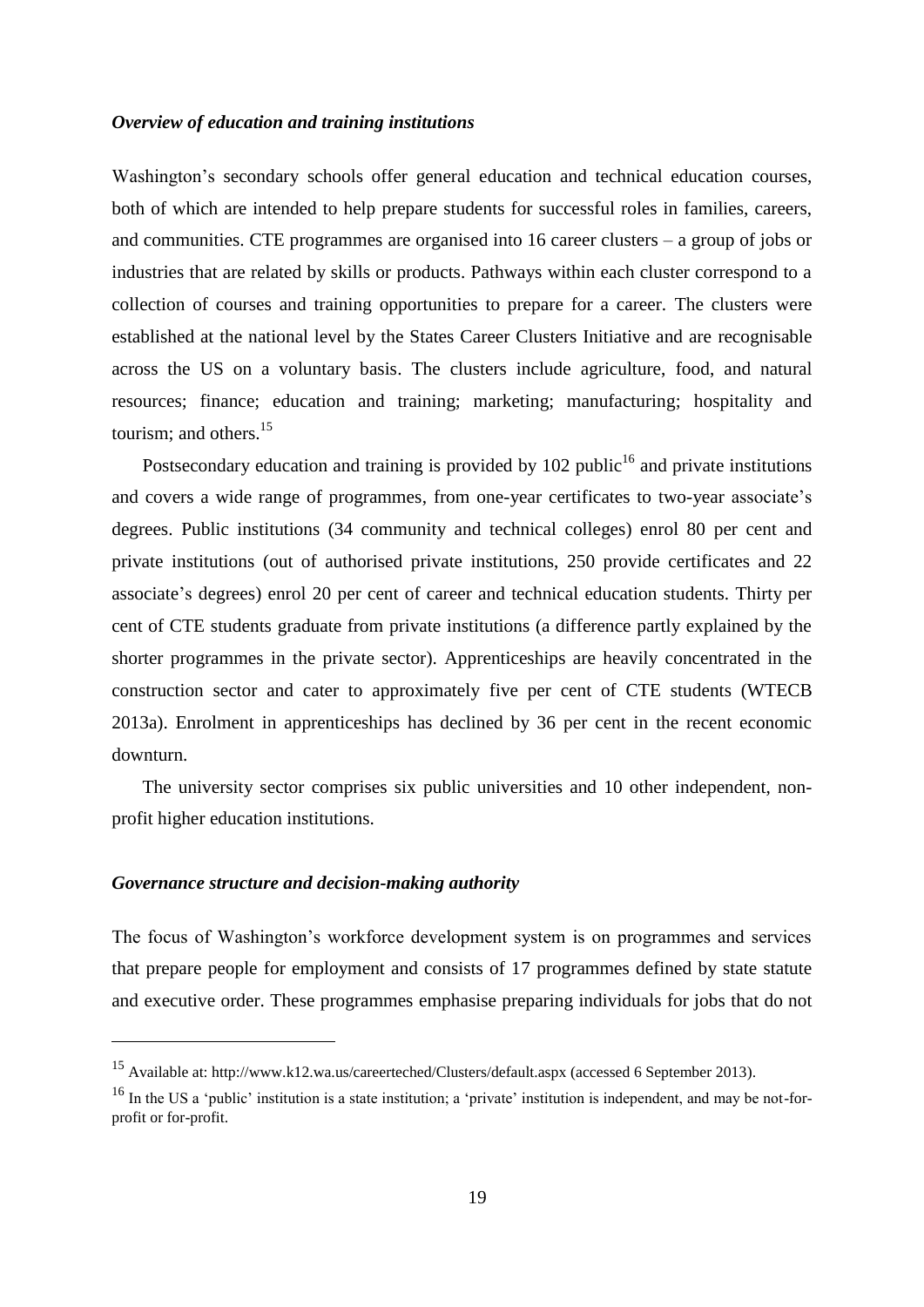### *Overview of education and training institutions*

Washington's secondary schools offer general education and technical education courses, both of which are intended to help prepare students for successful roles in families, careers, and communities. CTE programmes are organised into 16 career clusters – a group of jobs or industries that are related by skills or products. Pathways within each cluster correspond to a collection of courses and training opportunities to prepare for a career. The clusters were established at the national level by the States Career Clusters Initiative and are recognisable across the US on a voluntary basis. The clusters include agriculture, food, and natural resources; finance; education and training; marketing; manufacturing; hospitality and tourism; and others.[15]

Postsecondary education and training is provided by 102 public[16] and private institutions and covers a wide range of programmes, from one-year certificates to two-year associate's degrees. Public institutions (34 community and technical colleges) enrol 80 per cent and private institutions (out of authorised private institutions, 250 provide certificates and 22 associate's degrees) enrol 20 per cent of career and technical education students. Thirty per cent of CTE students graduate from private institutions (a difference partly explained by the shorter programmes in the private sector). Apprenticeships are heavily concentrated in the construction sector and cater to approximately five per cent of CTE students (WTECB 2013a). Enrolment in apprenticeships has declined by 36 per cent in the recent economic downturn.

The university sector comprises six public universities and 10 other independent, non-profit higher education institutions.

### *Governance structure and decision-making authority*

The focus of Washington's workforce development system is on programmes and services that prepare people for employment and consists of 17 programmes defined by state statute and executive order. These programmes emphasise preparing individuals for jobs that do not

---

[15] Available at: http://www.k12.wa.us/careerteched/Clusters/default.aspx (accessed 6 September 2013).

[16] In the US a 'public' institution is a state institution; a 'private' institution is independent, and may be not-for-profit or for-profit.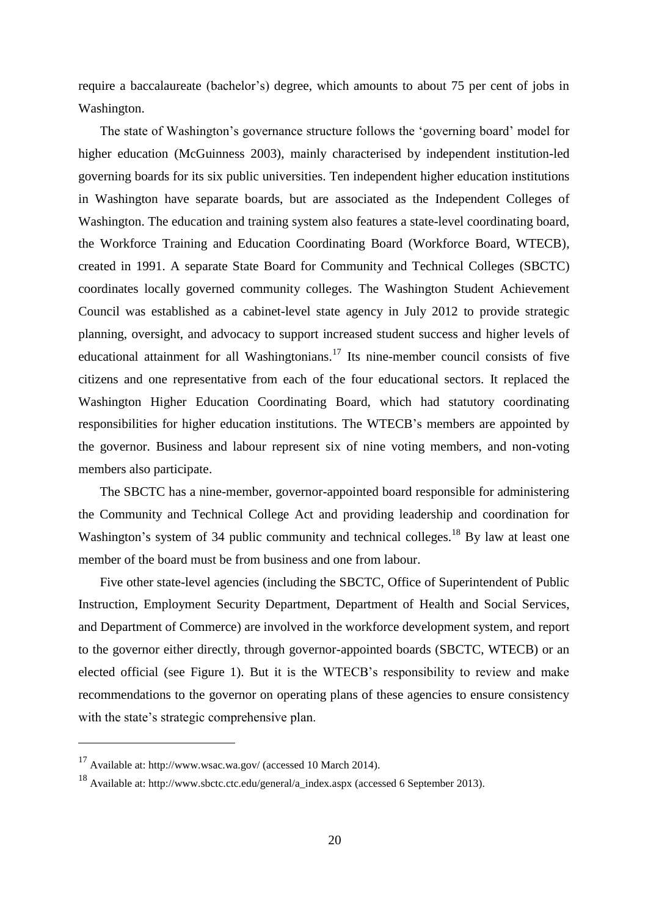require a baccalaureate (bachelor's) degree, which amounts to about 75 per cent of jobs in Washington.

The state of Washington's governance structure follows the 'governing board' model for higher education (McGuinness 2003), mainly characterised by independent institution-led governing boards for its six public universities. Ten independent higher education institutions in Washington have separate boards, but are associated as the Independent Colleges of Washington. The education and training system also features a state-level coordinating board, the Workforce Training and Education Coordinating Board (Workforce Board, WTECB), created in 1991. A separate State Board for Community and Technical Colleges (SBCTC) coordinates locally governed community colleges. The Washington Student Achievement Council was established as a cabinet-level state agency in July 2012 to provide strategic planning, oversight, and advocacy to support increased student success and higher levels of educational attainment for all Washingtonians.[17] Its nine-member council consists of five citizens and one representative from each of the four educational sectors. It replaced the Washington Higher Education Coordinating Board, which had statutory coordinating responsibilities for higher education institutions. The WTECB's members are appointed by the governor. Business and labour represent six of nine voting members, and non-voting members also participate.

The SBCTC has a nine-member, governor-appointed board responsible for administering the Community and Technical College Act and providing leadership and coordination for Washington's system of 34 public community and technical colleges.[18] By law at least one member of the board must be from business and one from labour.

Five other state-level agencies (including the SBCTC, Office of Superintendent of Public Instruction, Employment Security Department, Department of Health and Social Services, and Department of Commerce) are involved in the workforce development system, and report to the governor either directly, through governor-appointed boards (SBCTC, WTECB) or an elected official (see Figure 1). But it is the WTECB's responsibility to review and make recommendations to the governor on operating plans of these agencies to ensure consistency with the state's strategic comprehensive plan.

---

[17] Available at: http://www.wsac.wa.gov/ (accessed 10 March 2014).

[18] Available at: http://www.sbctc.ctc.edu/general/a_index.aspx (accessed 6 September 2013).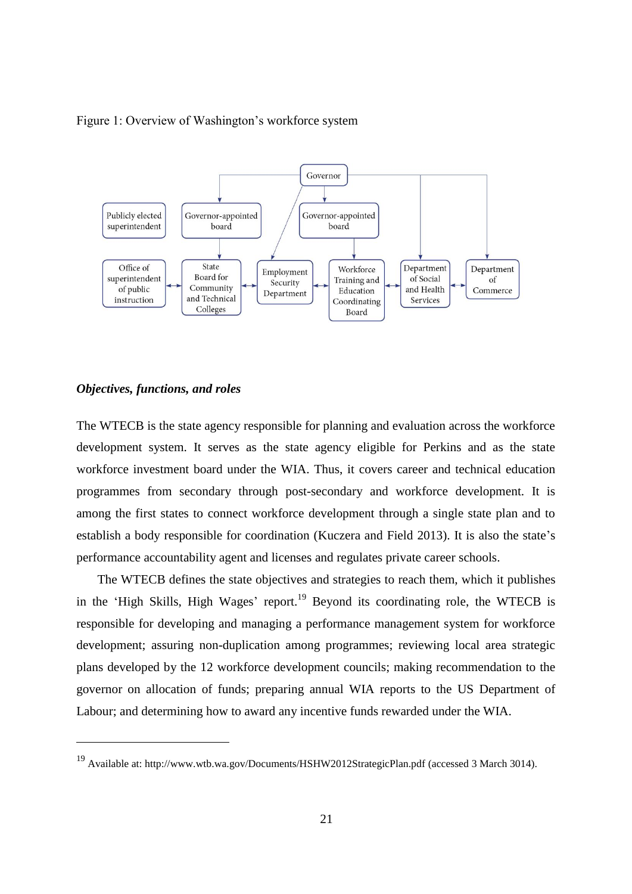Figure 1: Overview of Washington's workforce system

### *Objectives, functions, and roles*

The WTECB is the state agency responsible for planning and evaluation across the workforce development system. It serves as the state agency eligible for Perkins and as the state workforce investment board under the WIA. Thus, it covers career and technical education programmes from secondary through post-secondary and workforce development. It is among the first states to connect workforce development through a single state plan and to establish a body responsible for coordination (Kuczera and Field 2013). It is also the state's performance accountability agent and licenses and regulates private career schools.

The WTECB defines the state objectives and strategies to reach them, which it publishes in the 'High Skills, High Wages' report.[19] Beyond its coordinating role, the WTECB is responsible for developing and managing a performance management system for workforce development; assuring non-duplication among programmes; reviewing local area strategic plans developed by the 12 workforce development councils; making recommendation to the governor on allocation of funds; preparing annual WIA reports to the US Department of Labour; and determining how to award any incentive funds rewarded under the WIA.

---

[19] Available at: http://www.wtb.wa.gov/Documents/HSHW2012StrategicPlan.pdf (accessed 3 March 3014).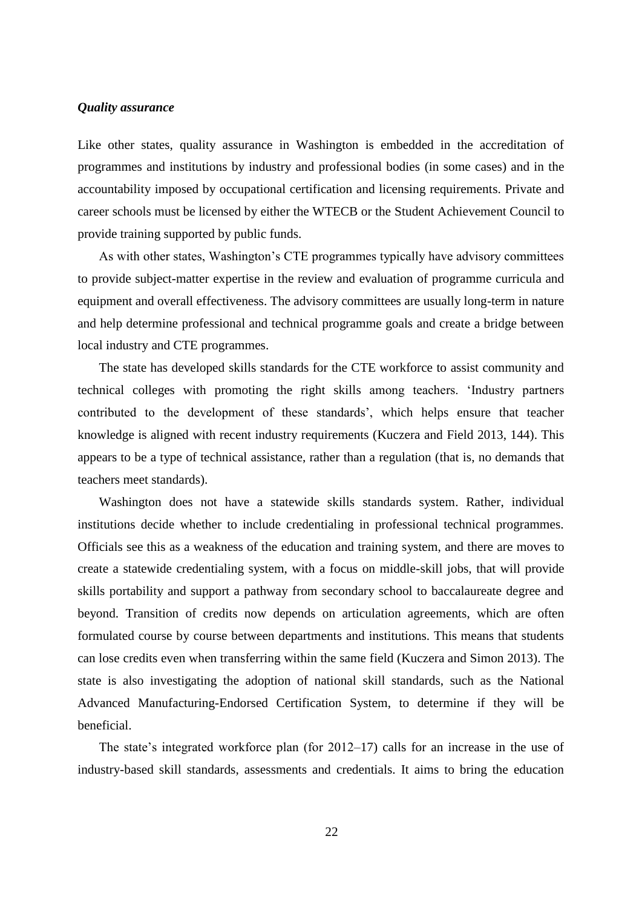### *Quality assurance*

Like other states, quality assurance in Washington is embedded in the accreditation of programmes and institutions by industry and professional bodies (in some cases) and in the accountability imposed by occupational certification and licensing requirements. Private and career schools must be licensed by either the WTECB or the Student Achievement Council to provide training supported by public funds.

As with other states, Washington's CTE programmes typically have advisory committees to provide subject-matter expertise in the review and evaluation of programme curricula and equipment and overall effectiveness. The advisory committees are usually long-term in nature and help determine professional and technical programme goals and create a bridge between local industry and CTE programmes.

The state has developed skills standards for the CTE workforce to assist community and technical colleges with promoting the right skills among teachers. 'Industry partners contributed to the development of these standards', which helps ensure that teacher knowledge is aligned with recent industry requirements (Kuczera and Field 2013, 144). This appears to be a type of technical assistance, rather than a regulation (that is, no demands that teachers meet standards).

Washington does not have a statewide skills standards system. Rather, individual institutions decide whether to include credentialing in professional technical programmes. Officials see this as a weakness of the education and training system, and there are moves to create a statewide credentialing system, with a focus on middle-skill jobs, that will provide skills portability and support a pathway from secondary school to baccalaureate degree and beyond. Transition of credits now depends on articulation agreements, which are often formulated course by course between departments and institutions. This means that students can lose credits even when transferring within the same field (Kuczera and Simon 2013). The state is also investigating the adoption of national skill standards, such as the National Advanced Manufacturing-Endorsed Certification System, to determine if they will be beneficial.

The state's integrated workforce plan (for 2012–17) calls for an increase in the use of industry-based skill standards, assessments and credentials. It aims to bring the education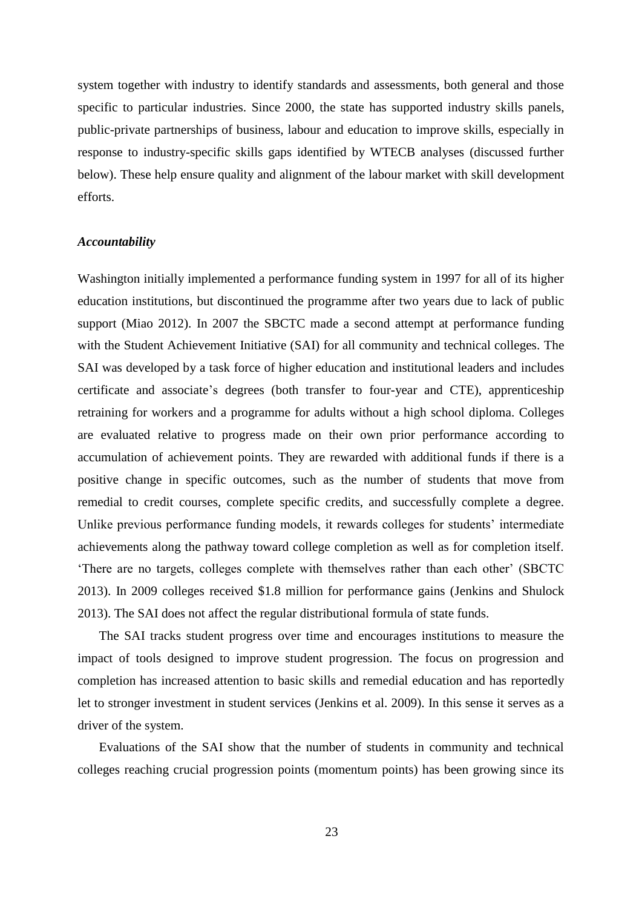system together with industry to identify standards and assessments, both general and those specific to particular industries. Since 2000, the state has supported industry skills panels, public-private partnerships of business, labour and education to improve skills, especially in response to industry-specific skills gaps identified by WTECB analyses (discussed further below). These help ensure quality and alignment of the labour market with skill development efforts.

***Accountability***

Washington initially implemented a performance funding system in 1997 for all of its higher education institutions, but discontinued the programme after two years due to lack of public support (Miao 2012). In 2007 the SBCTC made a second attempt at performance funding with the Student Achievement Initiative (SAI) for all community and technical colleges. The SAI was developed by a task force of higher education and institutional leaders and includes certificate and associate's degrees (both transfer to four-year and CTE), apprenticeship retraining for workers and a programme for adults without a high school diploma. Colleges are evaluated relative to progress made on their own prior performance according to accumulation of achievement points. They are rewarded with additional funds if there is a positive change in specific outcomes, such as the number of students that move from remedial to credit courses, complete specific credits, and successfully complete a degree. Unlike previous performance funding models, it rewards colleges for students' intermediate achievements along the pathway toward college completion as well as for completion itself. 'There are no targets, colleges complete with themselves rather than each other' (SBCTC 2013). In 2009 colleges received $1.8 million for performance gains (Jenkins and Shulock 2013). The SAI does not affect the regular distributional formula of state funds.

The SAI tracks student progress over time and encourages institutions to measure the impact of tools designed to improve student progression. The focus on progression and completion has increased attention to basic skills and remedial education and has reportedly let to stronger investment in student services (Jenkins et al. 2009). In this sense it serves as a driver of the system.

Evaluations of the SAI show that the number of students in community and technical colleges reaching crucial progression points (momentum points) has been growing since its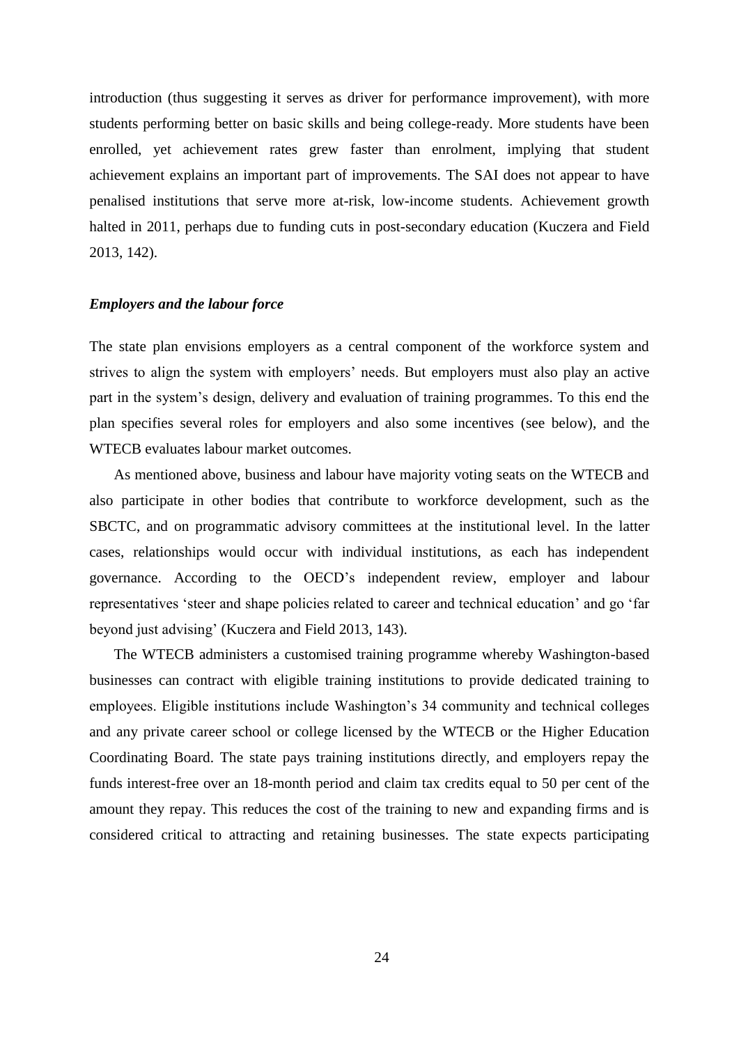introduction (thus suggesting it serves as driver for performance improvement), with more students performing better on basic skills and being college-ready. More students have been enrolled, yet achievement rates grew faster than enrolment, implying that student achievement explains an important part of improvements. The SAI does not appear to have penalised institutions that serve more at-risk, low-income students. Achievement growth halted in 2011, perhaps due to funding cuts in post-secondary education (Kuczera and Field 2013, 142).

### *Employers and the labour force*

The state plan envisions employers as a central component of the workforce system and strives to align the system with employers' needs. But employers must also play an active part in the system's design, delivery and evaluation of training programmes. To this end the plan specifies several roles for employers and also some incentives (see below), and the WTECB evaluates labour market outcomes.

As mentioned above, business and labour have majority voting seats on the WTECB and also participate in other bodies that contribute to workforce development, such as the SBCTC, and on programmatic advisory committees at the institutional level. In the latter cases, relationships would occur with individual institutions, as each has independent governance. According to the OECD's independent review, employer and labour representatives 'steer and shape policies related to career and technical education' and go 'far beyond just advising' (Kuczera and Field 2013, 143).

The WTECB administers a customised training programme whereby Washington-based businesses can contract with eligible training institutions to provide dedicated training to employees. Eligible institutions include Washington's 34 community and technical colleges and any private career school or college licensed by the WTECB or the Higher Education Coordinating Board. The state pays training institutions directly, and employers repay the funds interest-free over an 18-month period and claim tax credits equal to 50 per cent of the amount they repay. This reduces the cost of the training to new and expanding firms and is considered critical to attracting and retaining businesses. The state expects participating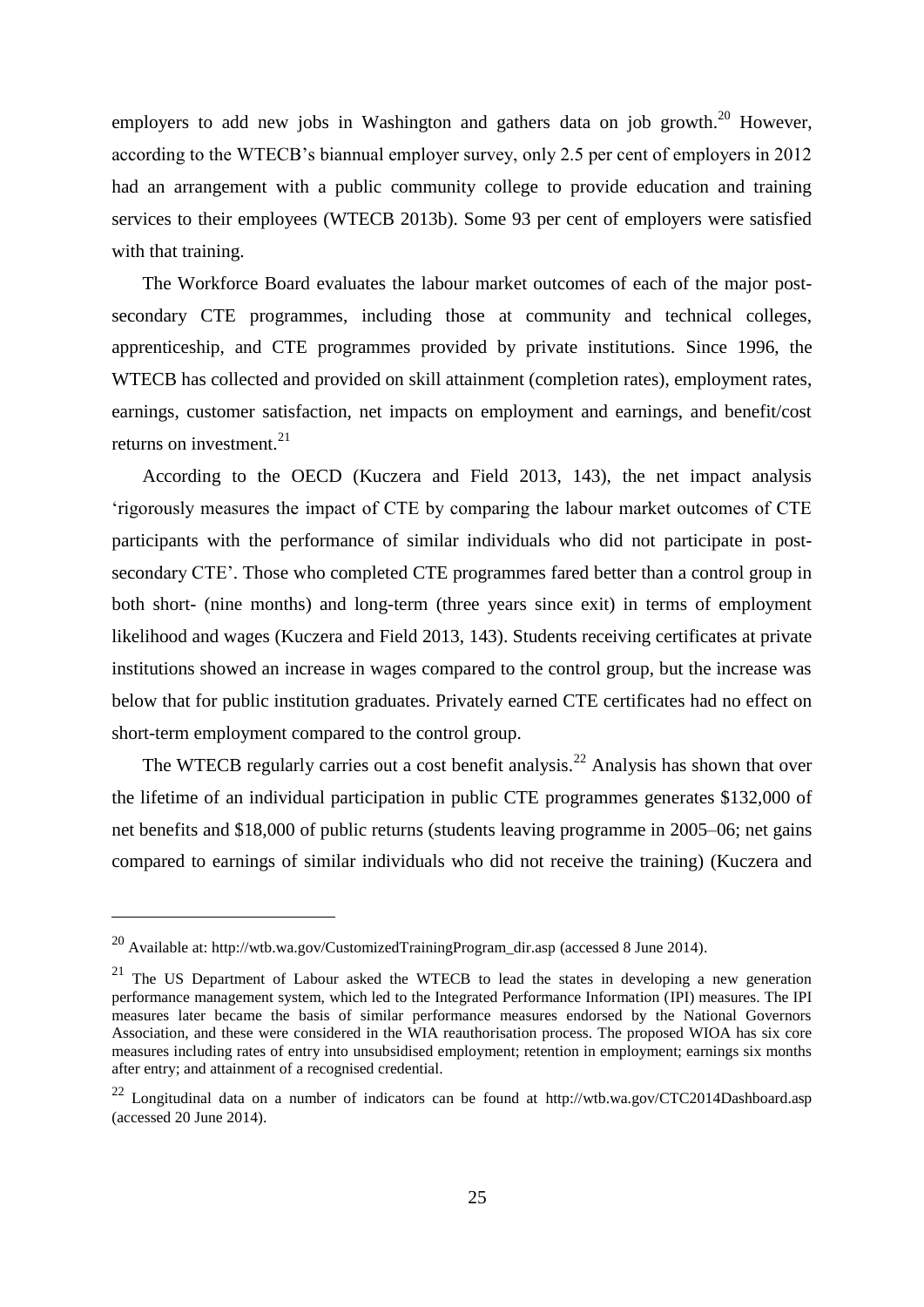employers to add new jobs in Washington and gathers data on job growth.[20] However, according to the WTECB's biannual employer survey, only 2.5 per cent of employers in 2012 had an arrangement with a public community college to provide education and training services to their employees (WTECB 2013b). Some 93 per cent of employers were satisfied with that training.

The Workforce Board evaluates the labour market outcomes of each of the major post-secondary CTE programmes, including those at community and technical colleges, apprenticeship, and CTE programmes provided by private institutions. Since 1996, the WTECB has collected and provided on skill attainment (completion rates), employment rates, earnings, customer satisfaction, net impacts on employment and earnings, and benefit/cost returns on investment.[21]

According to the OECD (Kuczera and Field 2013, 143), the net impact analysis 'rigorously measures the impact of CTE by comparing the labour market outcomes of CTE participants with the performance of similar individuals who did not participate in post-secondary CTE'. Those who completed CTE programmes fared better than a control group in both short- (nine months) and long-term (three years since exit) in terms of employment likelihood and wages (Kuczera and Field 2013, 143). Students receiving certificates at private institutions showed an increase in wages compared to the control group, but the increase was below that for public institution graduates. Privately earned CTE certificates had no effect on short-term employment compared to the control group.

The WTECB regularly carries out a cost benefit analysis.[22] Analysis has shown that over the lifetime of an individual participation in public CTE programmes generates \$132,000 of net benefits and \$18,000 of public returns (students leaving programme in 2005–06; net gains compared to earnings of similar individuals who did not receive the training) (Kuczera and

---

[20] Available at: http://wtb.wa.gov/CustomizedTrainingProgram_dir.asp (accessed 8 June 2014).

[21] The US Department of Labour asked the WTECB to lead the states in developing a new generation performance management system, which led to the Integrated Performance Information (IPI) measures. The IPI measures later became the basis of similar performance measures endorsed by the National Governors Association, and these were considered in the WIA reauthorisation process. The proposed WIOA has six core measures including rates of entry into unsubsidised employment; retention in employment; earnings six months after entry; and attainment of a recognised credential.

[22] Longitudinal data on a number of indicators can be found at http://wtb.wa.gov/CTC2014Dashboard.asp (accessed 20 June 2014).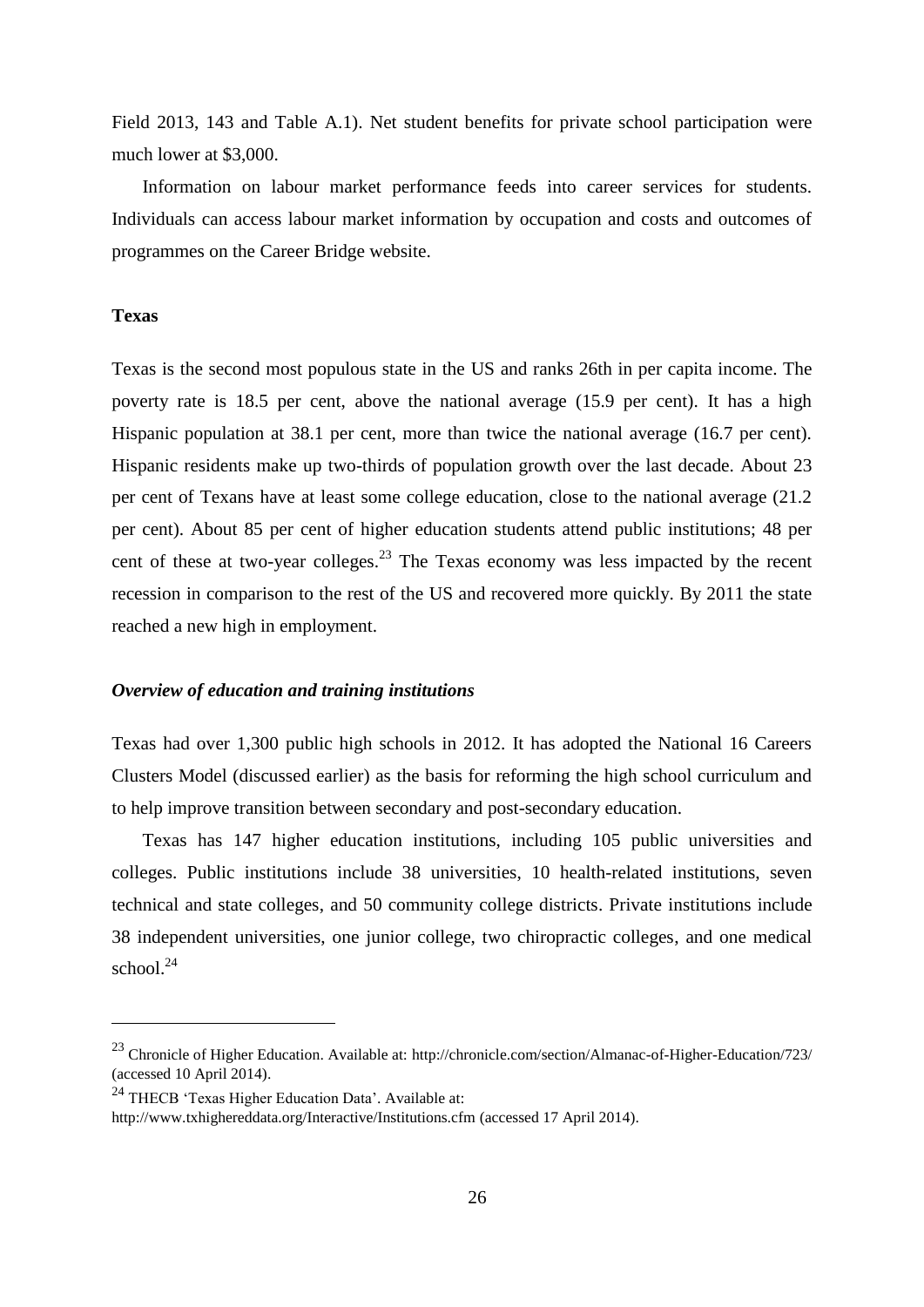Field 2013, 143 and Table A.1). Net student benefits for private school participation were much lower at $3,000.

Information on labour market performance feeds into career services for students. Individuals can access labour market information by occupation and costs and outcomes of programmes on the Career Bridge website.

### Texas

Texas is the second most populous state in the US and ranks 26th in per capita income. The poverty rate is 18.5 per cent, above the national average (15.9 per cent). It has a high Hispanic population at 38.1 per cent, more than twice the national average (16.7 per cent). Hispanic residents make up two-thirds of population growth over the last decade. About 23 per cent of Texans have at least some college education, close to the national average (21.2 per cent). About 85 per cent of higher education students attend public institutions; 48 per cent of these at two-year colleges.[23] The Texas economy was less impacted by the recent recession in comparison to the rest of the US and recovered more quickly. By 2011 the state reached a new high in employment.

#### *Overview of education and training institutions*

Texas had over 1,300 public high schools in 2012. It has adopted the National 16 Careers Clusters Model (discussed earlier) as the basis for reforming the high school curriculum and to help improve transition between secondary and post-secondary education.

Texas has 147 higher education institutions, including 105 public universities and colleges. Public institutions include 38 universities, 10 health-related institutions, seven technical and state colleges, and 50 community college districts. Private institutions include 38 independent universities, one junior college, two chiropractic colleges, and one medical school.[24]

---

[23] Chronicle of Higher Education. Available at: http://chronicle.com/section/Almanac-of-Higher-Education/723/ (accessed 10 April 2014).

[24] THECB 'Texas Higher Education Data'. Available at: http://www.txhighereddata.org/Interactive/Institutions.cfm (accessed 17 April 2014).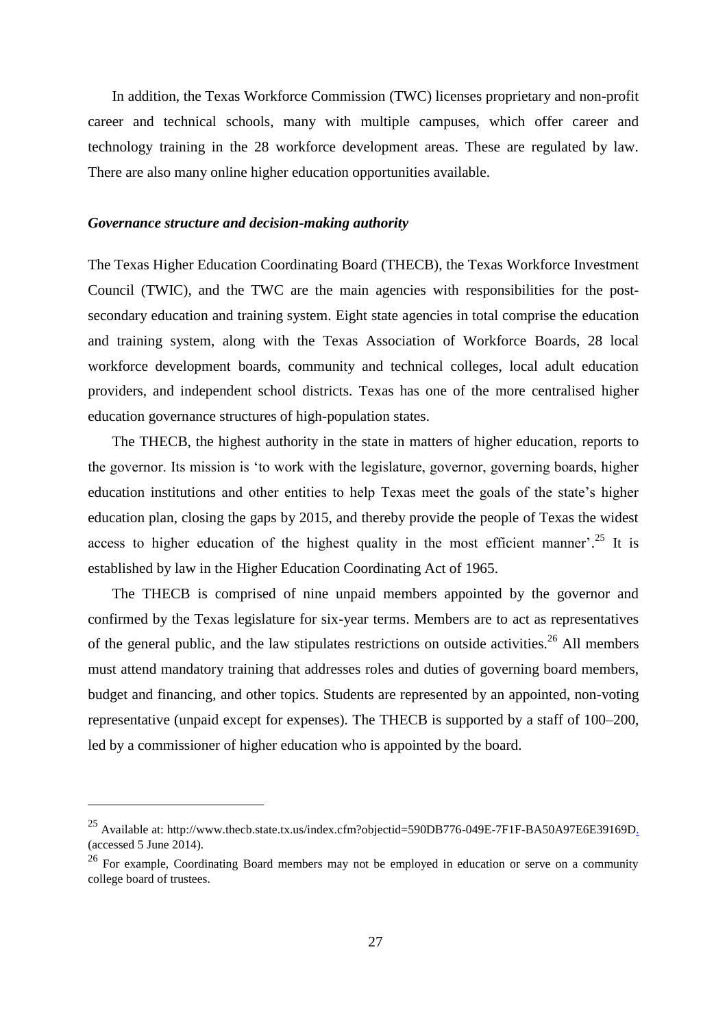In addition, the Texas Workforce Commission (TWC) licenses proprietary and non-profit career and technical schools, many with multiple campuses, which offer career and technology training in the 28 workforce development areas. These are regulated by law. There are also many online higher education opportunities available.

***Governance structure and decision-making authority***

The Texas Higher Education Coordinating Board (THECB), the Texas Workforce Investment Council (TWIC), and the TWC are the main agencies with responsibilities for the post-secondary education and training system. Eight state agencies in total comprise the education and training system, along with the Texas Association of Workforce Boards, 28 local workforce development boards, community and technical colleges, local adult education providers, and independent school districts. Texas has one of the more centralised higher education governance structures of high-population states.

The THECB, the highest authority in the state in matters of higher education, reports to the governor. Its mission is 'to work with the legislature, governor, governing boards, higher education institutions and other entities to help Texas meet the goals of the state's higher education plan, closing the gaps by 2015, and thereby provide the people of Texas the widest access to higher education of the highest quality in the most efficient manner'.[25] It is established by law in the Higher Education Coordinating Act of 1965.

The THECB is comprised of nine unpaid members appointed by the governor and confirmed by the Texas legislature for six-year terms. Members are to act as representatives of the general public, and the law stipulates restrictions on outside activities.[26] All members must attend mandatory training that addresses roles and duties of governing board members, budget and financing, and other topics. Students are represented by an appointed, non-voting representative (unpaid except for expenses). The THECB is supported by a staff of 100–200, led by a commissioner of higher education who is appointed by the board.

---

[25] Available at: http://www.thecb.state.tx.us/index.cfm?objectid=590DB776-049E-7F1F-BA50A97E6E39169D. (accessed 5 June 2014).

[26] For example, Coordinating Board members may not be employed in education or serve on a community college board of trustees.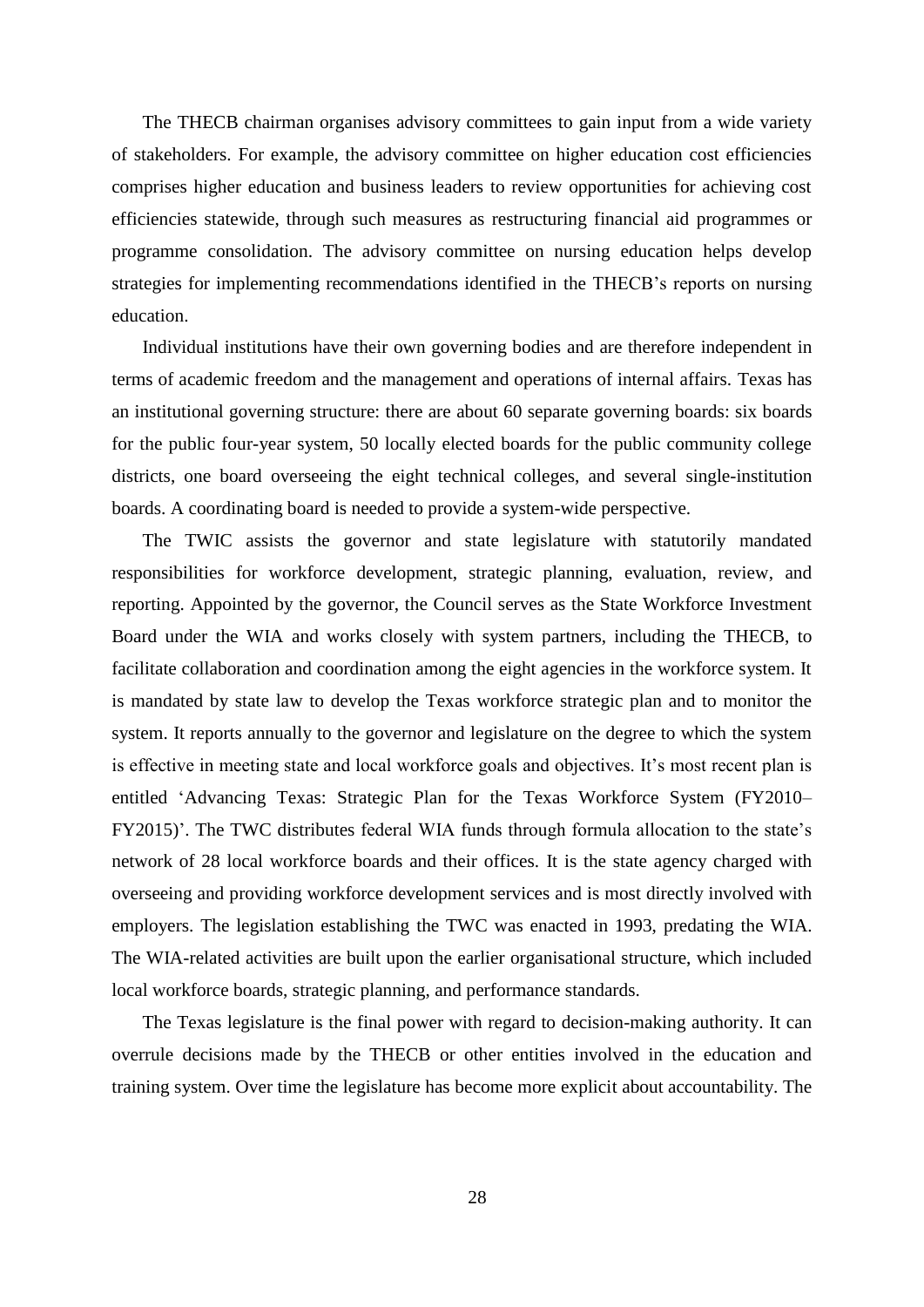The THECB chairman organises advisory committees to gain input from a wide variety of stakeholders. For example, the advisory committee on higher education cost efficiencies comprises higher education and business leaders to review opportunities for achieving cost efficiencies statewide, through such measures as restructuring financial aid programmes or programme consolidation. The advisory committee on nursing education helps develop strategies for implementing recommendations identified in the THECB's reports on nursing education.

Individual institutions have their own governing bodies and are therefore independent in terms of academic freedom and the management and operations of internal affairs. Texas has an institutional governing structure: there are about 60 separate governing boards: six boards for the public four-year system, 50 locally elected boards for the public community college districts, one board overseeing the eight technical colleges, and several single-institution boards. A coordinating board is needed to provide a system-wide perspective.

The TWIC assists the governor and state legislature with statutorily mandated responsibilities for workforce development, strategic planning, evaluation, review, and reporting. Appointed by the governor, the Council serves as the State Workforce Investment Board under the WIA and works closely with system partners, including the THECB, to facilitate collaboration and coordination among the eight agencies in the workforce system. It is mandated by state law to develop the Texas workforce strategic plan and to monitor the system. It reports annually to the governor and legislature on the degree to which the system is effective in meeting state and local workforce goals and objectives. It's most recent plan is entitled 'Advancing Texas: Strategic Plan for the Texas Workforce System (FY2010–FY2015)'. The TWC distributes federal WIA funds through formula allocation to the state's network of 28 local workforce boards and their offices. It is the state agency charged with overseeing and providing workforce development services and is most directly involved with employers. The legislation establishing the TWC was enacted in 1993, predating the WIA. The WIA-related activities are built upon the earlier organisational structure, which included local workforce boards, strategic planning, and performance standards.

The Texas legislature is the final power with regard to decision-making authority. It can overrule decisions made by the THECB or other entities involved in the education and training system. Over time the legislature has become more explicit about accountability. The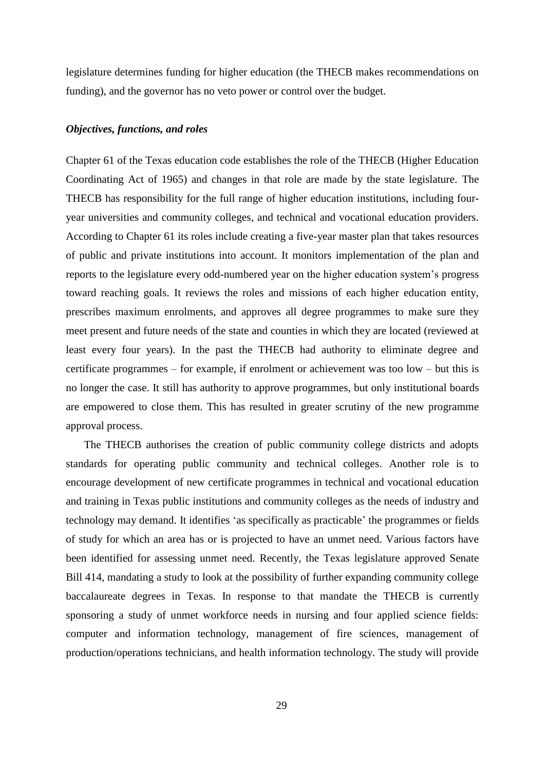legislature determines funding for higher education (the THECB makes recommendations on funding), and the governor has no veto power or control over the budget.

### *Objectives, functions, and roles*

Chapter 61 of the Texas education code establishes the role of the THECB (Higher Education Coordinating Act of 1965) and changes in that role are made by the state legislature. The THECB has responsibility for the full range of higher education institutions, including four-year universities and community colleges, and technical and vocational education providers. According to Chapter 61 its roles include creating a five-year master plan that takes resources of public and private institutions into account. It monitors implementation of the plan and reports to the legislature every odd-numbered year on the higher education system's progress toward reaching goals. It reviews the roles and missions of each higher education entity, prescribes maximum enrolments, and approves all degree programmes to make sure they meet present and future needs of the state and counties in which they are located (reviewed at least every four years). In the past the THECB had authority to eliminate degree and certificate programmes – for example, if enrolment or achievement was too low – but this is no longer the case. It still has authority to approve programmes, but only institutional boards are empowered to close them. This has resulted in greater scrutiny of the new programme approval process.

The THECB authorises the creation of public community college districts and adopts standards for operating public community and technical colleges. Another role is to encourage development of new certificate programmes in technical and vocational education and training in Texas public institutions and community colleges as the needs of industry and technology may demand. It identifies 'as specifically as practicable' the programmes or fields of study for which an area has or is projected to have an unmet need. Various factors have been identified for assessing unmet need. Recently, the Texas legislature approved Senate Bill 414, mandating a study to look at the possibility of further expanding community college baccalaureate degrees in Texas. In response to that mandate the THECB is currently sponsoring a study of unmet workforce needs in nursing and four applied science fields: computer and information technology, management of fire sciences, management of production/operations technicians, and health information technology. The study will provide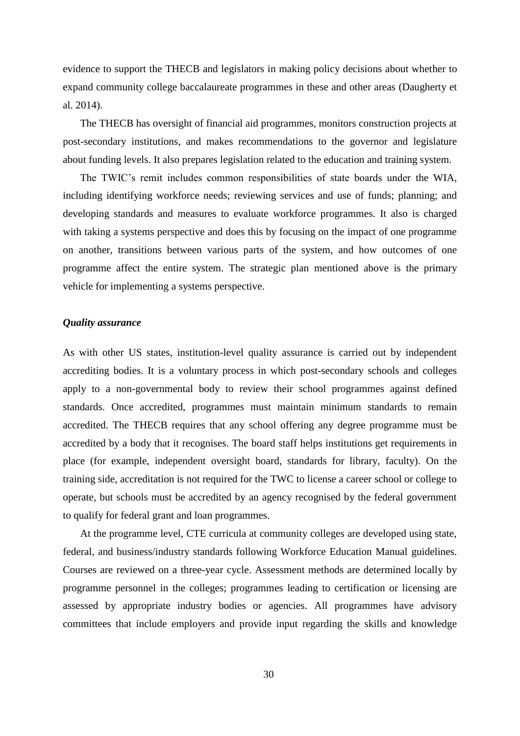evidence to support the THECB and legislators in making policy decisions about whether to expand community college baccalaureate programmes in these and other areas (Daugherty et al. 2014).

The THECB has oversight of financial aid programmes, monitors construction projects at post-secondary institutions, and makes recommendations to the governor and legislature about funding levels. It also prepares legislation related to the education and training system.

The TWIC's remit includes common responsibilities of state boards under the WIA, including identifying workforce needs; reviewing services and use of funds; planning; and developing standards and measures to evaluate workforce programmes. It also is charged with taking a systems perspective and does this by focusing on the impact of one programme on another, transitions between various parts of the system, and how outcomes of one programme affect the entire system. The strategic plan mentioned above is the primary vehicle for implementing a systems perspective.

### *Quality assurance*

As with other US states, institution-level quality assurance is carried out by independent accrediting bodies. It is a voluntary process in which post-secondary schools and colleges apply to a non-governmental body to review their school programmes against defined standards. Once accredited, programmes must maintain minimum standards to remain accredited. The THECB requires that any school offering any degree programme must be accredited by a body that it recognises. The board staff helps institutions get requirements in place (for example, independent oversight board, standards for library, faculty). On the training side, accreditation is not required for the TWC to license a career school or college to operate, but schools must be accredited by an agency recognised by the federal government to qualify for federal grant and loan programmes.

At the programme level, CTE curricula at community colleges are developed using state, federal, and business/industry standards following Workforce Education Manual guidelines. Courses are reviewed on a three-year cycle. Assessment methods are determined locally by programme personnel in the colleges; programmes leading to certification or licensing are assessed by appropriate industry bodies or agencies. All programmes have advisory committees that include employers and provide input regarding the skills and knowledge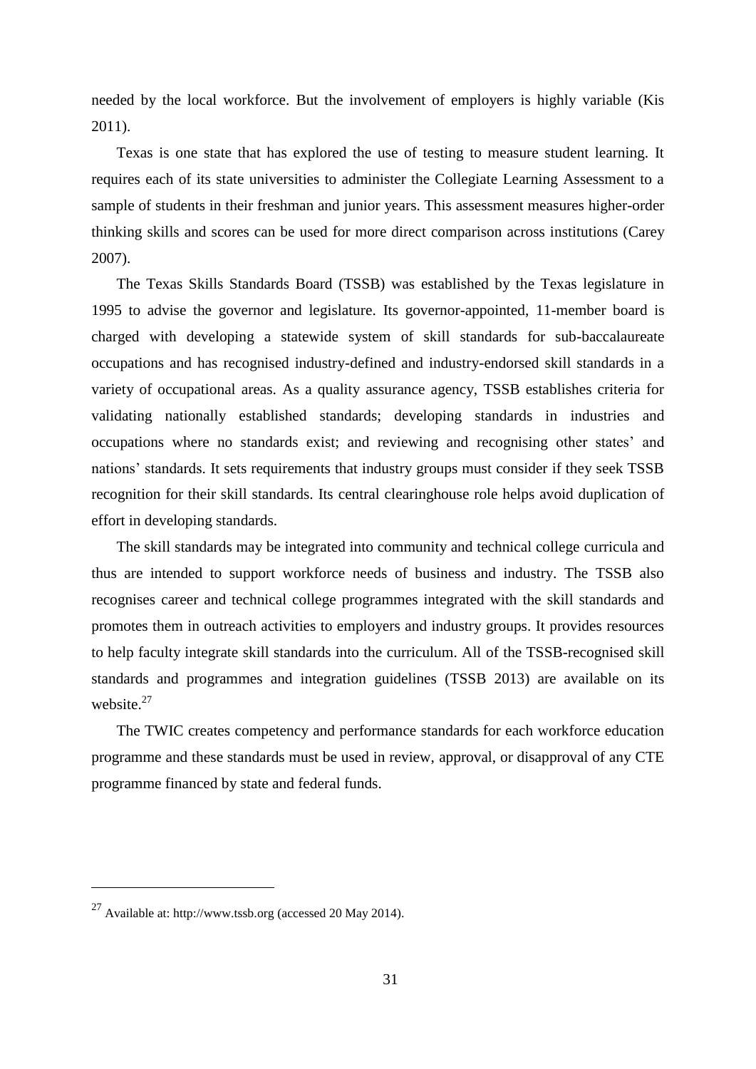needed by the local workforce. But the involvement of employers is highly variable (Kis 2011).

Texas is one state that has explored the use of testing to measure student learning. It requires each of its state universities to administer the Collegiate Learning Assessment to a sample of students in their freshman and junior years. This assessment measures higher-order thinking skills and scores can be used for more direct comparison across institutions (Carey 2007).

The Texas Skills Standards Board (TSSB) was established by the Texas legislature in 1995 to advise the governor and legislature. Its governor-appointed, 11-member board is charged with developing a statewide system of skill standards for sub-baccalaureate occupations and has recognised industry-defined and industry-endorsed skill standards in a variety of occupational areas. As a quality assurance agency, TSSB establishes criteria for validating nationally established standards; developing standards in industries and occupations where no standards exist; and reviewing and recognising other states' and nations' standards. It sets requirements that industry groups must consider if they seek TSSB recognition for their skill standards. Its central clearinghouse role helps avoid duplication of effort in developing standards.

The skill standards may be integrated into community and technical college curricula and thus are intended to support workforce needs of business and industry. The TSSB also recognises career and technical college programmes integrated with the skill standards and promotes them in outreach activities to employers and industry groups. It provides resources to help faculty integrate skill standards into the curriculum. All of the TSSB-recognised skill standards and programmes and integration guidelines (TSSB 2013) are available on its website.[27]

The TWIC creates competency and performance standards for each workforce education programme and these standards must be used in review, approval, or disapproval of any CTE programme financed by state and federal funds.

---

[27] Available at: http://www.tssb.org (accessed 20 May 2014).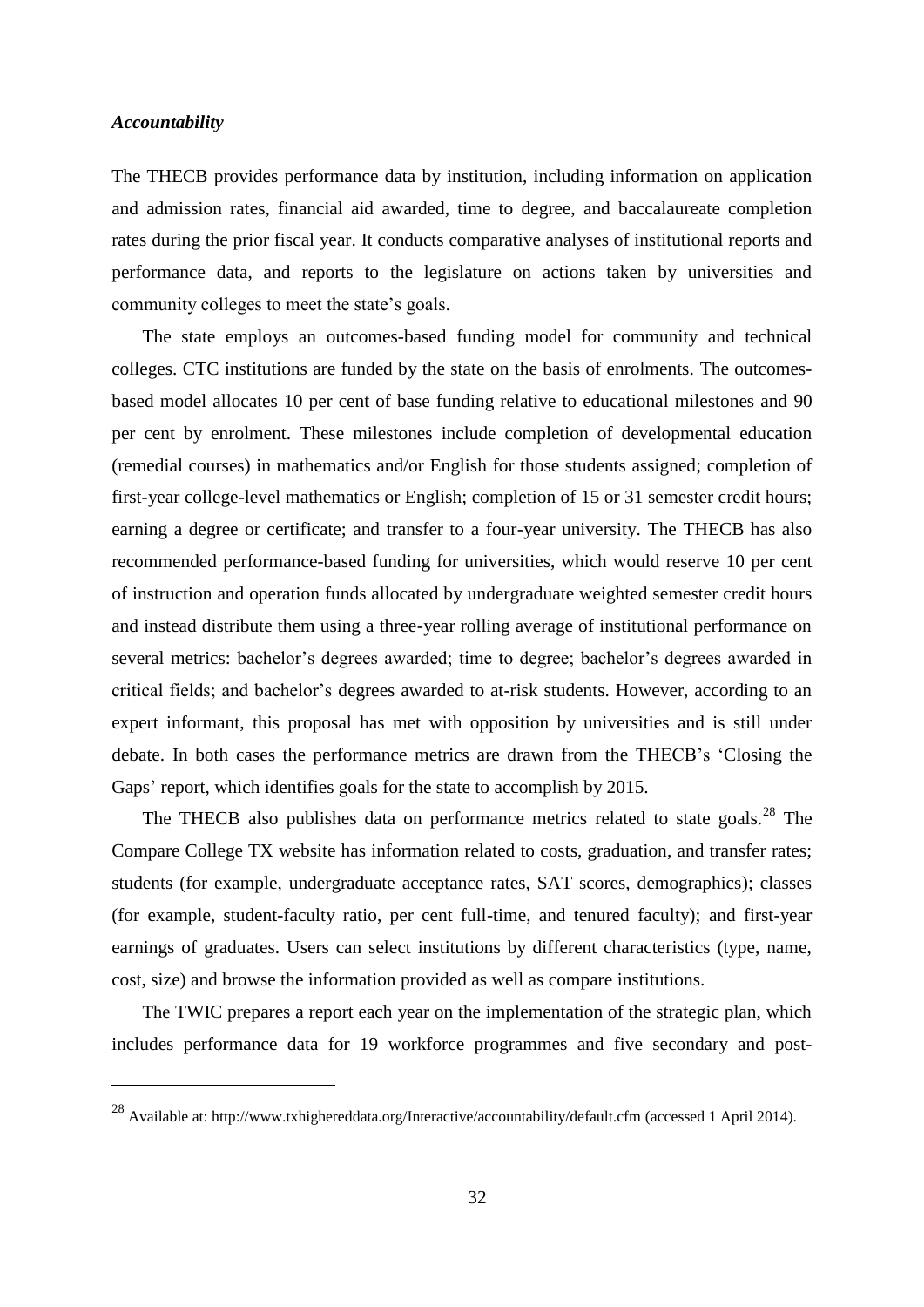### *Accountability*

The THECB provides performance data by institution, including information on application and admission rates, financial aid awarded, time to degree, and baccalaureate completion rates during the prior fiscal year. It conducts comparative analyses of institutional reports and performance data, and reports to the legislature on actions taken by universities and community colleges to meet the state's goals.

The state employs an outcomes-based funding model for community and technical colleges. CTC institutions are funded by the state on the basis of enrolments. The outcomes-based model allocates 10 per cent of base funding relative to educational milestones and 90 per cent by enrolment. These milestones include completion of developmental education (remedial courses) in mathematics and/or English for those students assigned; completion of first-year college-level mathematics or English; completion of 15 or 31 semester credit hours; earning a degree or certificate; and transfer to a four-year university. The THECB has also recommended performance-based funding for universities, which would reserve 10 per cent of instruction and operation funds allocated by undergraduate weighted semester credit hours and instead distribute them using a three-year rolling average of institutional performance on several metrics: bachelor's degrees awarded; time to degree; bachelor's degrees awarded in critical fields; and bachelor's degrees awarded to at-risk students. However, according to an expert informant, this proposal has met with opposition by universities and is still under debate. In both cases the performance metrics are drawn from the THECB's 'Closing the Gaps' report, which identifies goals for the state to accomplish by 2015.

The THECB also publishes data on performance metrics related to state goals.[28] The Compare College TX website has information related to costs, graduation, and transfer rates; students (for example, undergraduate acceptance rates, SAT scores, demographics); classes (for example, student-faculty ratio, per cent full-time, and tenured faculty); and first-year earnings of graduates. Users can select institutions by different characteristics (type, name, cost, size) and browse the information provided as well as compare institutions.

The TWIC prepares a report each year on the implementation of the strategic plan, which includes performance data for 19 workforce programmes and five secondary and post-

---

[28] Available at: http://www.txhighereddata.org/Interactive/accountability/default.cfm (accessed 1 April 2014).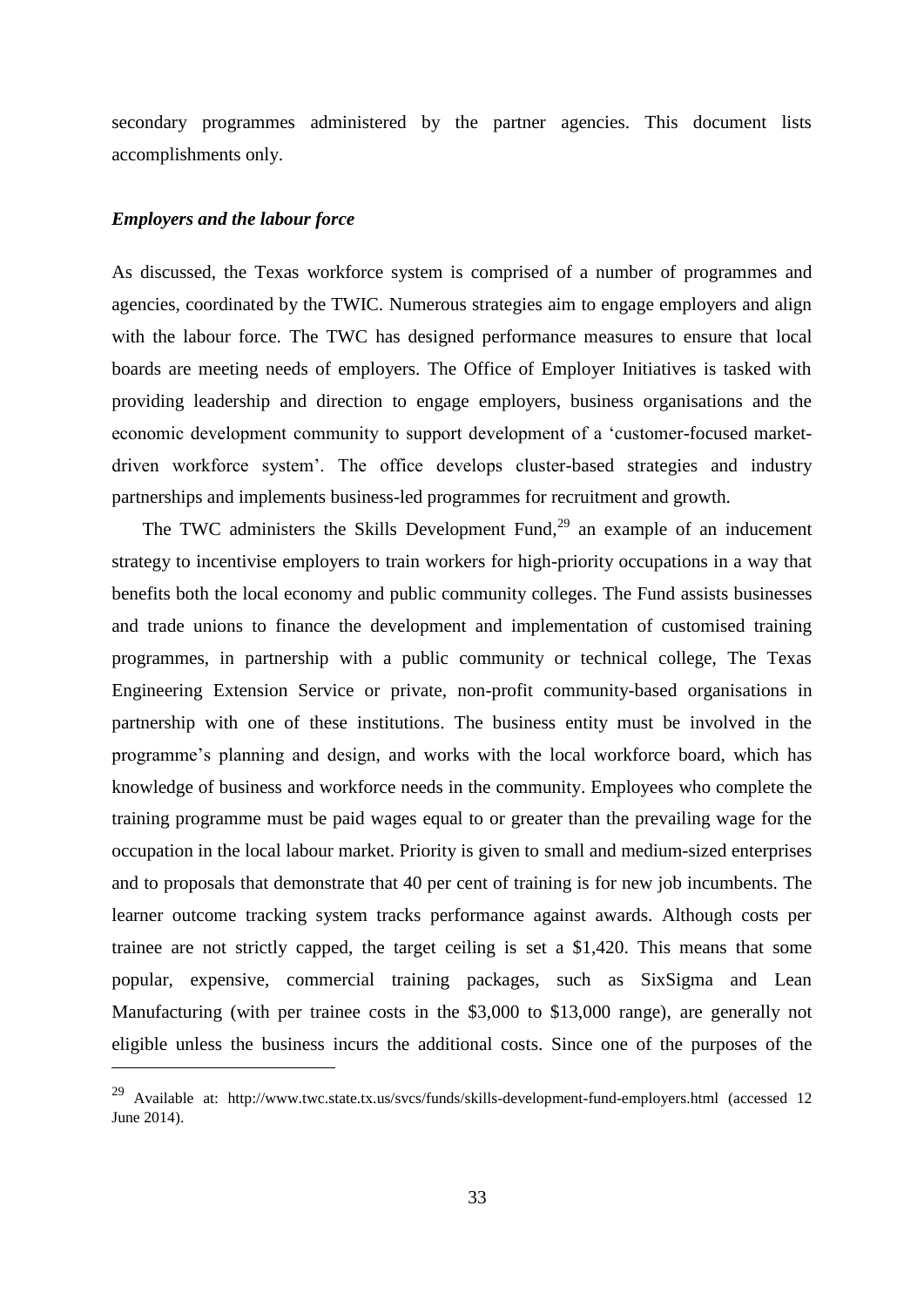secondary programmes administered by the partner agencies. This document lists accomplishments only.

### *Employers and the labour force*

As discussed, the Texas workforce system is comprised of a number of programmes and agencies, coordinated by the TWIC. Numerous strategies aim to engage employers and align with the labour force. The TWC has designed performance measures to ensure that local boards are meeting needs of employers. The Office of Employer Initiatives is tasked with providing leadership and direction to engage employers, business organisations and the economic development community to support development of a 'customer-focused market-driven workforce system'. The office develops cluster-based strategies and industry partnerships and implements business-led programmes for recruitment and growth.

The TWC administers the Skills Development Fund,[29] an example of an inducement strategy to incentivise employers to train workers for high-priority occupations in a way that benefits both the local economy and public community colleges. The Fund assists businesses and trade unions to finance the development and implementation of customised training programmes, in partnership with a public community or technical college, The Texas Engineering Extension Service or private, non-profit community-based organisations in partnership with one of these institutions. The business entity must be involved in the programme's planning and design, and works with the local workforce board, which has knowledge of business and workforce needs in the community. Employees who complete the training programme must be paid wages equal to or greater than the prevailing wage for the occupation in the local labour market. Priority is given to small and medium-sized enterprises and to proposals that demonstrate that 40 per cent of training is for new job incumbents. The learner outcome tracking system tracks performance against awards. Although costs per trainee are not strictly capped, the target ceiling is set a $1,420. This means that some popular, expensive, commercial training packages, such as SixSigma and Lean Manufacturing (with per trainee costs in the $3,000 to $13,000 range), are generally not eligible unless the business incurs the additional costs. Since one of the purposes of the

---

[29] Available at: http://www.twc.state.tx.us/svcs/funds/skills-development-fund-employers.html (accessed 12 June 2014).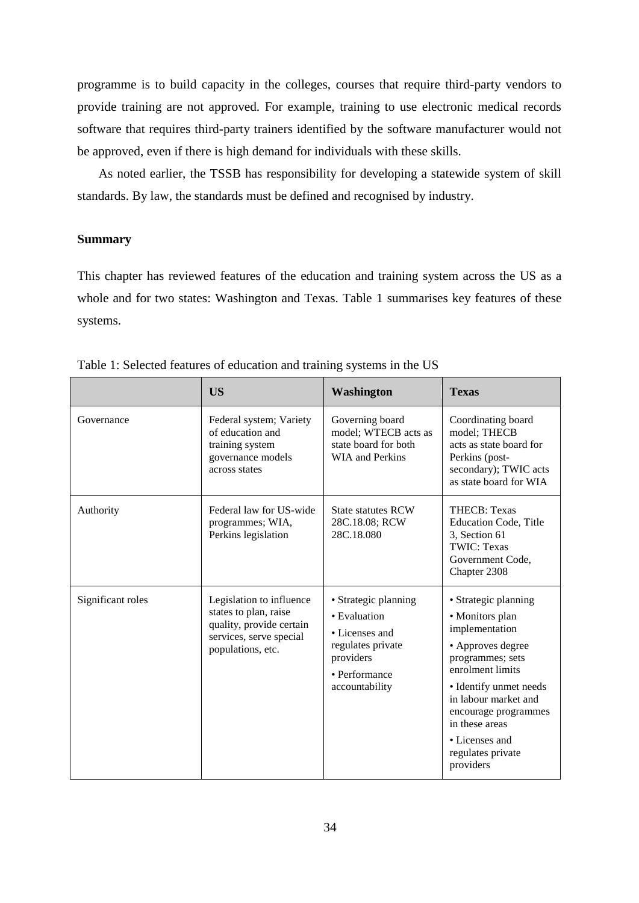programme is to build capacity in the colleges, courses that require third-party vendors to provide training are not approved. For example, training to use electronic medical records software that requires third-party trainers identified by the software manufacturer would not be approved, even if there is high demand for individuals with these skills.

As noted earlier, the TSSB has responsibility for developing a statewide system of skill standards. By law, the standards must be defined and recognised by industry.

**Summary**

This chapter has reviewed features of the education and training system across the US as a whole and for two states: Washington and Texas. Table 1 summarises key features of these systems.

Table 1: Selected features of education and training systems in the US

| | **US** | **Washington** | **Texas** |
|---|---|---|---|
| Governance | Federal system; Variety of education and training system governance models across states | Governing board model; WTECB acts as state board for both WIA and Perkins | Coordinating board model; THECB acts as state board for Perkins (post-secondary); TWIC acts as state board for WIA |
| Authority | Federal law for US-wide programmes; WIA, Perkins legislation | State statutes RCW 28C.18.08; RCW 28C.18.080 | THECB: Texas Education Code, Title 3, Section 61<br>TWIC: Texas Government Code, Chapter 2308 |
| Significant roles | Legislation to influence states to plan, raise quality, provide certain services, serve special populations, etc. | • Strategic planning<br>• Evaluation<br>• Licenses and regulates private providers<br>• Performance accountability | • Strategic planning<br>• Monitors plan implementation<br>• Approves degree programmes; sets enrolment limits<br>• Identify unmet needs in labour market and encourage programmes in these areas<br>• Licenses and regulates private providers |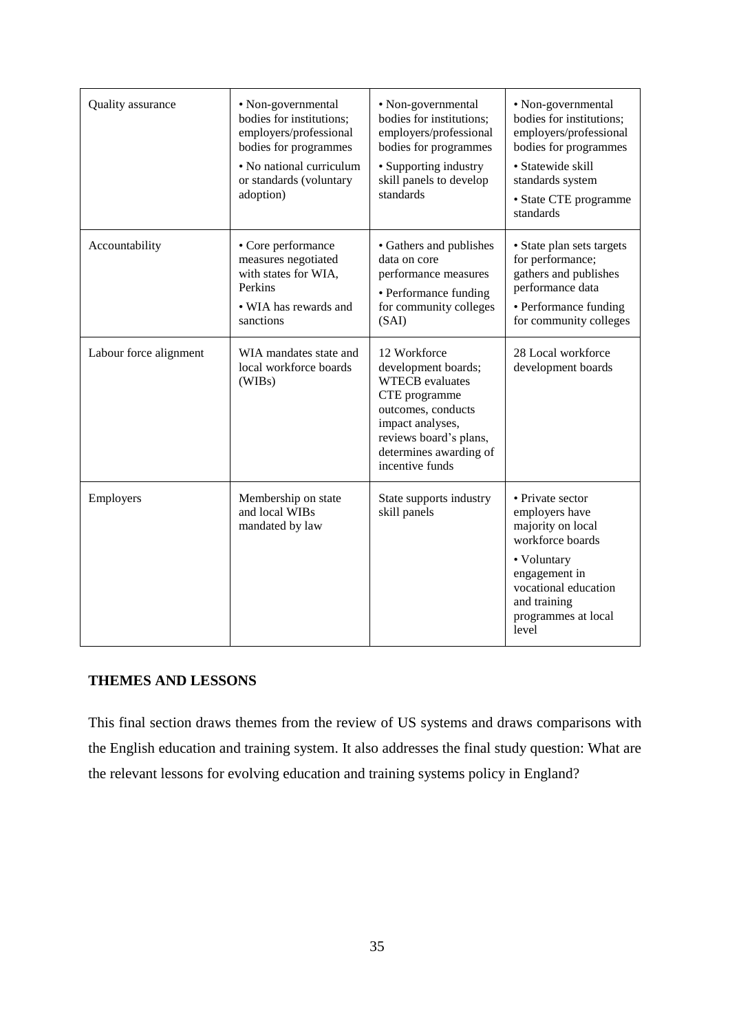| | | | |
|---|---|---|---|
| Quality assurance | • Non-governmental bodies for institutions; employers/professional bodies for programmes<br>• No national curriculum or standards (voluntary adoption) | • Non-governmental bodies for institutions; employers/professional bodies for programmes<br>• Supporting industry skill panels to develop standards | • Non-governmental bodies for institutions; employers/professional bodies for programmes<br>• Statewide skill standards system<br>• State CTE programme standards |
| Accountability | • Core performance measures negotiated with states for WIA, Perkins<br>• WIA has rewards and sanctions | • Gathers and publishes data on core performance measures<br>• Performance funding for community colleges (SAI) | • State plan sets targets for performance; gathers and publishes performance data<br>• Performance funding for community colleges |
| Labour force alignment | WIA mandates state and local workforce boards (WIBs) | 12 Workforce development boards; WTECB evaluates CTE programme outcomes, conducts impact analyses, reviews board's plans, determines awarding of incentive funds | 28 Local workforce development boards |
| Employers | Membership on state and local WIBs mandated by law | State supports industry skill panels | • Private sector employers have majority on local workforce boards<br>• Voluntary engagement in vocational education and training programmes at local level |

## THEMES AND LESSONS

This final section draws themes from the review of US systems and draws comparisons with the English education and training system. It also addresses the final study question: What are the relevant lessons for evolving education and training systems policy in England?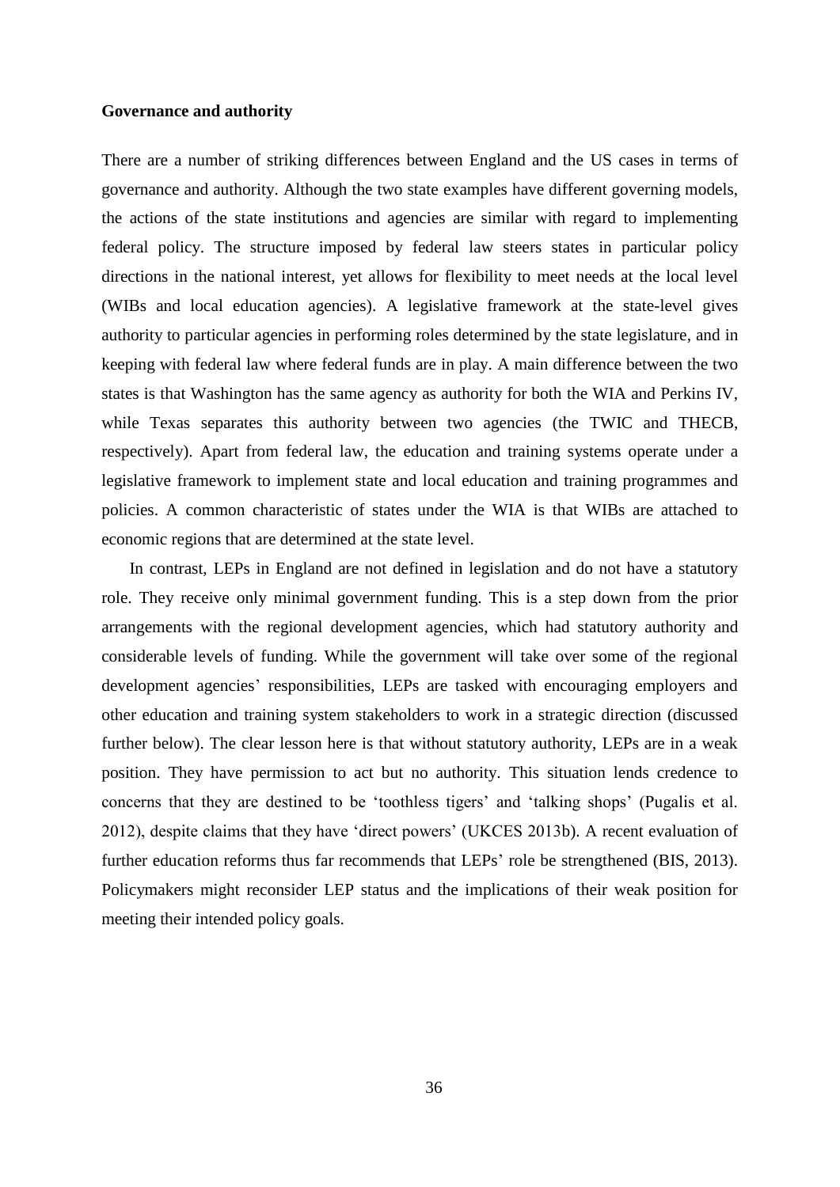**Governance and authority**

There are a number of striking differences between England and the US cases in terms of governance and authority. Although the two state examples have different governing models, the actions of the state institutions and agencies are similar with regard to implementing federal policy. The structure imposed by federal law steers states in particular policy directions in the national interest, yet allows for flexibility to meet needs at the local level (WIBs and local education agencies). A legislative framework at the state-level gives authority to particular agencies in performing roles determined by the state legislature, and in keeping with federal law where federal funds are in play. A main difference between the two states is that Washington has the same agency as authority for both the WIA and Perkins IV, while Texas separates this authority between two agencies (the TWIC and THECB, respectively). Apart from federal law, the education and training systems operate under a legislative framework to implement state and local education and training programmes and policies. A common characteristic of states under the WIA is that WIBs are attached to economic regions that are determined at the state level.

In contrast, LEPs in England are not defined in legislation and do not have a statutory role. They receive only minimal government funding. This is a step down from the prior arrangements with the regional development agencies, which had statutory authority and considerable levels of funding. While the government will take over some of the regional development agencies' responsibilities, LEPs are tasked with encouraging employers and other education and training system stakeholders to work in a strategic direction (discussed further below). The clear lesson here is that without statutory authority, LEPs are in a weak position. They have permission to act but no authority. This situation lends credence to concerns that they are destined to be 'toothless tigers' and 'talking shops' (Pugalis et al. 2012), despite claims that they have 'direct powers' (UKCES 2013b). A recent evaluation of further education reforms thus far recommends that LEPs' role be strengthened (BIS, 2013). Policymakers might reconsider LEP status and the implications of their weak position for meeting their intended policy goals.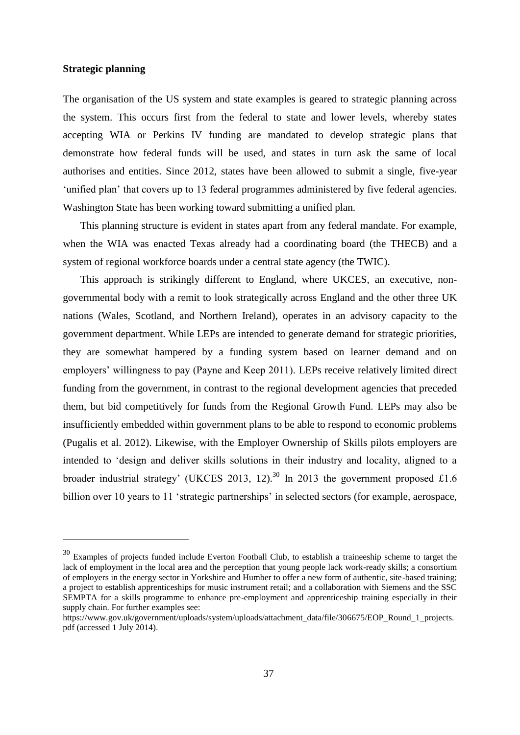**Strategic planning**

The organisation of the US system and state examples is geared to strategic planning across the system. This occurs first from the federal to state and lower levels, whereby states accepting WIA or Perkins IV funding are mandated to develop strategic plans that demonstrate how federal funds will be used, and states in turn ask the same of local authorises and entities. Since 2012, states have been allowed to submit a single, five-year 'unified plan' that covers up to 13 federal programmes administered by five federal agencies. Washington State has been working toward submitting a unified plan.

This planning structure is evident in states apart from any federal mandate. For example, when the WIA was enacted Texas already had a coordinating board (the THECB) and a system of regional workforce boards under a central state agency (the TWIC).

This approach is strikingly different to England, where UKCES, an executive, non-governmental body with a remit to look strategically across England and the other three UK nations (Wales, Scotland, and Northern Ireland), operates in an advisory capacity to the government department. While LEPs are intended to generate demand for strategic priorities, they are somewhat hampered by a funding system based on learner demand and on employers' willingness to pay (Payne and Keep 2011). LEPs receive relatively limited direct funding from the government, in contrast to the regional development agencies that preceded them, but bid competitively for funds from the Regional Growth Fund. LEPs may also be insufficiently embedded within government plans to be able to respond to economic problems (Pugalis et al. 2012). Likewise, with the Employer Ownership of Skills pilots employers are intended to 'design and deliver skills solutions in their industry and locality, aligned to a broader industrial strategy' (UKCES 2013, 12).[30] In 2013 the government proposed £1.6 billion over 10 years to 11 'strategic partnerships' in selected sectors (for example, aerospace,

---

[30] Examples of projects funded include Everton Football Club, to establish a traineeship scheme to target the lack of employment in the local area and the perception that young people lack work-ready skills; a consortium of employers in the energy sector in Yorkshire and Humber to offer a new form of authentic, site-based training; a project to establish apprenticeships for music instrument retail; and a collaboration with Siemens and the SSC SEMPTA for a skills programme to enhance pre-employment and apprenticeship training especially in their supply chain. For further examples see: https://www.gov.uk/government/uploads/system/uploads/attachment_data/file/306675/EOP_Round_1_projects.pdf (accessed 1 July 2014).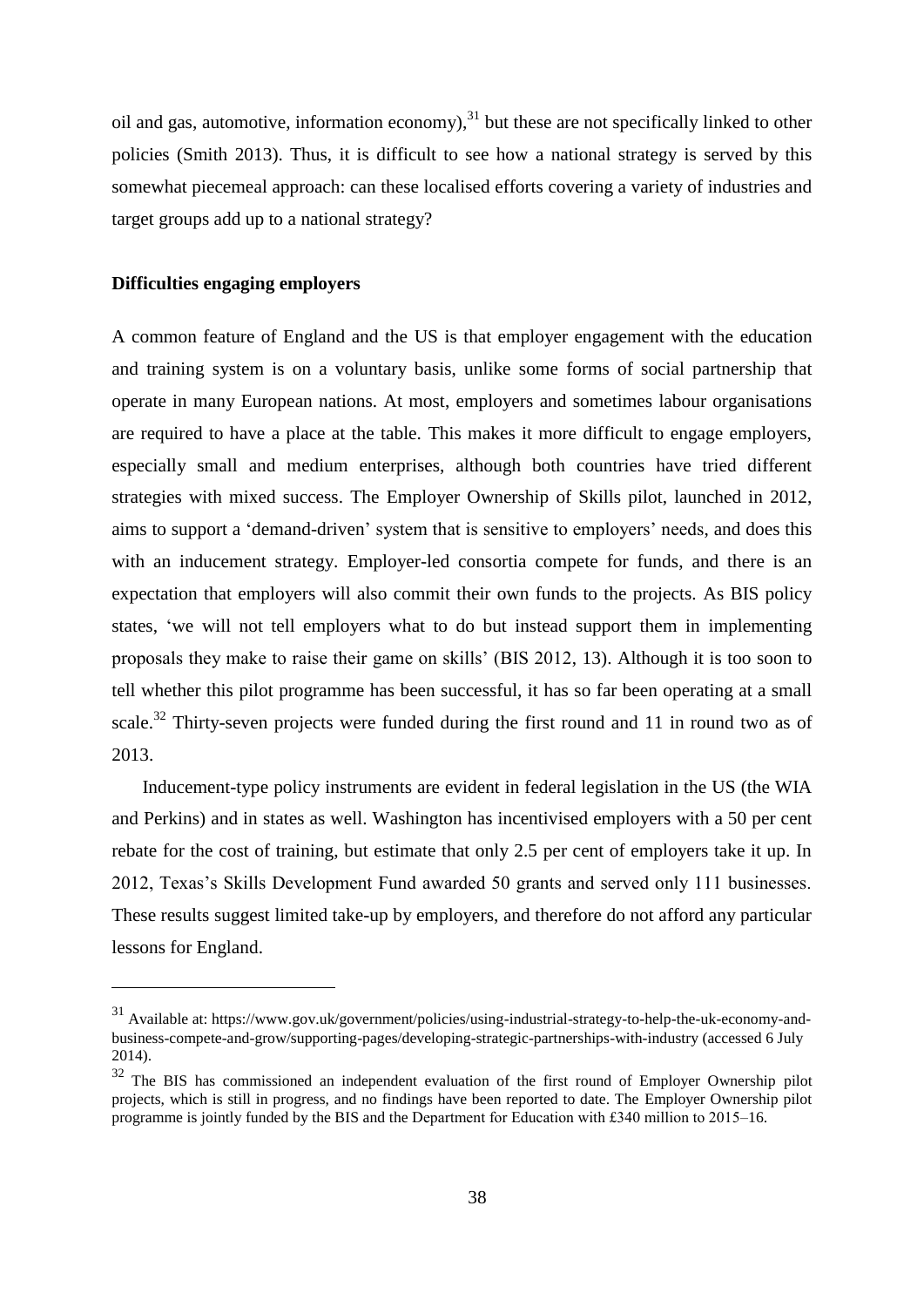oil and gas, automotive, information economy),[31] but these are not specifically linked to other policies (Smith 2013). Thus, it is difficult to see how a national strategy is served by this somewhat piecemeal approach: can these localised efforts covering a variety of industries and target groups add up to a national strategy?

**Difficulties engaging employers**

A common feature of England and the US is that employer engagement with the education and training system is on a voluntary basis, unlike some forms of social partnership that operate in many European nations. At most, employers and sometimes labour organisations are required to have a place at the table. This makes it more difficult to engage employers, especially small and medium enterprises, although both countries have tried different strategies with mixed success. The Employer Ownership of Skills pilot, launched in 2012, aims to support a 'demand-driven' system that is sensitive to employers' needs, and does this with an inducement strategy. Employer-led consortia compete for funds, and there is an expectation that employers will also commit their own funds to the projects. As BIS policy states, 'we will not tell employers what to do but instead support them in implementing proposals they make to raise their game on skills' (BIS 2012, 13). Although it is too soon to tell whether this pilot programme has been successful, it has so far been operating at a small scale.[32] Thirty-seven projects were funded during the first round and 11 in round two as of 2013.

Inducement-type policy instruments are evident in federal legislation in the US (the WIA and Perkins) and in states as well. Washington has incentivised employers with a 50 per cent rebate for the cost of training, but estimate that only 2.5 per cent of employers take it up. In 2012, Texas's Skills Development Fund awarded 50 grants and served only 111 businesses. These results suggest limited take-up by employers, and therefore do not afford any particular lessons for England.

---

[31] Available at: https://www.gov.uk/government/policies/using-industrial-strategy-to-help-the-uk-economy-and-business-compete-and-grow/supporting-pages/developing-strategic-partnerships-with-industry (accessed 6 July 2014).

[32] The BIS has commissioned an independent evaluation of the first round of Employer Ownership pilot projects, which is still in progress, and no findings have been reported to date. The Employer Ownership pilot programme is jointly funded by the BIS and the Department for Education with £340 million to 2015–16.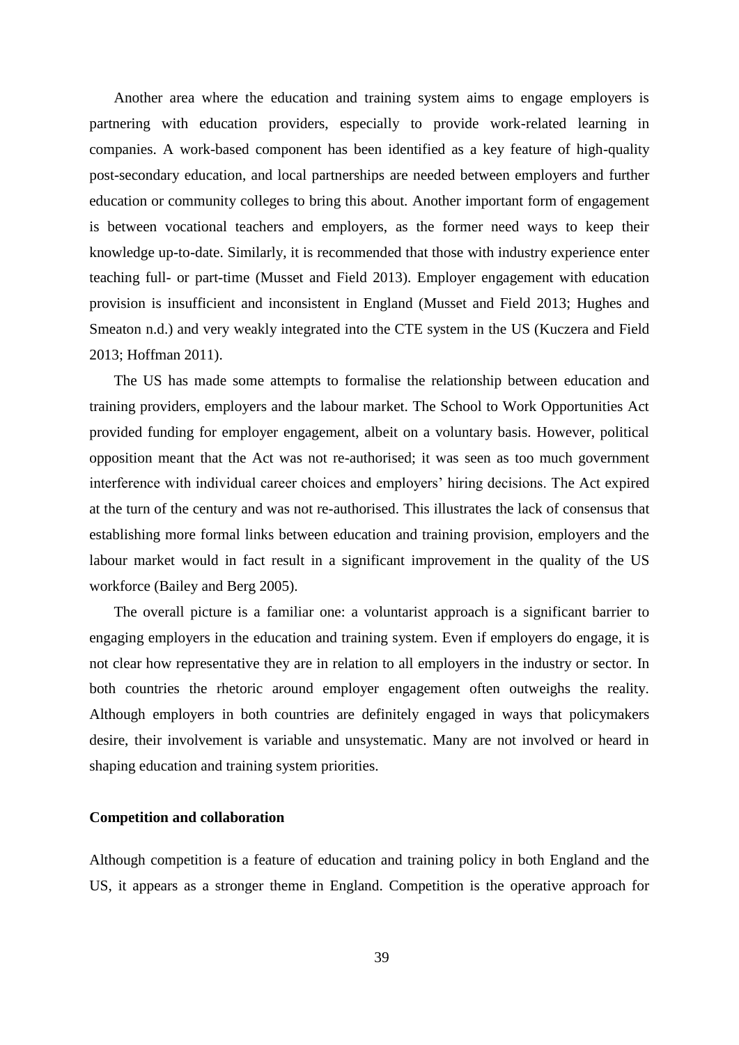Another area where the education and training system aims to engage employers is partnering with education providers, especially to provide work-related learning in companies. A work-based component has been identified as a key feature of high-quality post-secondary education, and local partnerships are needed between employers and further education or community colleges to bring this about. Another important form of engagement is between vocational teachers and employers, as the former need ways to keep their knowledge up-to-date. Similarly, it is recommended that those with industry experience enter teaching full- or part-time (Musset and Field 2013). Employer engagement with education provision is insufficient and inconsistent in England (Musset and Field 2013; Hughes and Smeaton n.d.) and very weakly integrated into the CTE system in the US (Kuczera and Field 2013; Hoffman 2011).

The US has made some attempts to formalise the relationship between education and training providers, employers and the labour market. The School to Work Opportunities Act provided funding for employer engagement, albeit on a voluntary basis. However, political opposition meant that the Act was not re-authorised; it was seen as too much government interference with individual career choices and employers' hiring decisions. The Act expired at the turn of the century and was not re-authorised. This illustrates the lack of consensus that establishing more formal links between education and training provision, employers and the labour market would in fact result in a significant improvement in the quality of the US workforce (Bailey and Berg 2005).

The overall picture is a familiar one: a voluntarist approach is a significant barrier to engaging employers in the education and training system. Even if employers do engage, it is not clear how representative they are in relation to all employers in the industry or sector. In both countries the rhetoric around employer engagement often outweighs the reality. Although employers in both countries are definitely engaged in ways that policymakers desire, their involvement is variable and unsystematic. Many are not involved or heard in shaping education and training system priorities.

**Competition and collaboration**

Although competition is a feature of education and training policy in both England and the US, it appears as a stronger theme in England. Competition is the operative approach for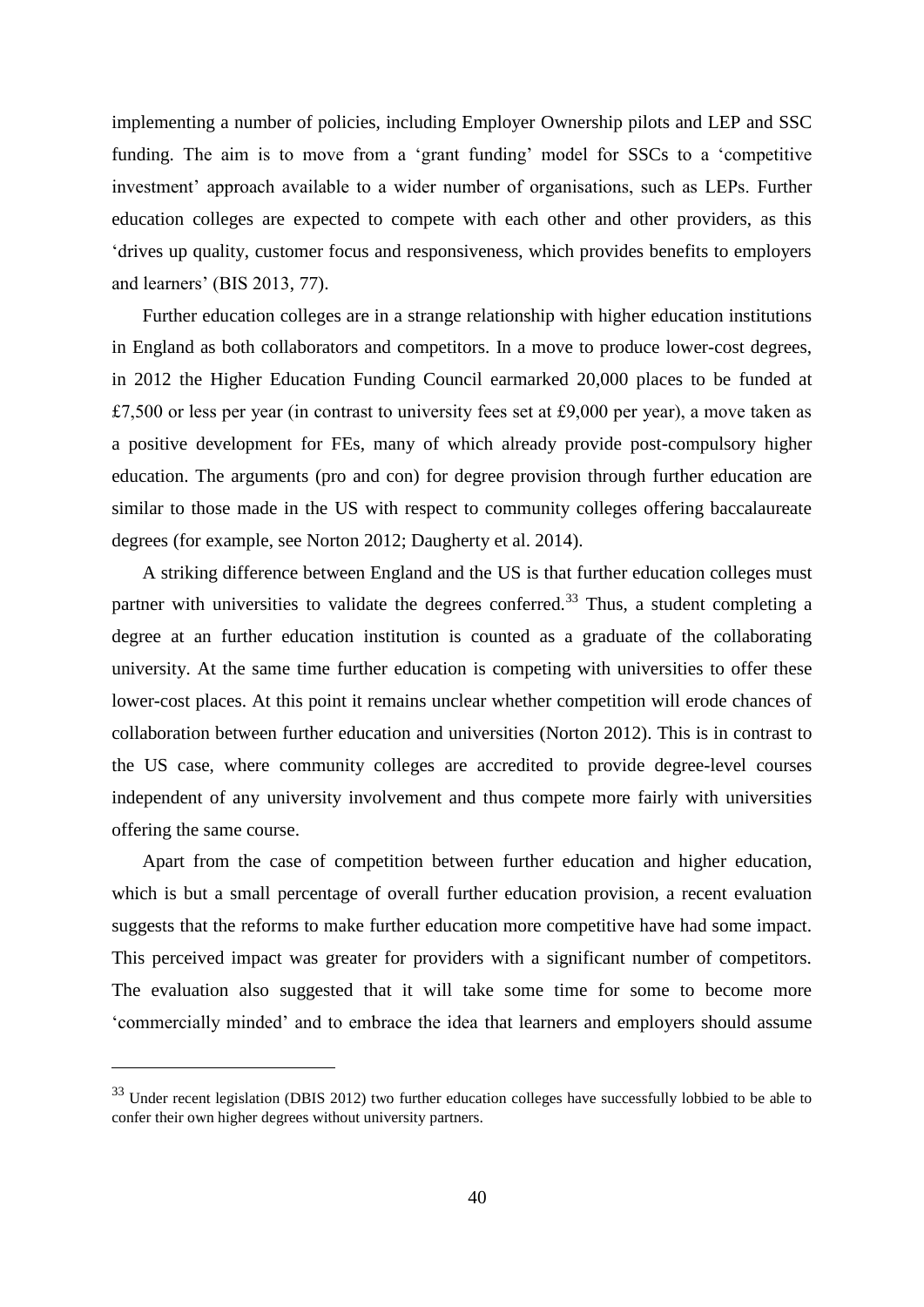implementing a number of policies, including Employer Ownership pilots and LEP and SSC funding. The aim is to move from a 'grant funding' model for SSCs to a 'competitive investment' approach available to a wider number of organisations, such as LEPs. Further education colleges are expected to compete with each other and other providers, as this 'drives up quality, customer focus and responsiveness, which provides benefits to employers and learners' (BIS 2013, 77).

Further education colleges are in a strange relationship with higher education institutions in England as both collaborators and competitors. In a move to produce lower-cost degrees, in 2012 the Higher Education Funding Council earmarked 20,000 places to be funded at £7,500 or less per year (in contrast to university fees set at £9,000 per year), a move taken as a positive development for FEs, many of which already provide post-compulsory higher education. The arguments (pro and con) for degree provision through further education are similar to those made in the US with respect to community colleges offering baccalaureate degrees (for example, see Norton 2012; Daugherty et al. 2014).

A striking difference between England and the US is that further education colleges must partner with universities to validate the degrees conferred.[33] Thus, a student completing a degree at an further education institution is counted as a graduate of the collaborating university. At the same time further education is competing with universities to offer these lower-cost places. At this point it remains unclear whether competition will erode chances of collaboration between further education and universities (Norton 2012). This is in contrast to the US case, where community colleges are accredited to provide degree-level courses independent of any university involvement and thus compete more fairly with universities offering the same course.

Apart from the case of competition between further education and higher education, which is but a small percentage of overall further education provision, a recent evaluation suggests that the reforms to make further education more competitive have had some impact. This perceived impact was greater for providers with a significant number of competitors. The evaluation also suggested that it will take some time for some to become more 'commercially minded' and to embrace the idea that learners and employers should assume

---

[33] Under recent legislation (DBIS 2012) two further education colleges have successfully lobbied to be able to confer their own higher degrees without university partners.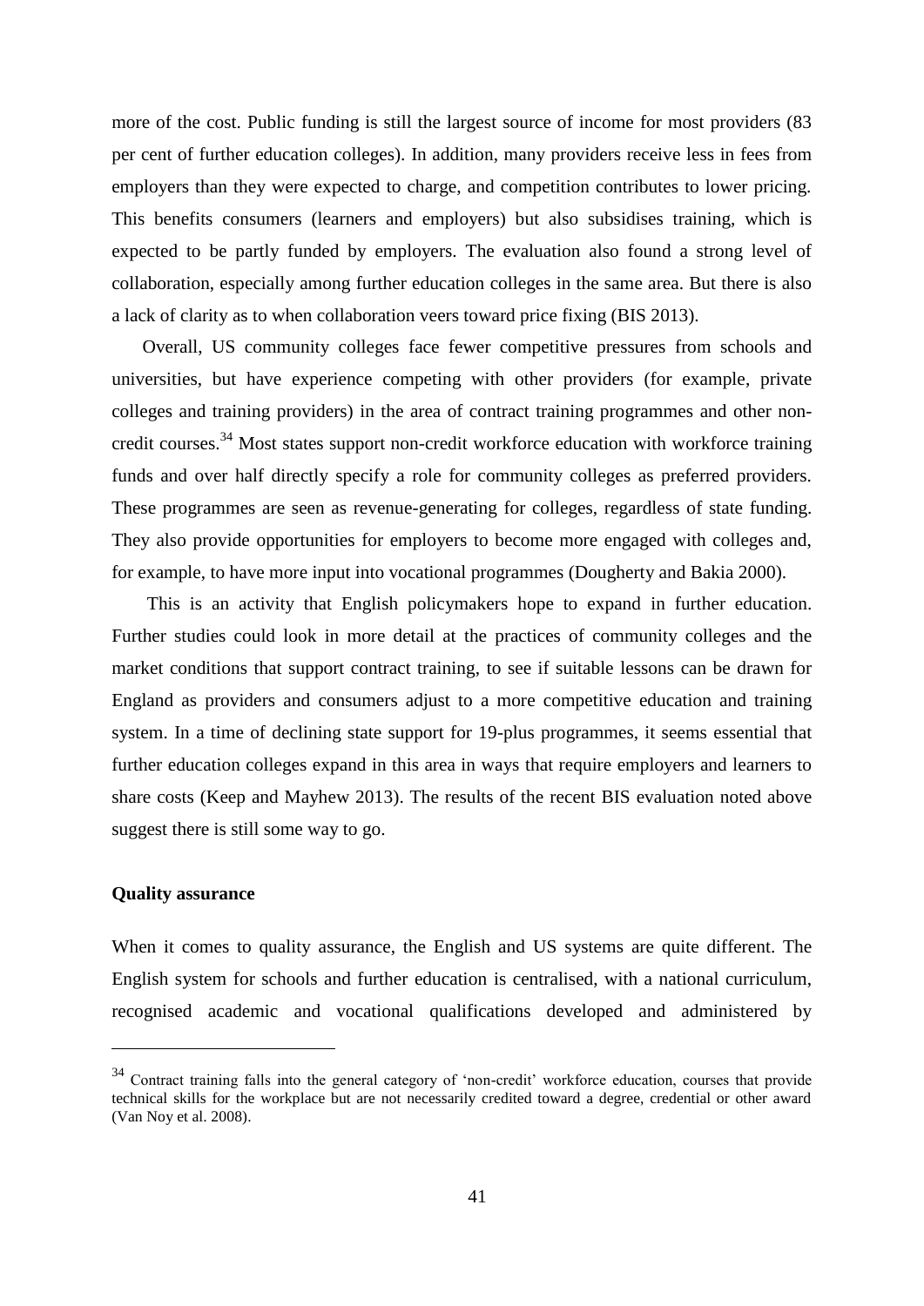more of the cost. Public funding is still the largest source of income for most providers (83 per cent of further education colleges). In addition, many providers receive less in fees from employers than they were expected to charge, and competition contributes to lower pricing. This benefits consumers (learners and employers) but also subsidises training, which is expected to be partly funded by employers. The evaluation also found a strong level of collaboration, especially among further education colleges in the same area. But there is also a lack of clarity as to when collaboration veers toward price fixing (BIS 2013).

Overall, US community colleges face fewer competitive pressures from schools and universities, but have experience competing with other providers (for example, private colleges and training providers) in the area of contract training programmes and other non-credit courses.[34] Most states support non-credit workforce education with workforce training funds and over half directly specify a role for community colleges as preferred providers. These programmes are seen as revenue-generating for colleges, regardless of state funding. They also provide opportunities for employers to become more engaged with colleges and, for example, to have more input into vocational programmes (Dougherty and Bakia 2000).

This is an activity that English policymakers hope to expand in further education. Further studies could look in more detail at the practices of community colleges and the market conditions that support contract training, to see if suitable lessons can be drawn for England as providers and consumers adjust to a more competitive education and training system. In a time of declining state support for 19-plus programmes, it seems essential that further education colleges expand in this area in ways that require employers and learners to share costs (Keep and Mayhew 2013). The results of the recent BIS evaluation noted above suggest there is still some way to go.

**Quality assurance**

When it comes to quality assurance, the English and US systems are quite different. The English system for schools and further education is centralised, with a national curriculum, recognised academic and vocational qualifications developed and administered by

[34] Contract training falls into the general category of 'non-credit' workforce education, courses that provide technical skills for the workplace but are not necessarily credited toward a degree, credential or other award (Van Noy et al. 2008).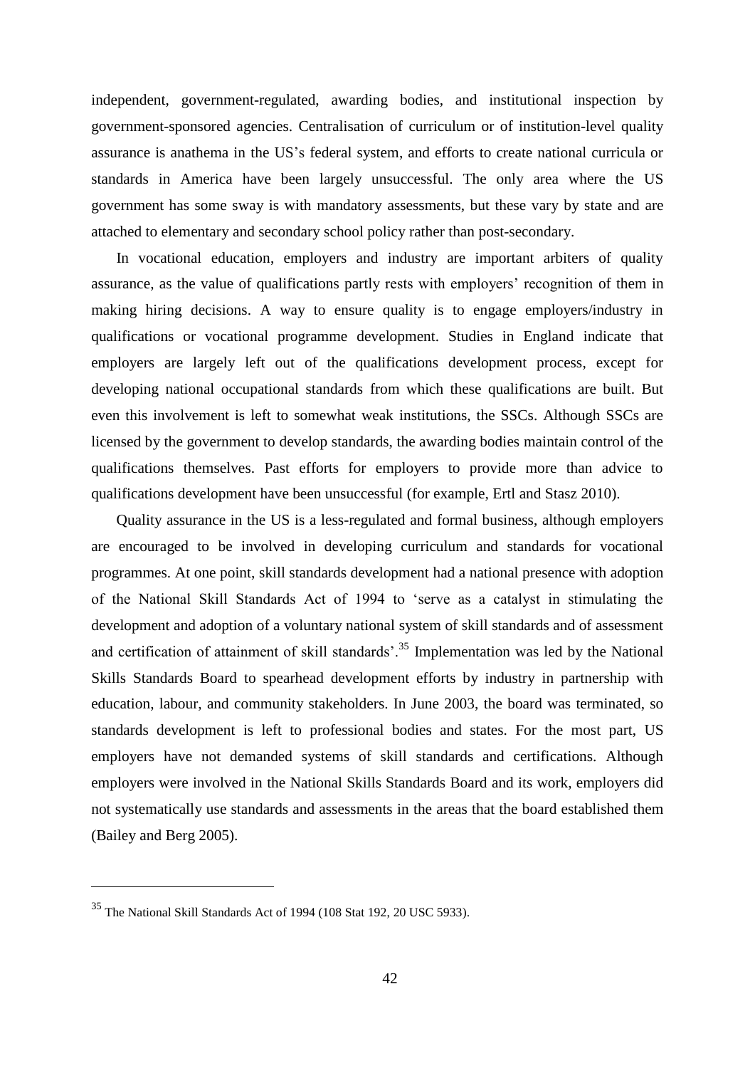independent, government-regulated, awarding bodies, and institutional inspection by government-sponsored agencies. Centralisation of curriculum or of institution-level quality assurance is anathema in the US's federal system, and efforts to create national curricula or standards in America have been largely unsuccessful. The only area where the US government has some sway is with mandatory assessments, but these vary by state and are attached to elementary and secondary school policy rather than post-secondary.

In vocational education, employers and industry are important arbiters of quality assurance, as the value of qualifications partly rests with employers' recognition of them in making hiring decisions. A way to ensure quality is to engage employers/industry in qualifications or vocational programme development. Studies in England indicate that employers are largely left out of the qualifications development process, except for developing national occupational standards from which these qualifications are built. But even this involvement is left to somewhat weak institutions, the SSCs. Although SSCs are licensed by the government to develop standards, the awarding bodies maintain control of the qualifications themselves. Past efforts for employers to provide more than advice to qualifications development have been unsuccessful (for example, Ertl and Stasz 2010).

Quality assurance in the US is a less-regulated and formal business, although employers are encouraged to be involved in developing curriculum and standards for vocational programmes. At one point, skill standards development had a national presence with adoption of the National Skill Standards Act of 1994 to 'serve as a catalyst in stimulating the development and adoption of a voluntary national system of skill standards and of assessment and certification of attainment of skill standards'.[35] Implementation was led by the National Skills Standards Board to spearhead development efforts by industry in partnership with education, labour, and community stakeholders. In June 2003, the board was terminated, so standards development is left to professional bodies and states. For the most part, US employers have not demanded systems of skill standards and certifications. Although employers were involved in the National Skills Standards Board and its work, employers did not systematically use standards and assessments in the areas that the board established them (Bailey and Berg 2005).

---

[35] The National Skill Standards Act of 1994 (108 Stat 192, 20 USC 5933).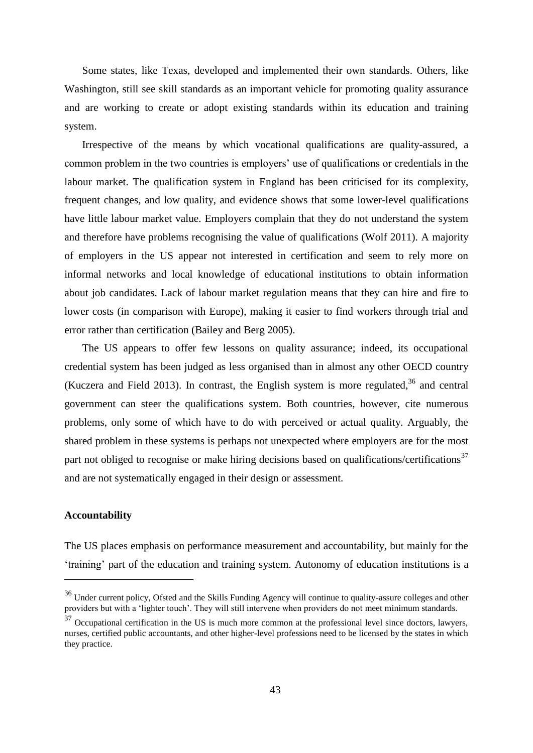Some states, like Texas, developed and implemented their own standards. Others, like Washington, still see skill standards as an important vehicle for promoting quality assurance and are working to create or adopt existing standards within its education and training system.

Irrespective of the means by which vocational qualifications are quality-assured, a common problem in the two countries is employers' use of qualifications or credentials in the labour market. The qualification system in England has been criticised for its complexity, frequent changes, and low quality, and evidence shows that some lower-level qualifications have little labour market value. Employers complain that they do not understand the system and therefore have problems recognising the value of qualifications (Wolf 2011). A majority of employers in the US appear not interested in certification and seem to rely more on informal networks and local knowledge of educational institutions to obtain information about job candidates. Lack of labour market regulation means that they can hire and fire to lower costs (in comparison with Europe), making it easier to find workers through trial and error rather than certification (Bailey and Berg 2005).

The US appears to offer few lessons on quality assurance; indeed, its occupational credential system has been judged as less organised than in almost any other OECD country (Kuczera and Field 2013). In contrast, the English system is more regulated,[36] and central government can steer the qualifications system. Both countries, however, cite numerous problems, only some of which have to do with perceived or actual quality. Arguably, the shared problem in these systems is perhaps not unexpected where employers are for the most part not obliged to recognise or make hiring decisions based on qualifications/certifications[37] and are not systematically engaged in their design or assessment.

**Accountability**

The US places emphasis on performance measurement and accountability, but mainly for the 'training' part of the education and training system. Autonomy of education institutions is a

---

[36] Under current policy, Ofsted and the Skills Funding Agency will continue to quality-assure colleges and other providers but with a 'lighter touch'. They will still intervene when providers do not meet minimum standards.

[37] Occupational certification in the US is much more common at the professional level since doctors, lawyers, nurses, certified public accountants, and other higher-level professions need to be licensed by the states in which they practice.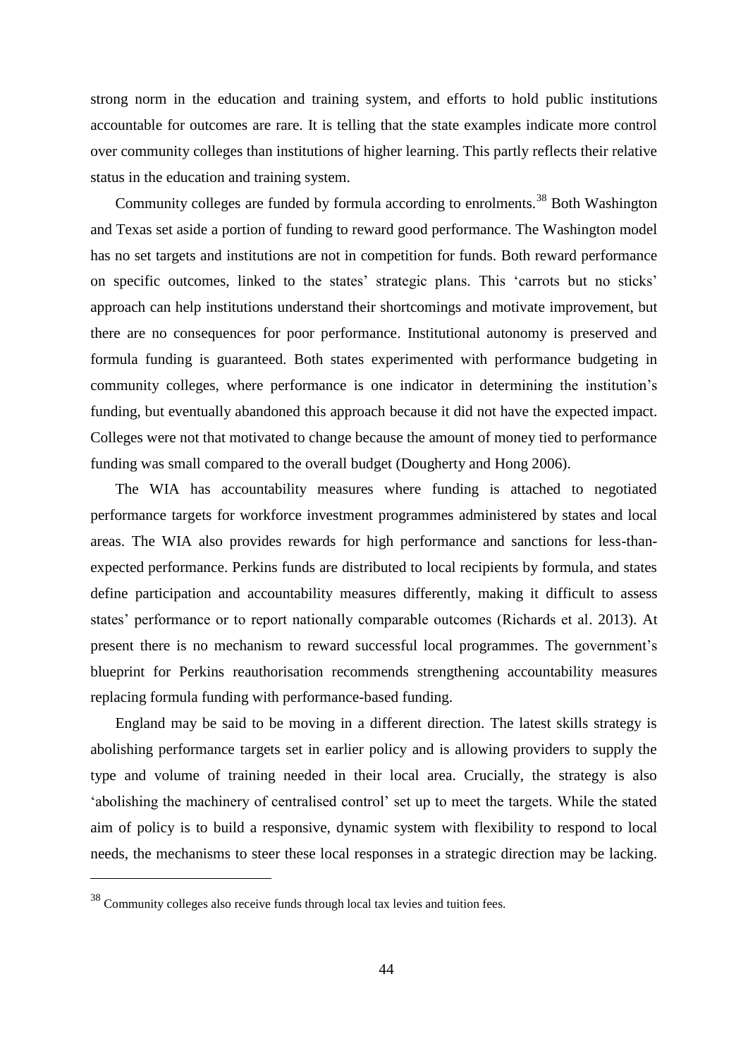strong norm in the education and training system, and efforts to hold public institutions accountable for outcomes are rare. It is telling that the state examples indicate more control over community colleges than institutions of higher learning. This partly reflects their relative status in the education and training system.

Community colleges are funded by formula according to enrolments.[38] Both Washington and Texas set aside a portion of funding to reward good performance. The Washington model has no set targets and institutions are not in competition for funds. Both reward performance on specific outcomes, linked to the states' strategic plans. This 'carrots but no sticks' approach can help institutions understand their shortcomings and motivate improvement, but there are no consequences for poor performance. Institutional autonomy is preserved and formula funding is guaranteed. Both states experimented with performance budgeting in community colleges, where performance is one indicator in determining the institution's funding, but eventually abandoned this approach because it did not have the expected impact. Colleges were not that motivated to change because the amount of money tied to performance funding was small compared to the overall budget (Dougherty and Hong 2006).

The WIA has accountability measures where funding is attached to negotiated performance targets for workforce investment programmes administered by states and local areas. The WIA also provides rewards for high performance and sanctions for less-than-expected performance. Perkins funds are distributed to local recipients by formula, and states define participation and accountability measures differently, making it difficult to assess states' performance or to report nationally comparable outcomes (Richards et al. 2013). At present there is no mechanism to reward successful local programmes. The government's blueprint for Perkins reauthorisation recommends strengthening accountability measures replacing formula funding with performance-based funding.

England may be said to be moving in a different direction. The latest skills strategy is abolishing performance targets set in earlier policy and is allowing providers to supply the type and volume of training needed in their local area. Crucially, the strategy is also 'abolishing the machinery of centralised control' set up to meet the targets. While the stated aim of policy is to build a responsive, dynamic system with flexibility to respond to local needs, the mechanisms to steer these local responses in a strategic direction may be lacking.

---

[38] Community colleges also receive funds through local tax levies and tuition fees.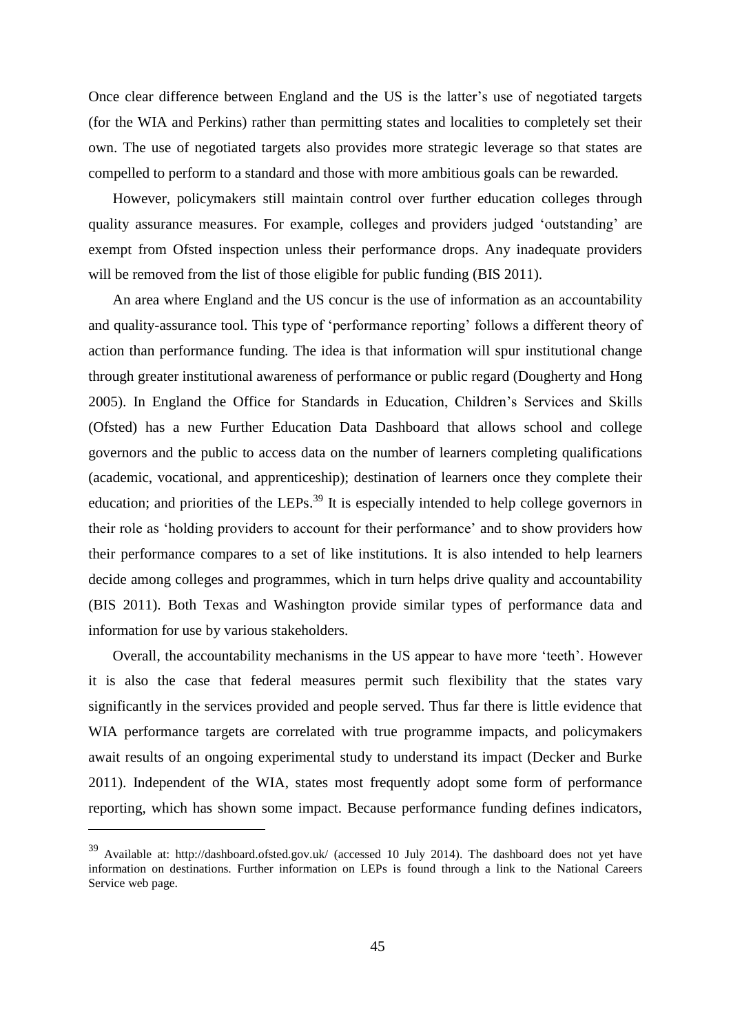Once clear difference between England and the US is the latter's use of negotiated targets (for the WIA and Perkins) rather than permitting states and localities to completely set their own. The use of negotiated targets also provides more strategic leverage so that states are compelled to perform to a standard and those with more ambitious goals can be rewarded.

However, policymakers still maintain control over further education colleges through quality assurance measures. For example, colleges and providers judged 'outstanding' are exempt from Ofsted inspection unless their performance drops. Any inadequate providers will be removed from the list of those eligible for public funding (BIS 2011).

An area where England and the US concur is the use of information as an accountability and quality-assurance tool. This type of 'performance reporting' follows a different theory of action than performance funding. The idea is that information will spur institutional change through greater institutional awareness of performance or public regard (Dougherty and Hong 2005). In England the Office for Standards in Education, Children's Services and Skills (Ofsted) has a new Further Education Data Dashboard that allows school and college governors and the public to access data on the number of learners completing qualifications (academic, vocational, and apprenticeship); destination of learners once they complete their education; and priorities of the LEPs.[39] It is especially intended to help college governors in their role as 'holding providers to account for their performance' and to show providers how their performance compares to a set of like institutions. It is also intended to help learners decide among colleges and programmes, which in turn helps drive quality and accountability (BIS 2011). Both Texas and Washington provide similar types of performance data and information for use by various stakeholders.

Overall, the accountability mechanisms in the US appear to have more 'teeth'. However it is also the case that federal measures permit such flexibility that the states vary significantly in the services provided and people served. Thus far there is little evidence that WIA performance targets are correlated with true programme impacts, and policymakers await results of an ongoing experimental study to understand its impact (Decker and Burke 2011). Independent of the WIA, states most frequently adopt some form of performance reporting, which has shown some impact. Because performance funding defines indicators,

---

[39] Available at: http://dashboard.ofsted.gov.uk/ (accessed 10 July 2014). The dashboard does not yet have information on destinations. Further information on LEPs is found through a link to the National Careers Service web page.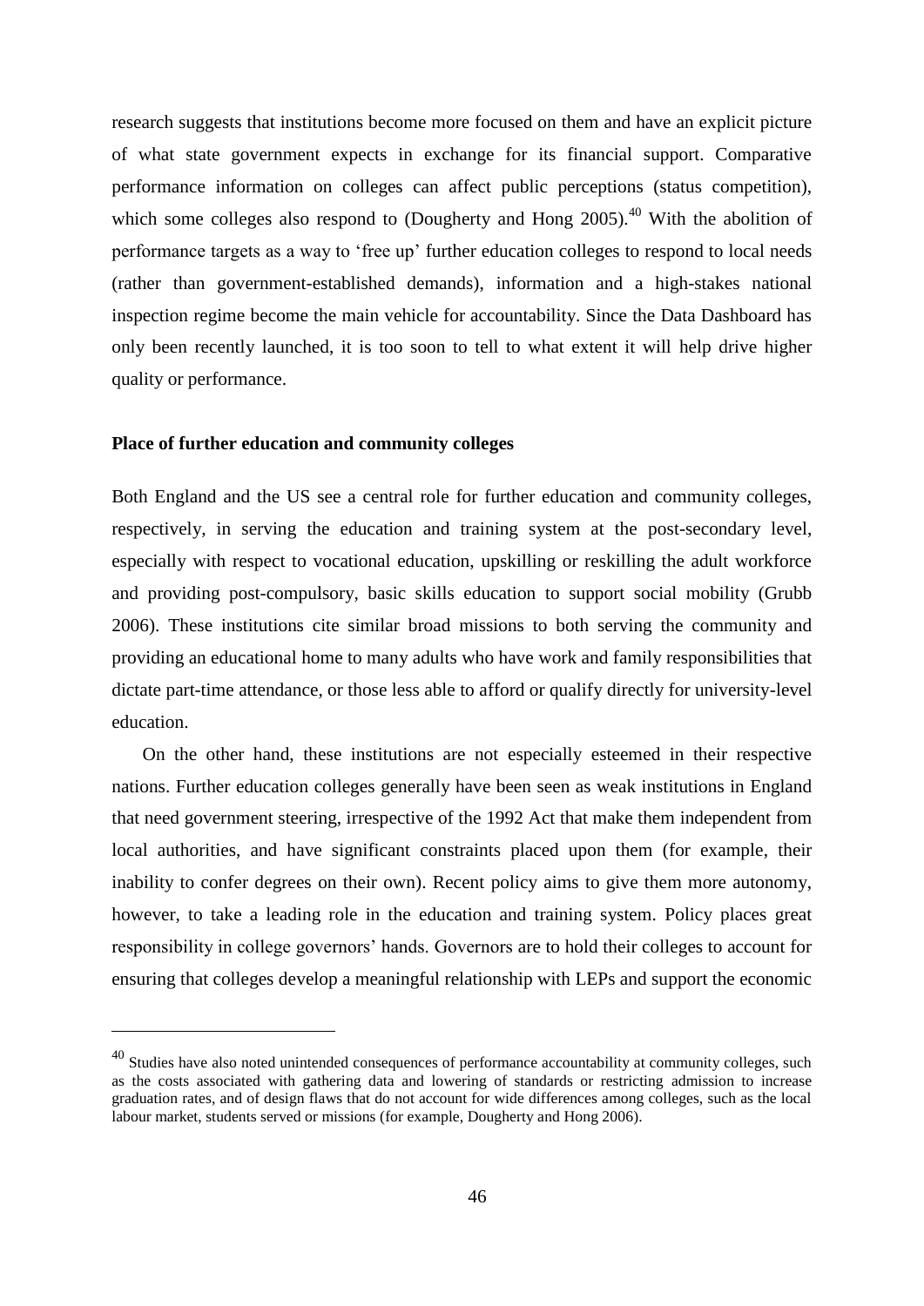research suggests that institutions become more focused on them and have an explicit picture of what state government expects in exchange for its financial support. Comparative performance information on colleges can affect public perceptions (status competition), which some colleges also respond to (Dougherty and Hong 2005).[40] With the abolition of performance targets as a way to 'free up' further education colleges to respond to local needs (rather than government-established demands), information and a high-stakes national inspection regime become the main vehicle for accountability. Since the Data Dashboard has only been recently launched, it is too soon to tell to what extent it will help drive higher quality or performance.

**Place of further education and community colleges**

Both England and the US see a central role for further education and community colleges, respectively, in serving the education and training system at the post-secondary level, especially with respect to vocational education, upskilling or reskilling the adult workforce and providing post-compulsory, basic skills education to support social mobility (Grubb 2006). These institutions cite similar broad missions to both serving the community and providing an educational home to many adults who have work and family responsibilities that dictate part-time attendance, or those less able to afford or qualify directly for university-level education.

On the other hand, these institutions are not especially esteemed in their respective nations. Further education colleges generally have been seen as weak institutions in England that need government steering, irrespective of the 1992 Act that make them independent from local authorities, and have significant constraints placed upon them (for example, their inability to confer degrees on their own). Recent policy aims to give them more autonomy, however, to take a leading role in the education and training system. Policy places great responsibility in college governors' hands. Governors are to hold their colleges to account for ensuring that colleges develop a meaningful relationship with LEPs and support the economic

[40] Studies have also noted unintended consequences of performance accountability at community colleges, such as the costs associated with gathering data and lowering of standards or restricting admission to increase graduation rates, and of design flaws that do not account for wide differences among colleges, such as the local labour market, students served or missions (for example, Dougherty and Hong 2006).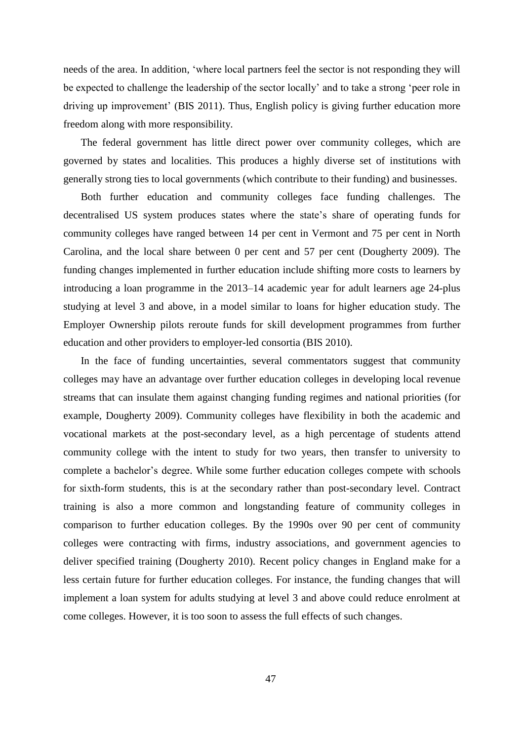needs of the area. In addition, 'where local partners feel the sector is not responding they will be expected to challenge the leadership of the sector locally' and to take a strong 'peer role in driving up improvement' (BIS 2011). Thus, English policy is giving further education more freedom along with more responsibility.

The federal government has little direct power over community colleges, which are governed by states and localities. This produces a highly diverse set of institutions with generally strong ties to local governments (which contribute to their funding) and businesses.

Both further education and community colleges face funding challenges. The decentralised US system produces states where the state's share of operating funds for community colleges have ranged between 14 per cent in Vermont and 75 per cent in North Carolina, and the local share between 0 per cent and 57 per cent (Dougherty 2009). The funding changes implemented in further education include shifting more costs to learners by introducing a loan programme in the 2013–14 academic year for adult learners age 24-plus studying at level 3 and above, in a model similar to loans for higher education study. The Employer Ownership pilots reroute funds for skill development programmes from further education and other providers to employer-led consortia (BIS 2010).

In the face of funding uncertainties, several commentators suggest that community colleges may have an advantage over further education colleges in developing local revenue streams that can insulate them against changing funding regimes and national priorities (for example, Dougherty 2009). Community colleges have flexibility in both the academic and vocational markets at the post-secondary level, as a high percentage of students attend community college with the intent to study for two years, then transfer to university to complete a bachelor's degree. While some further education colleges compete with schools for sixth-form students, this is at the secondary rather than post-secondary level. Contract training is also a more common and longstanding feature of community colleges in comparison to further education colleges. By the 1990s over 90 per cent of community colleges were contracting with firms, industry associations, and government agencies to deliver specified training (Dougherty 2010). Recent policy changes in England make for a less certain future for further education colleges. For instance, the funding changes that will implement a loan system for adults studying at level 3 and above could reduce enrolment at come colleges. However, it is too soon to assess the full effects of such changes.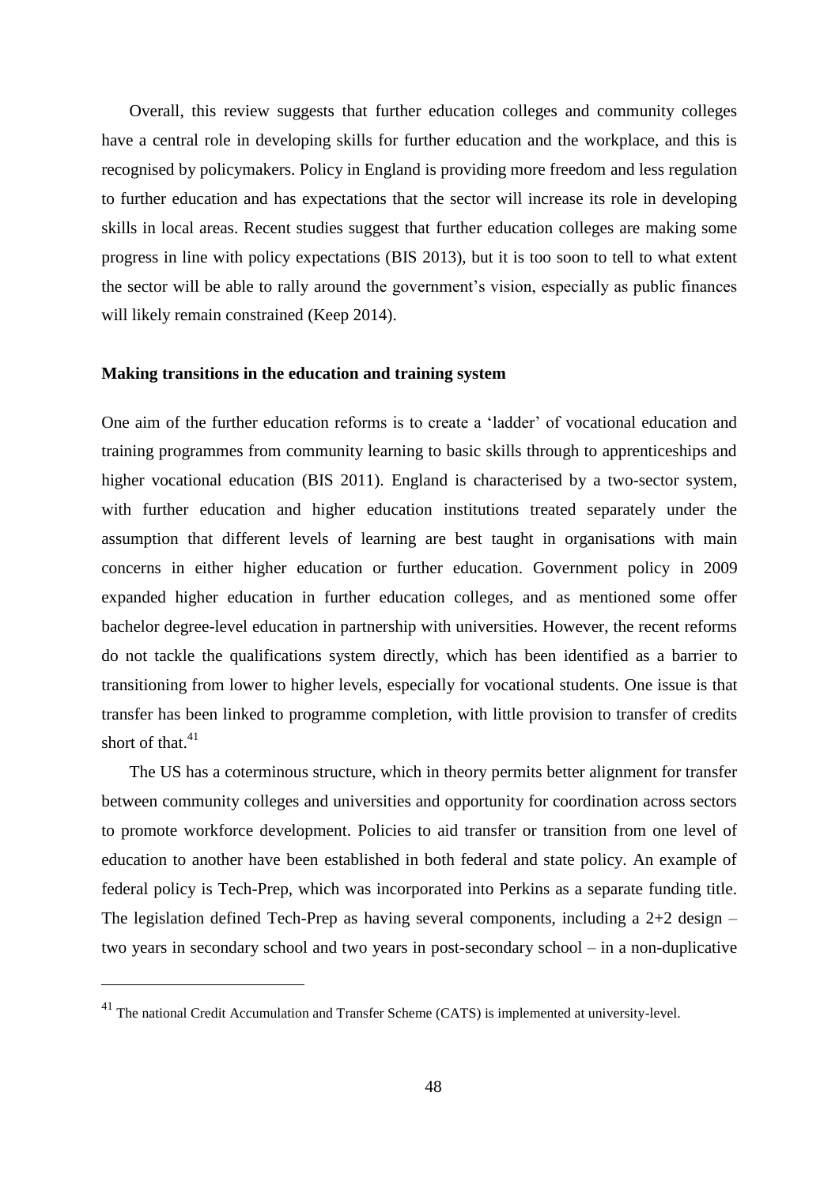Overall, this review suggests that further education colleges and community colleges have a central role in developing skills for further education and the workplace, and this is recognised by policymakers. Policy in England is providing more freedom and less regulation to further education and has expectations that the sector will increase its role in developing skills in local areas. Recent studies suggest that further education colleges are making some progress in line with policy expectations (BIS 2013), but it is too soon to tell to what extent the sector will be able to rally around the government's vision, especially as public finances will likely remain constrained (Keep 2014).

**Making transitions in the education and training system**

One aim of the further education reforms is to create a 'ladder' of vocational education and training programmes from community learning to basic skills through to apprenticeships and higher vocational education (BIS 2011). England is characterised by a two-sector system, with further education and higher education institutions treated separately under the assumption that different levels of learning are best taught in organisations with main concerns in either higher education or further education. Government policy in 2009 expanded higher education in further education colleges, and as mentioned some offer bachelor degree-level education in partnership with universities. However, the recent reforms do not tackle the qualifications system directly, which has been identified as a barrier to transitioning from lower to higher levels, especially for vocational students. One issue is that transfer has been linked to programme completion, with little provision to transfer of credits short of that.[41]

The US has a coterminous structure, which in theory permits better alignment for transfer between community colleges and universities and opportunity for coordination across sectors to promote workforce development. Policies to aid transfer or transition from one level of education to another have been established in both federal and state policy. An example of federal policy is Tech-Prep, which was incorporated into Perkins as a separate funding title. The legislation defined Tech-Prep as having several components, including a 2+2 design – two years in secondary school and two years in post-secondary school – in a non-duplicative

[41] The national Credit Accumulation and Transfer Scheme (CATS) is implemented at university-level.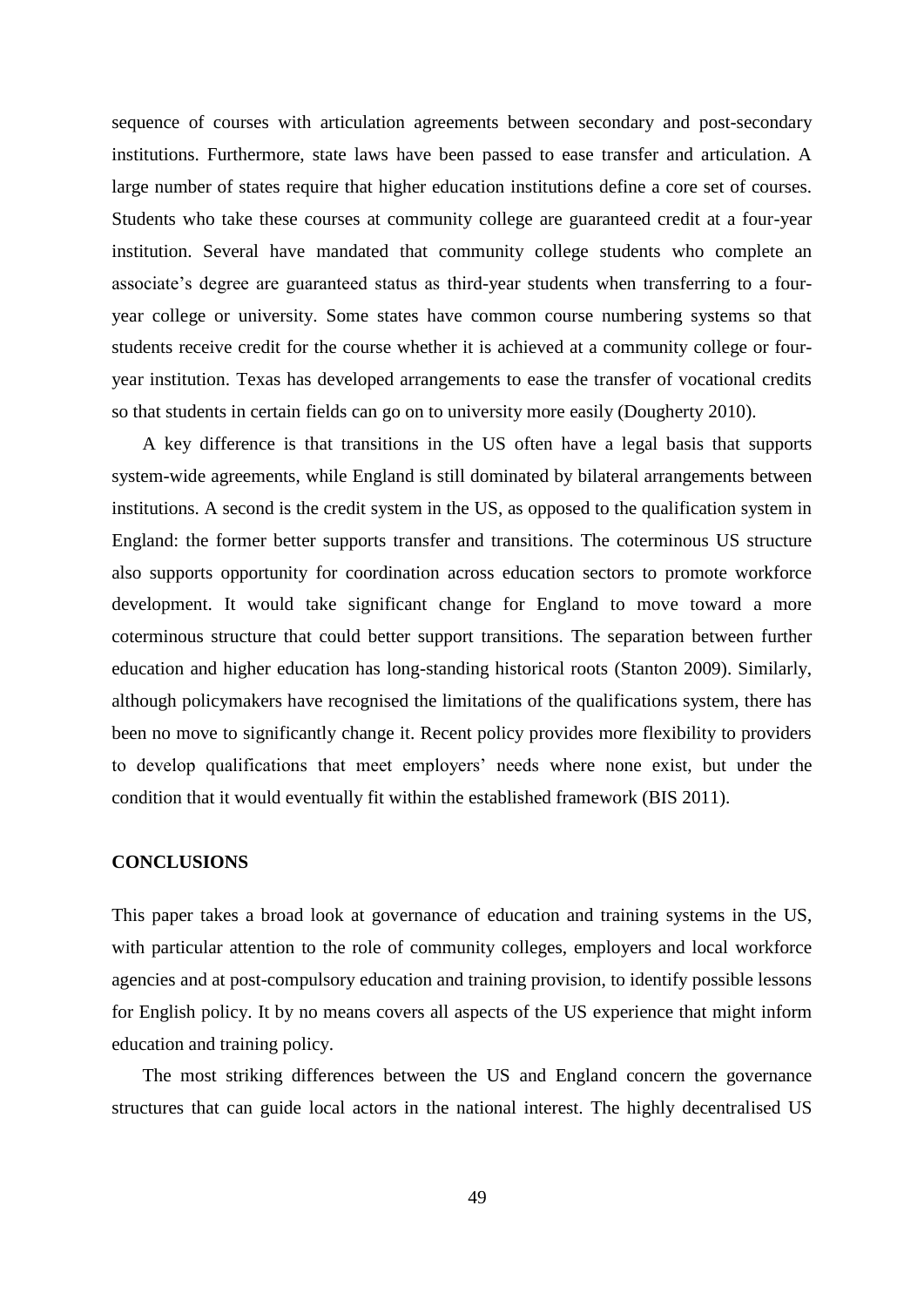sequence of courses with articulation agreements between secondary and post-secondary institutions. Furthermore, state laws have been passed to ease transfer and articulation. A large number of states require that higher education institutions define a core set of courses. Students who take these courses at community college are guaranteed credit at a four-year institution. Several have mandated that community college students who complete an associate's degree are guaranteed status as third-year students when transferring to a four-year college or university. Some states have common course numbering systems so that students receive credit for the course whether it is achieved at a community college or four-year institution. Texas has developed arrangements to ease the transfer of vocational credits so that students in certain fields can go on to university more easily (Dougherty 2010).

A key difference is that transitions in the US often have a legal basis that supports system-wide agreements, while England is still dominated by bilateral arrangements between institutions. A second is the credit system in the US, as opposed to the qualification system in England: the former better supports transfer and transitions. The coterminous US structure also supports opportunity for coordination across education sectors to promote workforce development. It would take significant change for England to move toward a more coterminous structure that could better support transitions. The separation between further education and higher education has long-standing historical roots (Stanton 2009). Similarly, although policymakers have recognised the limitations of the qualifications system, there has been no move to significantly change it. Recent policy provides more flexibility to providers to develop qualifications that meet employers' needs where none exist, but under the condition that it would eventually fit within the established framework (BIS 2011).

## CONCLUSIONS

This paper takes a broad look at governance of education and training systems in the US, with particular attention to the role of community colleges, employers and local workforce agencies and at post-compulsory education and training provision, to identify possible lessons for English policy. It by no means covers all aspects of the US experience that might inform education and training policy.

The most striking differences between the US and England concern the governance structures that can guide local actors in the national interest. The highly decentralised US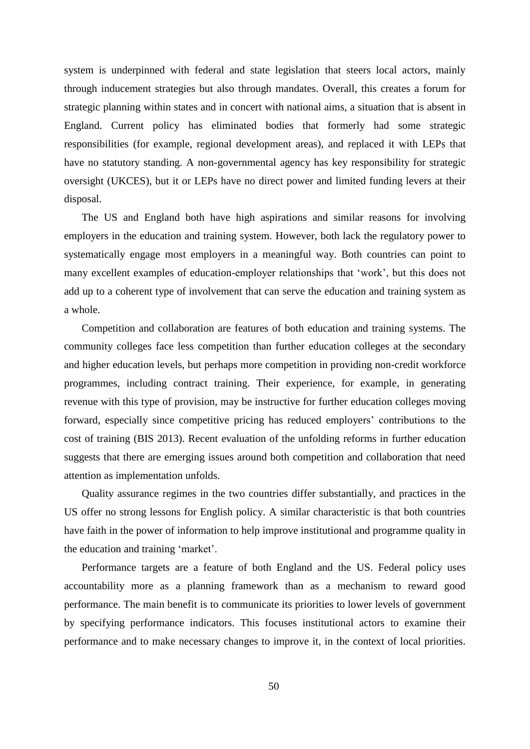system is underpinned with federal and state legislation that steers local actors, mainly through inducement strategies but also through mandates. Overall, this creates a forum for strategic planning within states and in concert with national aims, a situation that is absent in England. Current policy has eliminated bodies that formerly had some strategic responsibilities (for example, regional development areas), and replaced it with LEPs that have no statutory standing. A non-governmental agency has key responsibility for strategic oversight (UKCES), but it or LEPs have no direct power and limited funding levers at their disposal.

The US and England both have high aspirations and similar reasons for involving employers in the education and training system. However, both lack the regulatory power to systematically engage most employers in a meaningful way. Both countries can point to many excellent examples of education-employer relationships that 'work', but this does not add up to a coherent type of involvement that can serve the education and training system as a whole.

Competition and collaboration are features of both education and training systems. The community colleges face less competition than further education colleges at the secondary and higher education levels, but perhaps more competition in providing non-credit workforce programmes, including contract training. Their experience, for example, in generating revenue with this type of provision, may be instructive for further education colleges moving forward, especially since competitive pricing has reduced employers' contributions to the cost of training (BIS 2013). Recent evaluation of the unfolding reforms in further education suggests that there are emerging issues around both competition and collaboration that need attention as implementation unfolds.

Quality assurance regimes in the two countries differ substantially, and practices in the US offer no strong lessons for English policy. A similar characteristic is that both countries have faith in the power of information to help improve institutional and programme quality in the education and training 'market'.

Performance targets are a feature of both England and the US. Federal policy uses accountability more as a planning framework than as a mechanism to reward good performance. The main benefit is to communicate its priorities to lower levels of government by specifying performance indicators. This focuses institutional actors to examine their performance and to make necessary changes to improve it, in the context of local priorities.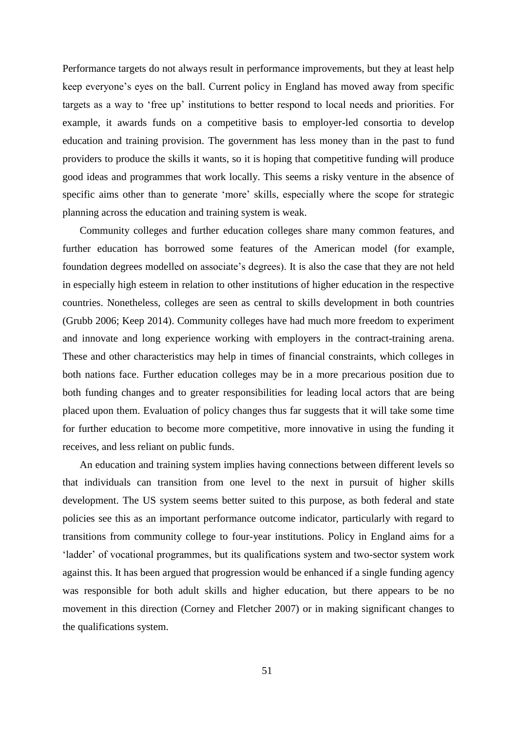Performance targets do not always result in performance improvements, but they at least help keep everyone's eyes on the ball. Current policy in England has moved away from specific targets as a way to 'free up' institutions to better respond to local needs and priorities. For example, it awards funds on a competitive basis to employer-led consortia to develop education and training provision. The government has less money than in the past to fund providers to produce the skills it wants, so it is hoping that competitive funding will produce good ideas and programmes that work locally. This seems a risky venture in the absence of specific aims other than to generate 'more' skills, especially where the scope for strategic planning across the education and training system is weak.

Community colleges and further education colleges share many common features, and further education has borrowed some features of the American model (for example, foundation degrees modelled on associate's degrees). It is also the case that they are not held in especially high esteem in relation to other institutions of higher education in the respective countries. Nonetheless, colleges are seen as central to skills development in both countries (Grubb 2006; Keep 2014). Community colleges have had much more freedom to experiment and innovate and long experience working with employers in the contract-training arena. These and other characteristics may help in times of financial constraints, which colleges in both nations face. Further education colleges may be in a more precarious position due to both funding changes and to greater responsibilities for leading local actors that are being placed upon them. Evaluation of policy changes thus far suggests that it will take some time for further education to become more competitive, more innovative in using the funding it receives, and less reliant on public funds.

An education and training system implies having connections between different levels so that individuals can transition from one level to the next in pursuit of higher skills development. The US system seems better suited to this purpose, as both federal and state policies see this as an important performance outcome indicator, particularly with regard to transitions from community college to four-year institutions. Policy in England aims for a 'ladder' of vocational programmes, but its qualifications system and two-sector system work against this. It has been argued that progression would be enhanced if a single funding agency was responsible for both adult skills and higher education, but there appears to be no movement in this direction (Corney and Fletcher 2007) or in making significant changes to the qualifications system.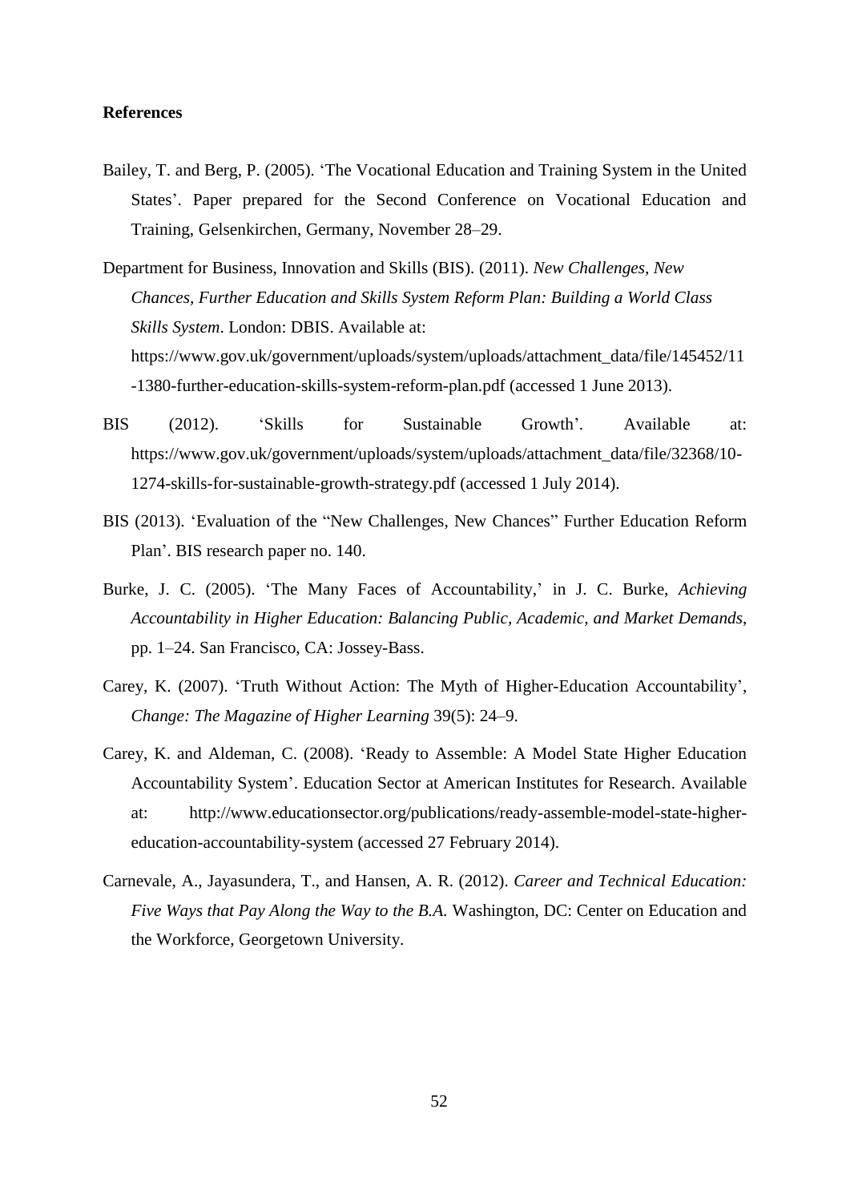## References

Bailey, T. and Berg, P. (2005). 'The Vocational Education and Training System in the United States'. Paper prepared for the Second Conference on Vocational Education and Training, Gelsenkirchen, Germany, November 28–29.

Department for Business, Innovation and Skills (BIS). (2011). *New Challenges, New Chances, Further Education and Skills System Reform Plan: Building a World Class Skills System*. London: DBIS. Available at: https://www.gov.uk/government/uploads/system/uploads/attachment_data/file/145452/11-1380-further-education-skills-system-reform-plan.pdf (accessed 1 June 2013).

BIS (2012). 'Skills for Sustainable Growth'. Available at: https://www.gov.uk/government/uploads/system/uploads/attachment_data/file/32368/10-1274-skills-for-sustainable-growth-strategy.pdf (accessed 1 July 2014).

BIS (2013). 'Evaluation of the "New Challenges, New Chances" Further Education Reform Plan'. BIS research paper no. 140.

Burke, J. C. (2005). 'The Many Faces of Accountability,' in J. C. Burke, *Achieving Accountability in Higher Education: Balancing Public, Academic, and Market Demands*, pp. 1–24. San Francisco, CA: Jossey-Bass.

Carey, K. (2007). 'Truth Without Action: The Myth of Higher-Education Accountability', *Change: The Magazine of Higher Learning* 39(5): 24–9.

Carey, K. and Aldeman, C. (2008). 'Ready to Assemble: A Model State Higher Education Accountability System'. Education Sector at American Institutes for Research. Available at: http://www.educationsector.org/publications/ready-assemble-model-state-higher-education-accountability-system (accessed 27 February 2014).

Carnevale, A., Jayasundera, T., and Hansen, A. R. (2012). *Career and Technical Education: Five Ways that Pay Along the Way to the B.A.* Washington, DC: Center on Education and the Workforce, Georgetown University.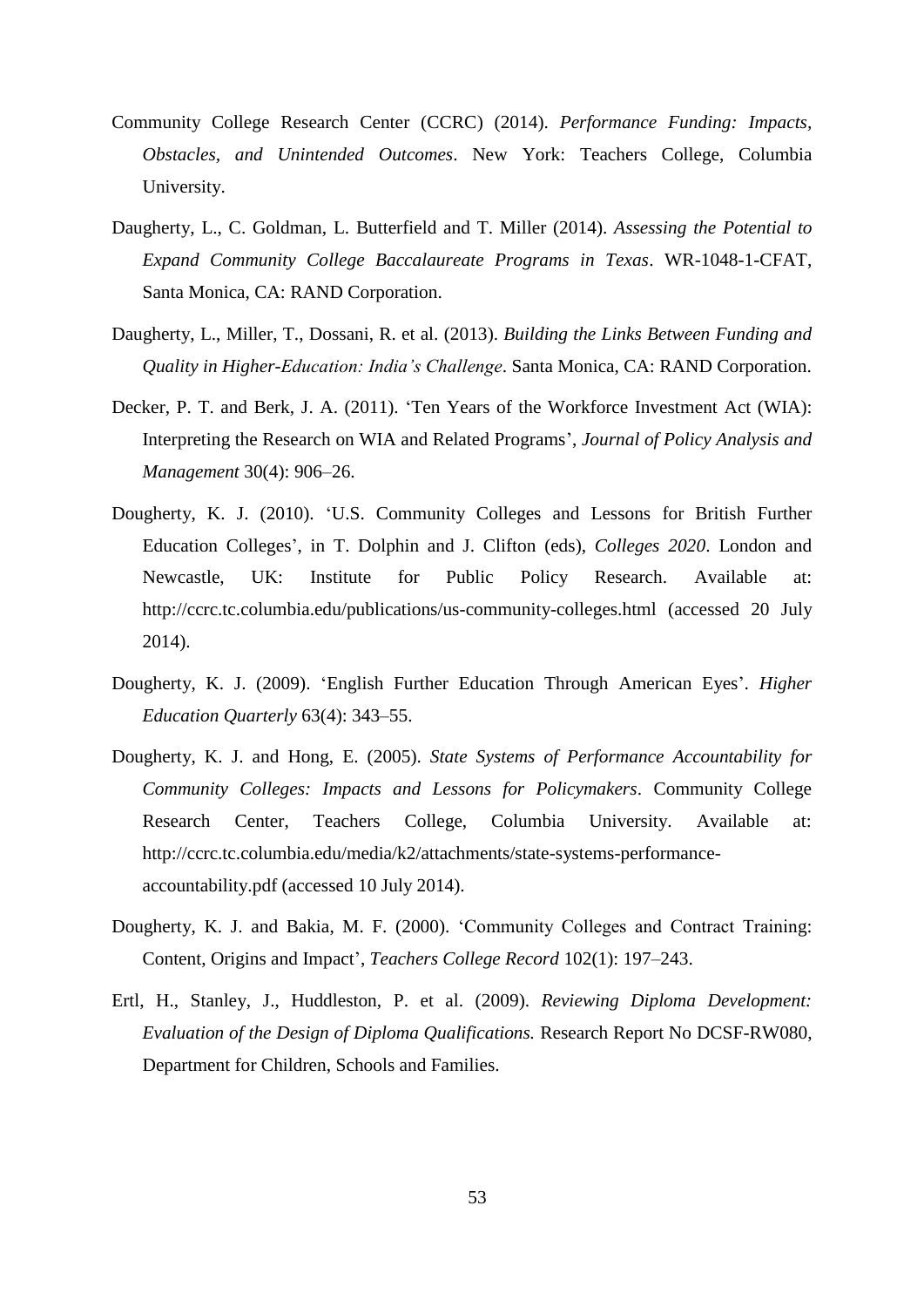Community College Research Center (CCRC) (2014). *Performance Funding: Impacts, Obstacles, and Unintended Outcomes*. New York: Teachers College, Columbia University.

Daugherty, L., C. Goldman, L. Butterfield and T. Miller (2014). *Assessing the Potential to Expand Community College Baccalaureate Programs in Texas*. WR-1048-1-CFAT, Santa Monica, CA: RAND Corporation.

Daugherty, L., Miller, T., Dossani, R. et al. (2013). *Building the Links Between Funding and Quality in Higher-Education: India's Challenge*. Santa Monica, CA: RAND Corporation.

Decker, P. T. and Berk, J. A. (2011). 'Ten Years of the Workforce Investment Act (WIA): Interpreting the Research on WIA and Related Programs', *Journal of Policy Analysis and Management* 30(4): 906–26.

Dougherty, K. J. (2010). 'U.S. Community Colleges and Lessons for British Further Education Colleges', in T. Dolphin and J. Clifton (eds), *Colleges 2020*. London and Newcastle, UK: Institute for Public Policy Research. Available at: http://ccrc.tc.columbia.edu/publications/us-community-colleges.html (accessed 20 July 2014).

Dougherty, K. J. (2009). 'English Further Education Through American Eyes'. *Higher Education Quarterly* 63(4): 343–55.

Dougherty, K. J. and Hong, E. (2005). *State Systems of Performance Accountability for Community Colleges: Impacts and Lessons for Policymakers*. Community College Research Center, Teachers College, Columbia University. Available at: http://ccrc.tc.columbia.edu/media/k2/attachments/state-systems-performance-accountability.pdf (accessed 10 July 2014).

Dougherty, K. J. and Bakia, M. F. (2000). 'Community Colleges and Contract Training: Content, Origins and Impact', *Teachers College Record* 102(1): 197–243.

Ertl, H., Stanley, J., Huddleston, P. et al. (2009). *Reviewing Diploma Development: Evaluation of the Design of Diploma Qualifications.* Research Report No DCSF-RW080, Department for Children, Schools and Families.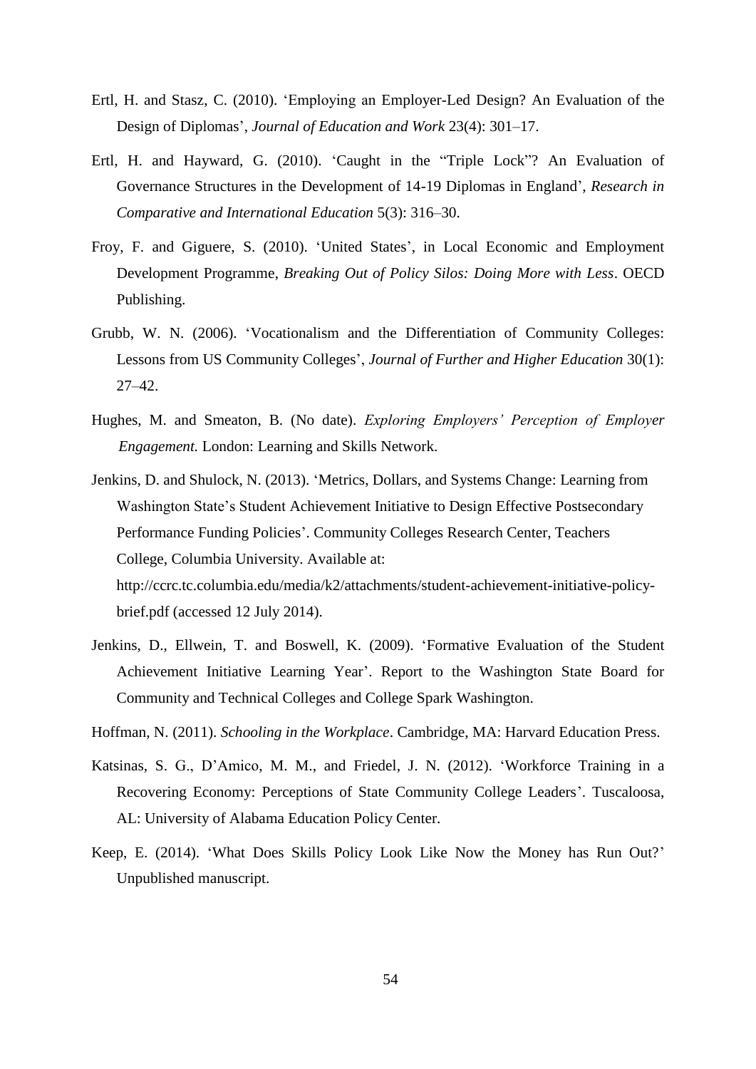Ertl, H. and Stasz, C. (2010). 'Employing an Employer-Led Design? An Evaluation of the Design of Diplomas', *Journal of Education and Work* 23(4): 301–17.

Ertl, H. and Hayward, G. (2010). 'Caught in the "Triple Lock"? An Evaluation of Governance Structures in the Development of 14-19 Diplomas in England', *Research in Comparative and International Education* 5(3): 316–30.

Froy, F. and Giguere, S. (2010). 'United States', in Local Economic and Employment Development Programme, *Breaking Out of Policy Silos: Doing More with Less*. OECD Publishing.

Grubb, W. N. (2006). 'Vocationalism and the Differentiation of Community Colleges: Lessons from US Community Colleges', *Journal of Further and Higher Education* 30(1): 27–42.

Hughes, M. and Smeaton, B. (No date). *Exploring Employers' Perception of Employer Engagement.* London: Learning and Skills Network.

Jenkins, D. and Shulock, N. (2013). 'Metrics, Dollars, and Systems Change: Learning from Washington State's Student Achievement Initiative to Design Effective Postsecondary Performance Funding Policies'. Community Colleges Research Center, Teachers College, Columbia University. Available at: http://ccrc.tc.columbia.edu/media/k2/attachments/student-achievement-initiative-policy-brief.pdf (accessed 12 July 2014).

Jenkins, D., Ellwein, T. and Boswell, K. (2009). 'Formative Evaluation of the Student Achievement Initiative Learning Year'. Report to the Washington State Board for Community and Technical Colleges and College Spark Washington.

Hoffman, N. (2011). *Schooling in the Workplace*. Cambridge, MA: Harvard Education Press.

Katsinas, S. G., D'Amico, M. M., and Friedel, J. N. (2012). 'Workforce Training in a Recovering Economy: Perceptions of State Community College Leaders'. Tuscaloosa, AL: University of Alabama Education Policy Center.

Keep, E. (2014). 'What Does Skills Policy Look Like Now the Money has Run Out?' Unpublished manuscript.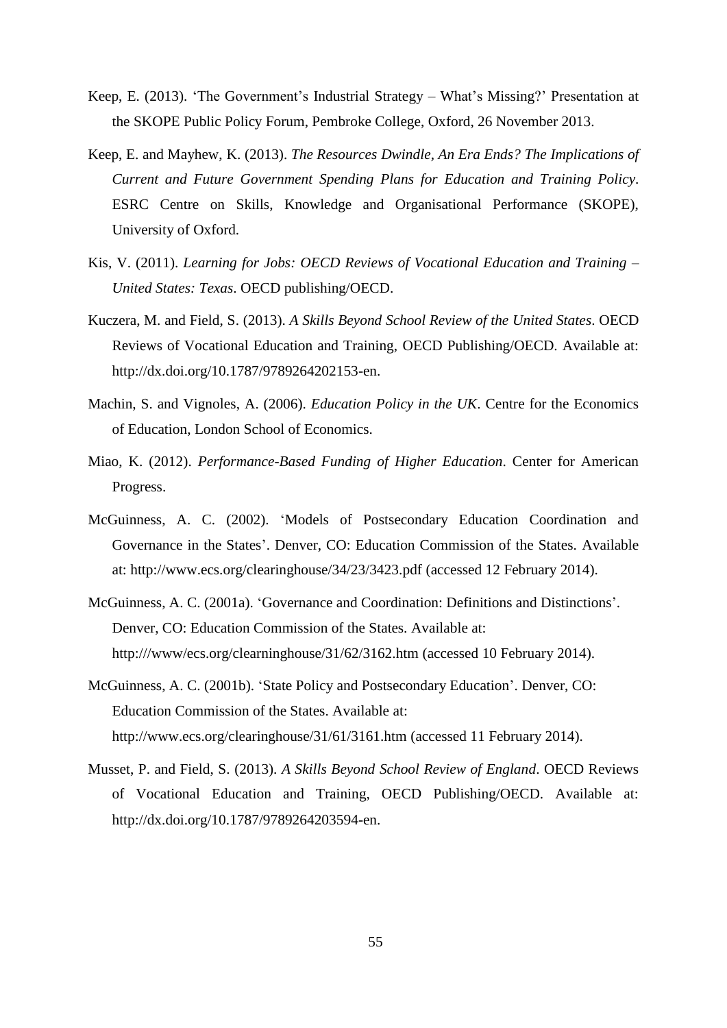Keep, E. (2013). 'The Government's Industrial Strategy – What's Missing?' Presentation at the SKOPE Public Policy Forum, Pembroke College, Oxford, 26 November 2013.

Keep, E. and Mayhew, K. (2013). *The Resources Dwindle, An Era Ends? The Implications of Current and Future Government Spending Plans for Education and Training Policy*. ESRC Centre on Skills, Knowledge and Organisational Performance (SKOPE), University of Oxford.

Kis, V. (2011). *Learning for Jobs: OECD Reviews of Vocational Education and Training – United States: Texas*. OECD publishing/OECD.

Kuczera, M. and Field, S. (2013). *A Skills Beyond School Review of the United States*. OECD Reviews of Vocational Education and Training, OECD Publishing/OECD. Available at: http://dx.doi.org/10.1787/9789264202153-en.

Machin, S. and Vignoles, A. (2006). *Education Policy in the UK*. Centre for the Economics of Education, London School of Economics.

Miao, K. (2012). *Performance-Based Funding of Higher Education*. Center for American Progress.

McGuinness, A. C. (2002). 'Models of Postsecondary Education Coordination and Governance in the States'. Denver, CO: Education Commission of the States. Available at: http://www.ecs.org/clearinghouse/34/23/3423.pdf (accessed 12 February 2014).

McGuinness, A. C. (2001a). 'Governance and Coordination: Definitions and Distinctions'. Denver, CO: Education Commission of the States. Available at: http:///www/ecs.org/clearninghouse/31/62/3162.htm (accessed 10 February 2014).

McGuinness, A. C. (2001b). 'State Policy and Postsecondary Education'. Denver, CO: Education Commission of the States. Available at: http://www.ecs.org/clearinghouse/31/61/3161.htm (accessed 11 February 2014).

Musset, P. and Field, S. (2013). *A Skills Beyond School Review of England*. OECD Reviews of Vocational Education and Training, OECD Publishing/OECD. Available at: http://dx.doi.org/10.1787/9789264203594-en.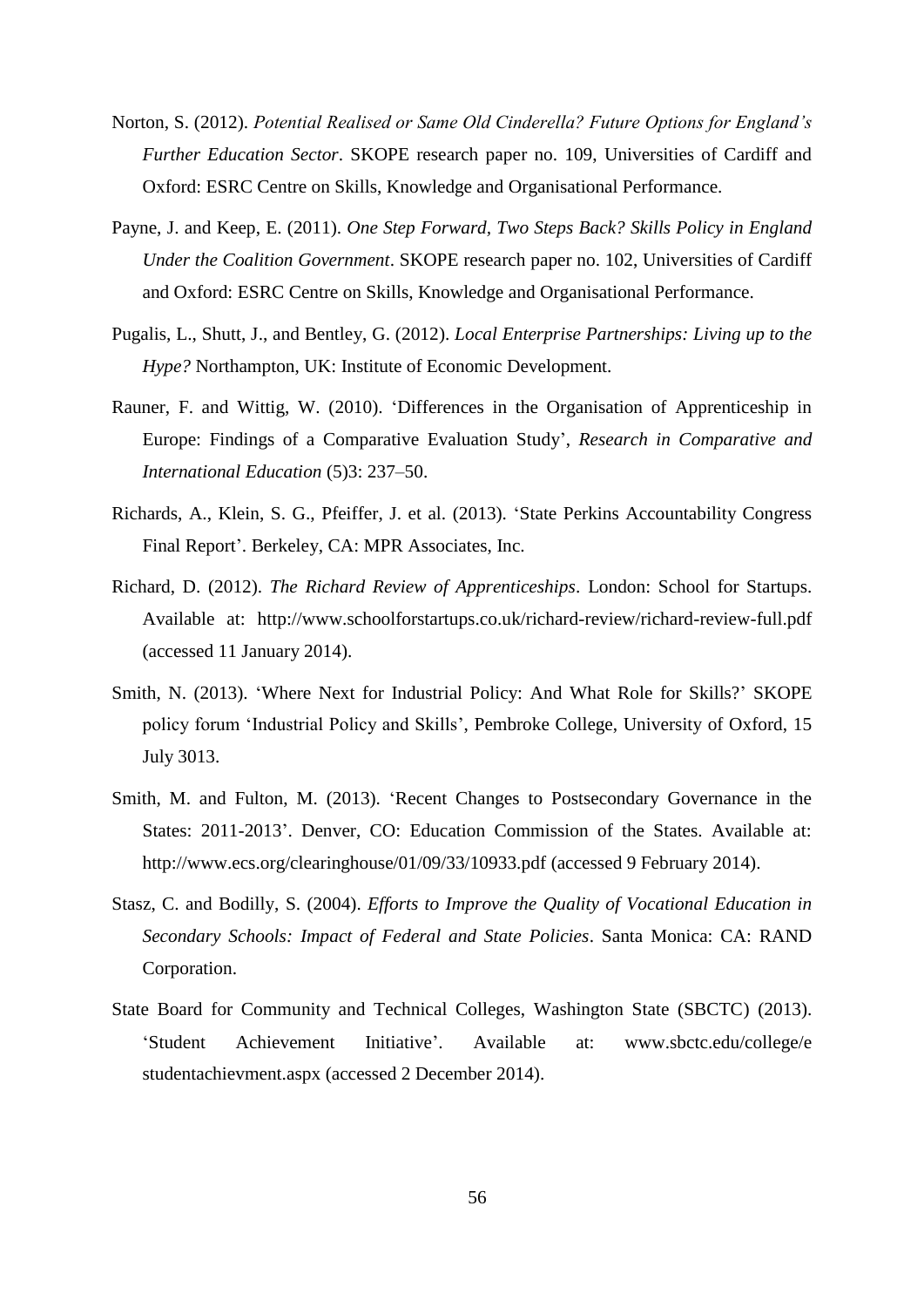Norton, S. (2012). *Potential Realised or Same Old Cinderella? Future Options for England's Further Education Sector*. SKOPE research paper no. 109, Universities of Cardiff and Oxford: ESRC Centre on Skills, Knowledge and Organisational Performance.

Payne, J. and Keep, E. (2011). *One Step Forward, Two Steps Back? Skills Policy in England Under the Coalition Government*. SKOPE research paper no. 102, Universities of Cardiff and Oxford: ESRC Centre on Skills, Knowledge and Organisational Performance.

Pugalis, L., Shutt, J., and Bentley, G. (2012). *Local Enterprise Partnerships: Living up to the Hype?* Northampton, UK: Institute of Economic Development.

Rauner, F. and Wittig, W. (2010). 'Differences in the Organisation of Apprenticeship in Europe: Findings of a Comparative Evaluation Study', *Research in Comparative and International Education* (5)3: 237–50.

Richards, A., Klein, S. G., Pfeiffer, J. et al. (2013). 'State Perkins Accountability Congress Final Report'. Berkeley, CA: MPR Associates, Inc.

Richard, D. (2012). *The Richard Review of Apprenticeships*. London: School for Startups. Available at: http://www.schoolforstartups.co.uk/richard-review/richard-review-full.pdf (accessed 11 January 2014).

Smith, N. (2013). 'Where Next for Industrial Policy: And What Role for Skills?' SKOPE policy forum 'Industrial Policy and Skills', Pembroke College, University of Oxford, 15 July 3013.

Smith, M. and Fulton, M. (2013). 'Recent Changes to Postsecondary Governance in the States: 2011-2013'. Denver, CO: Education Commission of the States. Available at: http://www.ecs.org/clearinghouse/01/09/33/10933.pdf (accessed 9 February 2014).

Stasz, C. and Bodilly, S. (2004). *Efforts to Improve the Quality of Vocational Education in Secondary Schools: Impact of Federal and State Policies*. Santa Monica: CA: RAND Corporation.

State Board for Community and Technical Colleges, Washington State (SBCTC) (2013). 'Student Achievement Initiative'. Available at: www.sbctc.edu/college/e studentachievment.aspx (accessed 2 December 2014).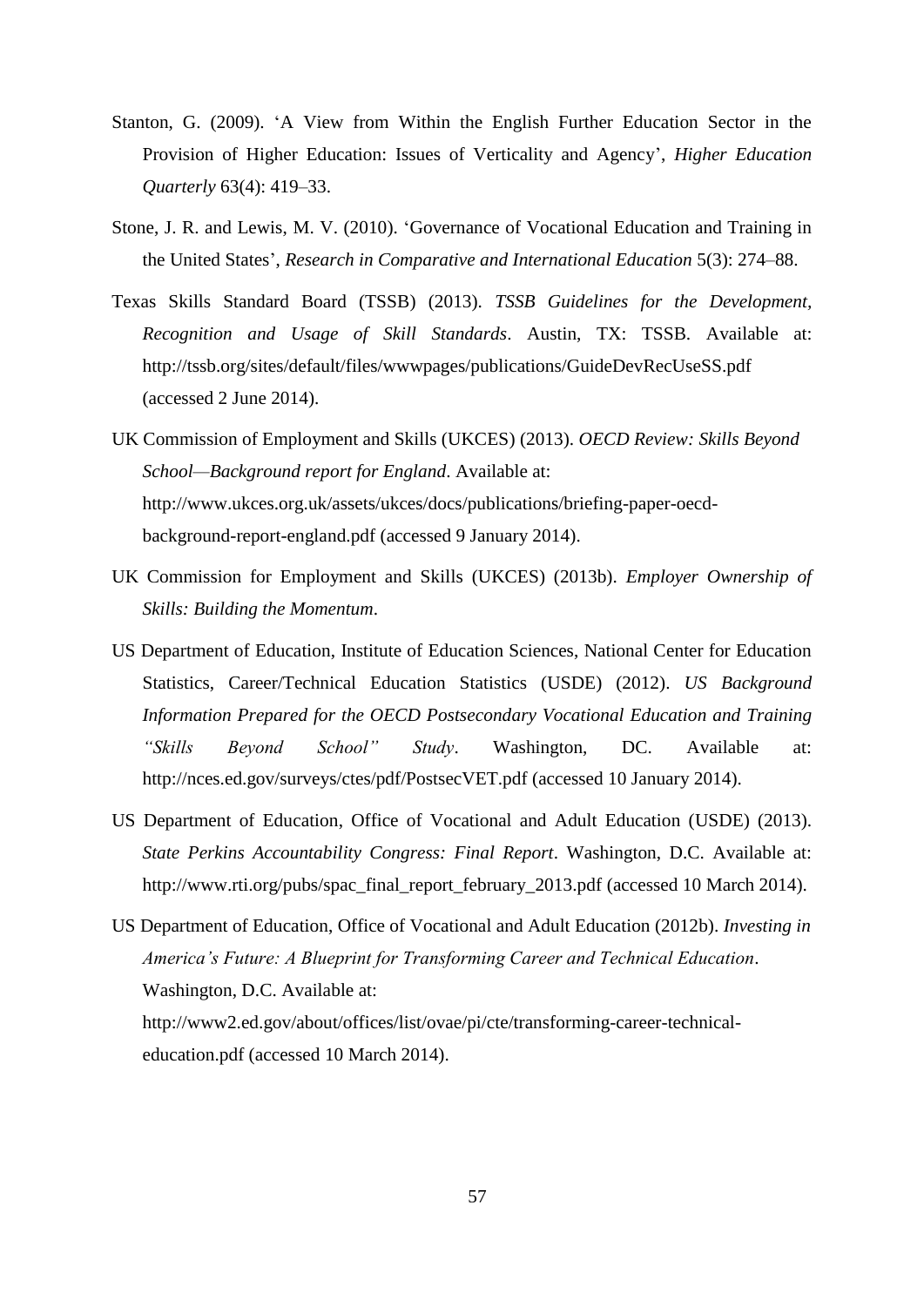Stanton, G. (2009). ‘A View from Within the English Further Education Sector in the Provision of Higher Education: Issues of Verticality and Agency’, *Higher Education Quarterly* 63(4): 419–33.

Stone, J. R. and Lewis, M. V. (2010). ‘Governance of Vocational Education and Training in the United States’, *Research in Comparative and International Education* 5(3): 274–88.

Texas Skills Standard Board (TSSB) (2013). *TSSB Guidelines for the Development, Recognition and Usage of Skill Standards*. Austin, TX: TSSB. Available at: http://tssb.org/sites/default/files/wwwpages/publications/GuideDevRecUseSS.pdf (accessed 2 June 2014).

UK Commission of Employment and Skills (UKCES) (2013). *OECD Review: Skills Beyond School—Background report for England*. Available at: http://www.ukces.org.uk/assets/ukces/docs/publications/briefing-paper-oecd-background-report-england.pdf (accessed 9 January 2014).

UK Commission for Employment and Skills (UKCES) (2013b). *Employer Ownership of Skills: Building the Momentum*.

US Department of Education, Institute of Education Sciences, National Center for Education Statistics, Career/Technical Education Statistics (USDE) (2012). *US Background Information Prepared for the OECD Postsecondary Vocational Education and Training "Skills Beyond School" Study*. Washington, DC. Available at: http://nces.ed.gov/surveys/ctes/pdf/PostsecVET.pdf (accessed 10 January 2014).

US Department of Education, Office of Vocational and Adult Education (USDE) (2013). *State Perkins Accountability Congress: Final Report*. Washington, D.C. Available at: http://www.rti.org/pubs/spac_final_report_february_2013.pdf (accessed 10 March 2014).

US Department of Education, Office of Vocational and Adult Education (2012b). *Investing in America's Future: A Blueprint for Transforming Career and Technical Education*. Washington, D.C. Available at: http://www2.ed.gov/about/offices/list/ovae/pi/cte/transforming-career-technical-education.pdf (accessed 10 March 2014).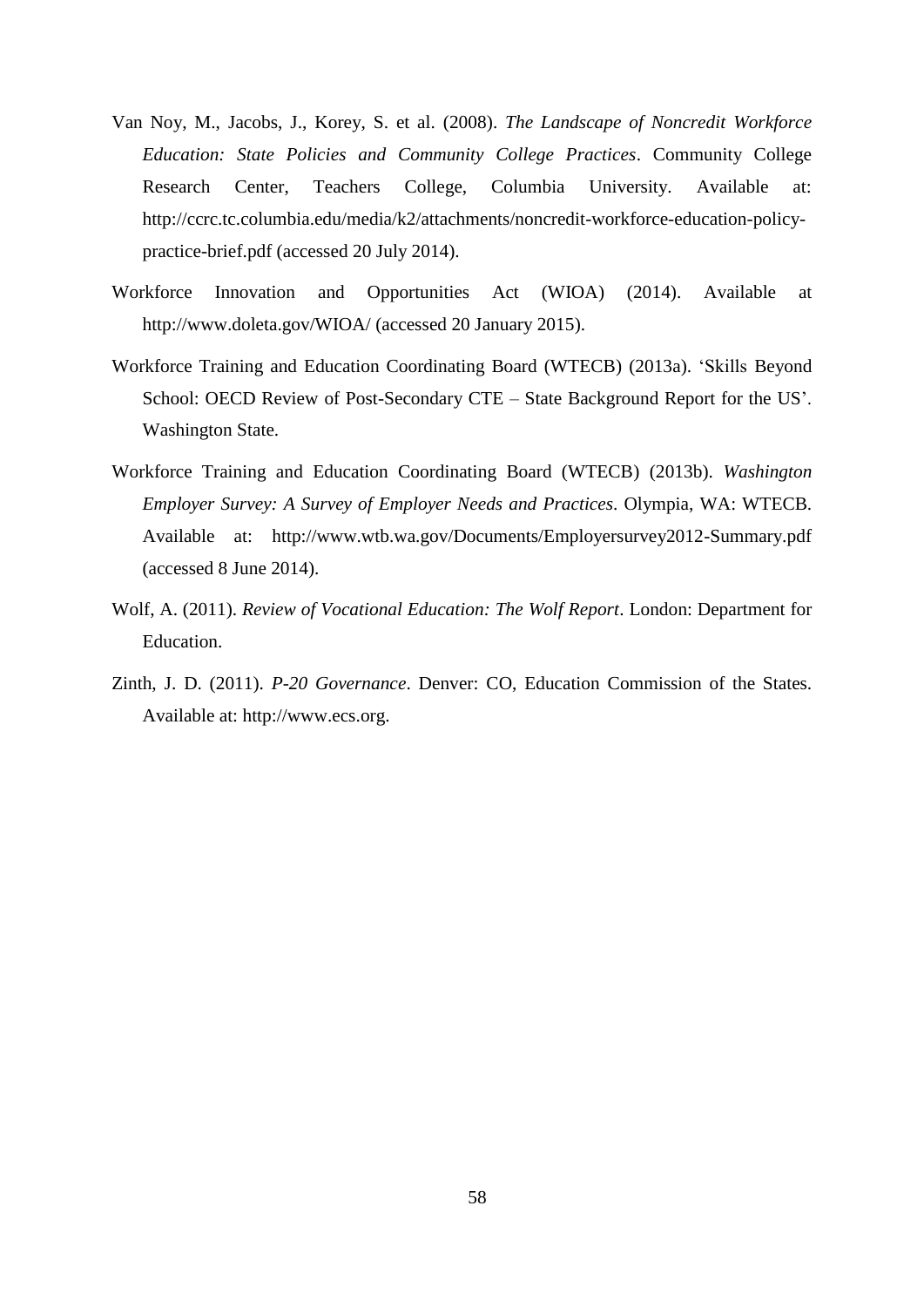Van Noy, M., Jacobs, J., Korey, S. et al. (2008). *The Landscape of Noncredit Workforce Education: State Policies and Community College Practices*. Community College Research Center, Teachers College, Columbia University. Available at: http://ccrc.tc.columbia.edu/media/k2/attachments/noncredit-workforce-education-policy-practice-brief.pdf (accessed 20 July 2014).

Workforce Innovation and Opportunities Act (WIOA) (2014). Available at http://www.doleta.gov/WIOA/ (accessed 20 January 2015).

Workforce Training and Education Coordinating Board (WTECB) (2013a). 'Skills Beyond School: OECD Review of Post-Secondary CTE – State Background Report for the US'. Washington State.

Workforce Training and Education Coordinating Board (WTECB) (2013b). *Washington Employer Survey: A Survey of Employer Needs and Practices*. Olympia, WA: WTECB. Available at: http://www.wtb.wa.gov/Documents/Employersurvey2012-Summary.pdf (accessed 8 June 2014).

Wolf, A. (2011). *Review of Vocational Education: The Wolf Report*. London: Department for Education.

Zinth, J. D. (2011). *P-20 Governance*. Denver: CO, Education Commission of the States. Available at: http://www.ecs.org.